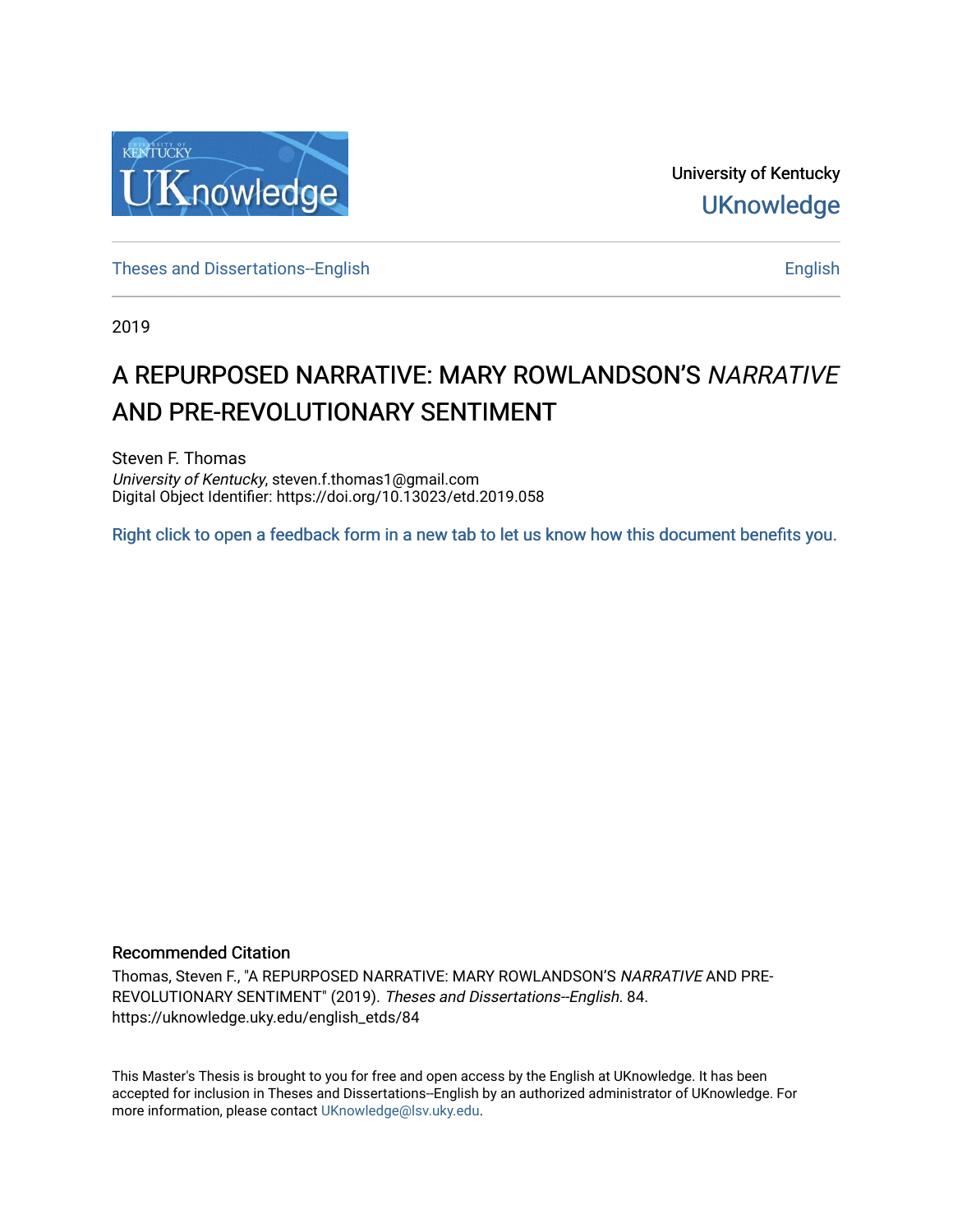University of Kentucky

UKnowledge

Theses and Dissertations--English

English

2019

# A REPURPOSED NARRATIVE: MARY ROWLANDSON'S *NARRATIVE* AND PRE-REVOLUTIONARY SENTIMENT

Steven F. Thomas
*University of Kentucky*, steven.f.thomas1@gmail.com
Digital Object Identifier: https://doi.org/10.13023/etd.2019.058

Right click to open a feedback form in a new tab to let us know how this document benefits you.

## Recommended Citation

Thomas, Steven F., "A REPURPOSED NARRATIVE: MARY ROWLANDSON'S *NARRATIVE* AND PRE-REVOLUTIONARY SENTIMENT" (2019). *Theses and Dissertations--English*. 84.
https://uknowledge.uky.edu/english_etds/84

This Master's Thesis is brought to you for free and open access by the English at UKnowledge. It has been accepted for inclusion in Theses and Dissertations--English by an authorized administrator of UKnowledge. For more information, please contact UKnowledge@lsv.uky.edu.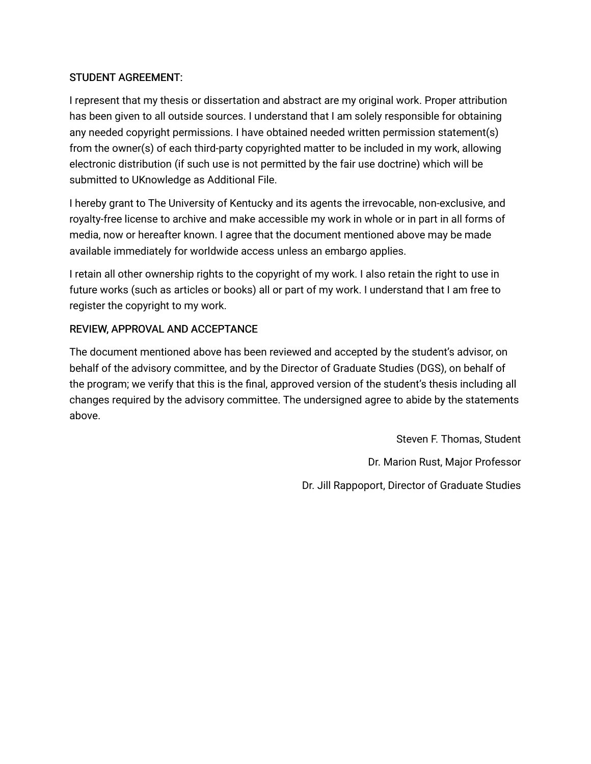STUDENT AGREEMENT:

I represent that my thesis or dissertation and abstract are my original work. Proper attribution has been given to all outside sources. I understand that I am solely responsible for obtaining any needed copyright permissions. I have obtained needed written permission statement(s) from the owner(s) of each third-party copyrighted matter to be included in my work, allowing electronic distribution (if such use is not permitted by the fair use doctrine) which will be submitted to UKnowledge as Additional File.

I hereby grant to The University of Kentucky and its agents the irrevocable, non-exclusive, and royalty-free license to archive and make accessible my work in whole or in part in all forms of media, now or hereafter known. I agree that the document mentioned above may be made available immediately for worldwide access unless an embargo applies.

I retain all other ownership rights to the copyright of my work. I also retain the right to use in future works (such as articles or books) all or part of my work. I understand that I am free to register the copyright to my work.

REVIEW, APPROVAL AND ACCEPTANCE

The document mentioned above has been reviewed and accepted by the student's advisor, on behalf of the advisory committee, and by the Director of Graduate Studies (DGS), on behalf of the program; we verify that this is the final, approved version of the student's thesis including all changes required by the advisory committee. The undersigned agree to abide by the statements above.

Steven F. Thomas, Student

Dr. Marion Rust, Major Professor

Dr. Jill Rappoport, Director of Graduate Studies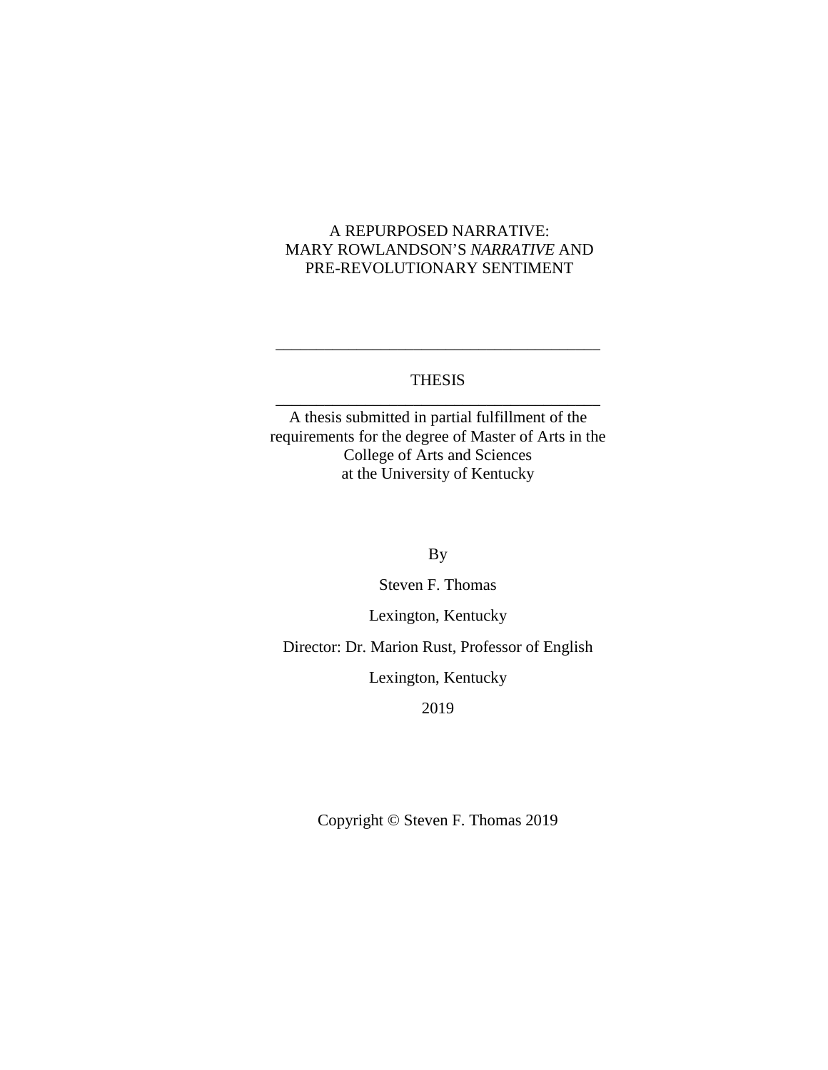# A REPURPOSED NARRATIVE: MARY ROWLANDSON'S *NARRATIVE* AND PRE-REVOLUTIONARY SENTIMENT

---

THESIS

---

A thesis submitted in partial fulfillment of the requirements for the degree of Master of Arts in the College of Arts and Sciences at the University of Kentucky

By

Steven F. Thomas

Lexington, Kentucky

Director: Dr. Marion Rust, Professor of English

Lexington, Kentucky

2019

Copyright © Steven F. Thomas 2019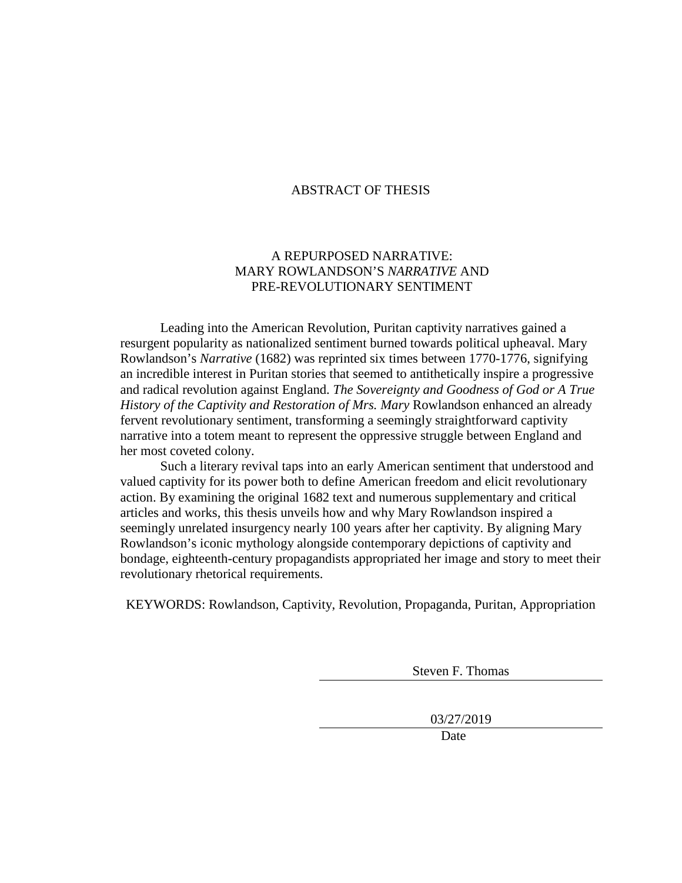# ABSTRACT OF THESIS

## A REPURPOSED NARRATIVE: MARY ROWLANDSON'S *NARRATIVE* AND PRE-REVOLUTIONARY SENTIMENT

Leading into the American Revolution, Puritan captivity narratives gained a resurgent popularity as nationalized sentiment burned towards political upheaval. Mary Rowlandson's *Narrative* (1682) was reprinted six times between 1770-1776, signifying an incredible interest in Puritan stories that seemed to antithetically inspire a progressive and radical revolution against England. *The Sovereignty and Goodness of God or A True History of the Captivity and Restoration of Mrs. Mary* Rowlandson enhanced an already fervent revolutionary sentiment, transforming a seemingly straightforward captivity narrative into a totem meant to represent the oppressive struggle between England and her most coveted colony.

Such a literary revival taps into an early American sentiment that understood and valued captivity for its power both to define American freedom and elicit revolutionary action. By examining the original 1682 text and numerous supplementary and critical articles and works, this thesis unveils how and why Mary Rowlandson inspired a seemingly unrelated insurgency nearly 100 years after her captivity. By aligning Mary Rowlandson's iconic mythology alongside contemporary depictions of captivity and bondage, eighteenth-century propagandists appropriated her image and story to meet their revolutionary rhetorical requirements.

KEYWORDS: Rowlandson, Captivity, Revolution, Propaganda, Puritan, Appropriation

Steven F. Thomas

03/27/2019

Date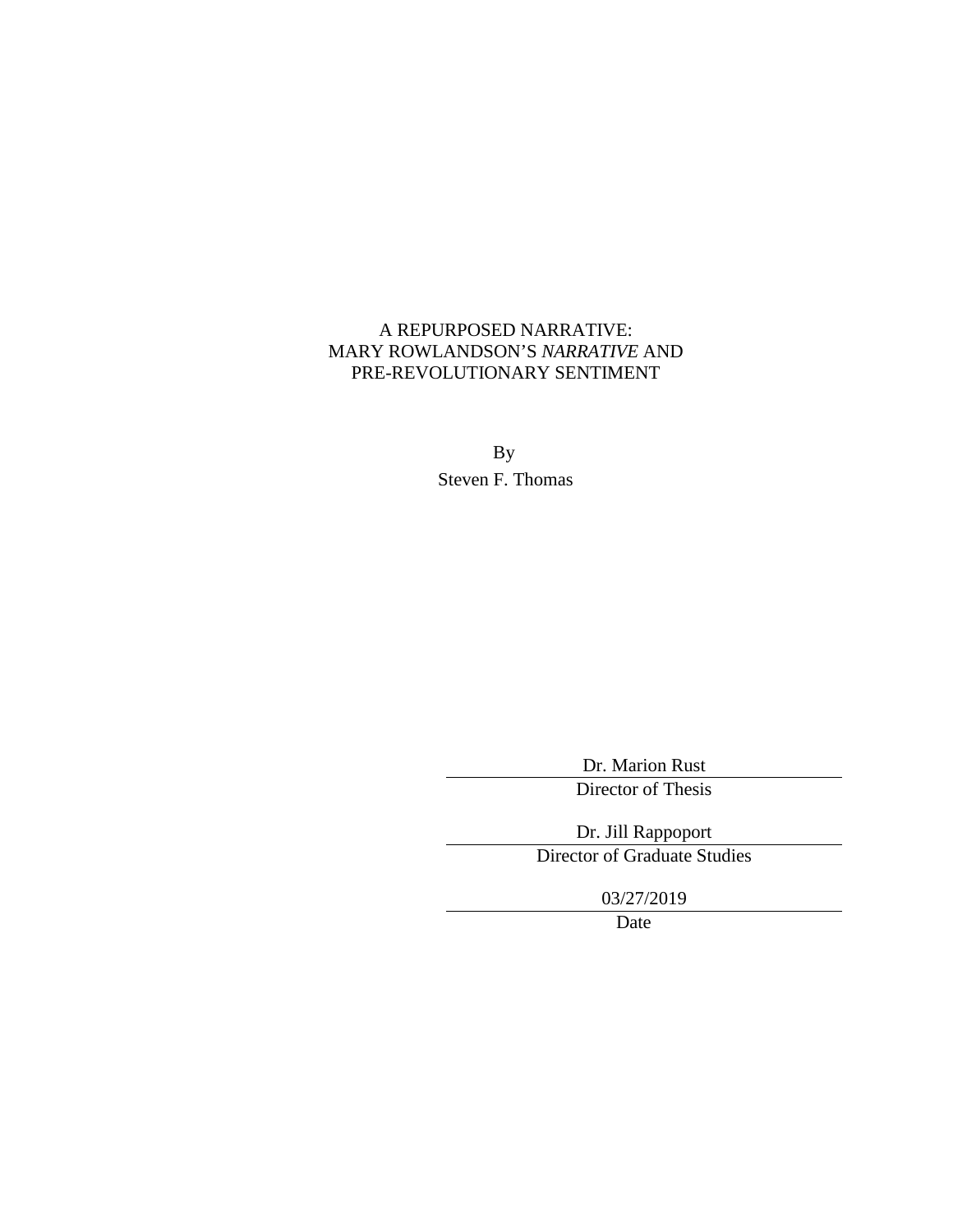A REPURPOSED NARRATIVE:
MARY ROWLANDSON'S *NARRATIVE* AND
PRE-REVOLUTIONARY SENTIMENT

By
Steven F. Thomas

Dr. Marion Rust
Director of Thesis

Dr. Jill Rappoport
Director of Graduate Studies

03/27/2019
Date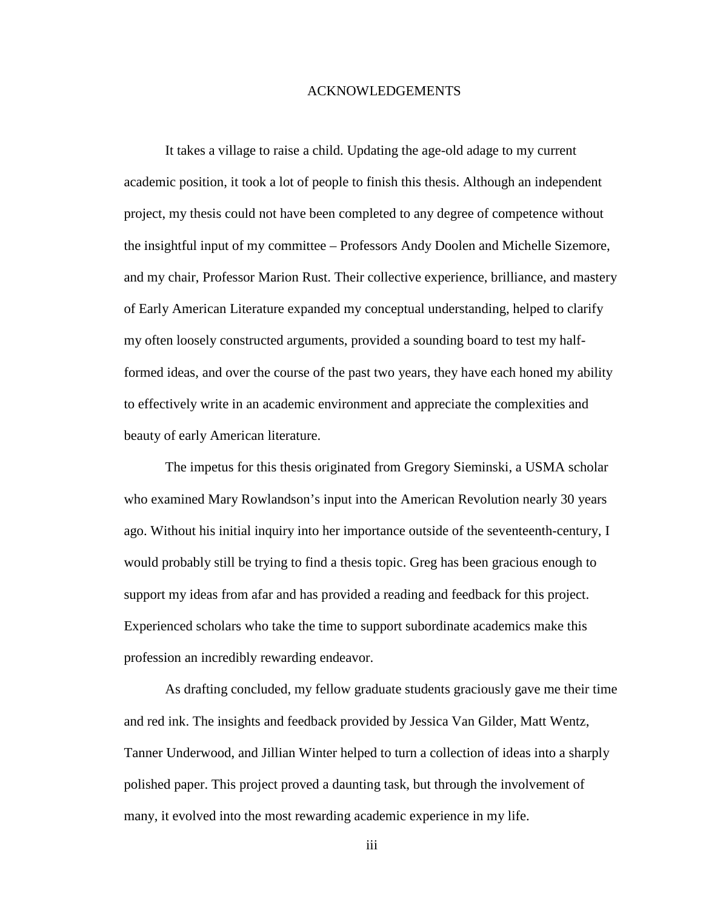# ACKNOWLEDGEMENTS

It takes a village to raise a child. Updating the age-old adage to my current academic position, it took a lot of people to finish this thesis. Although an independent project, my thesis could not have been completed to any degree of competence without the insightful input of my committee – Professors Andy Doolen and Michelle Sizemore, and my chair, Professor Marion Rust. Their collective experience, brilliance, and mastery of Early American Literature expanded my conceptual understanding, helped to clarify my often loosely constructed arguments, provided a sounding board to test my half-formed ideas, and over the course of the past two years, they have each honed my ability to effectively write in an academic environment and appreciate the complexities and beauty of early American literature.

The impetus for this thesis originated from Gregory Sieminski, a USMA scholar who examined Mary Rowlandson's input into the American Revolution nearly 30 years ago. Without his initial inquiry into her importance outside of the seventeenth-century, I would probably still be trying to find a thesis topic. Greg has been gracious enough to support my ideas from afar and has provided a reading and feedback for this project. Experienced scholars who take the time to support subordinate academics make this profession an incredibly rewarding endeavor.

As drafting concluded, my fellow graduate students graciously gave me their time and red ink. The insights and feedback provided by Jessica Van Gilder, Matt Wentz, Tanner Underwood, and Jillian Winter helped to turn a collection of ideas into a sharply polished paper. This project proved a daunting task, but through the involvement of many, it evolved into the most rewarding academic experience in my life.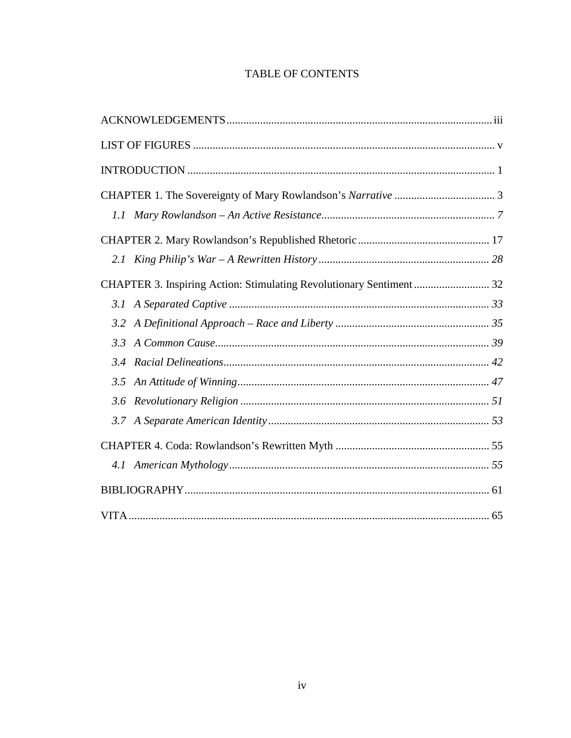# TABLE OF CONTENTS

ACKNOWLEDGEMENTS .......... iii

LIST OF FIGURES .......... v

INTRODUCTION .......... 1

CHAPTER 1. The Sovereignty of Mary Rowlandson's *Narrative* .......... 3

*1.1 Mary Rowlandson – An Active Resistance* .......... *7*

CHAPTER 2. Mary Rowlandson's Republished Rhetoric .......... 17

*2.1 King Philip's War – A Rewritten History* .......... *28*

CHAPTER 3. Inspiring Action: Stimulating Revolutionary Sentiment .......... 32

*3.1 A Separated Captive* .......... *33*

*3.2 A Definitional Approach – Race and Liberty* .......... *35*

*3.3 A Common Cause* .......... *39*

*3.4 Racial Delineations* .......... *42*

*3.5 An Attitude of Winning* .......... *47*

*3.6 Revolutionary Religion* .......... *51*

*3.7 A Separate American Identity* .......... *53*

CHAPTER 4. Coda: Rowlandson's Rewritten Myth .......... 55

*4.1 American Mythology* .......... *55*

BIBLIOGRAPHY .......... 61

VITA .......... 65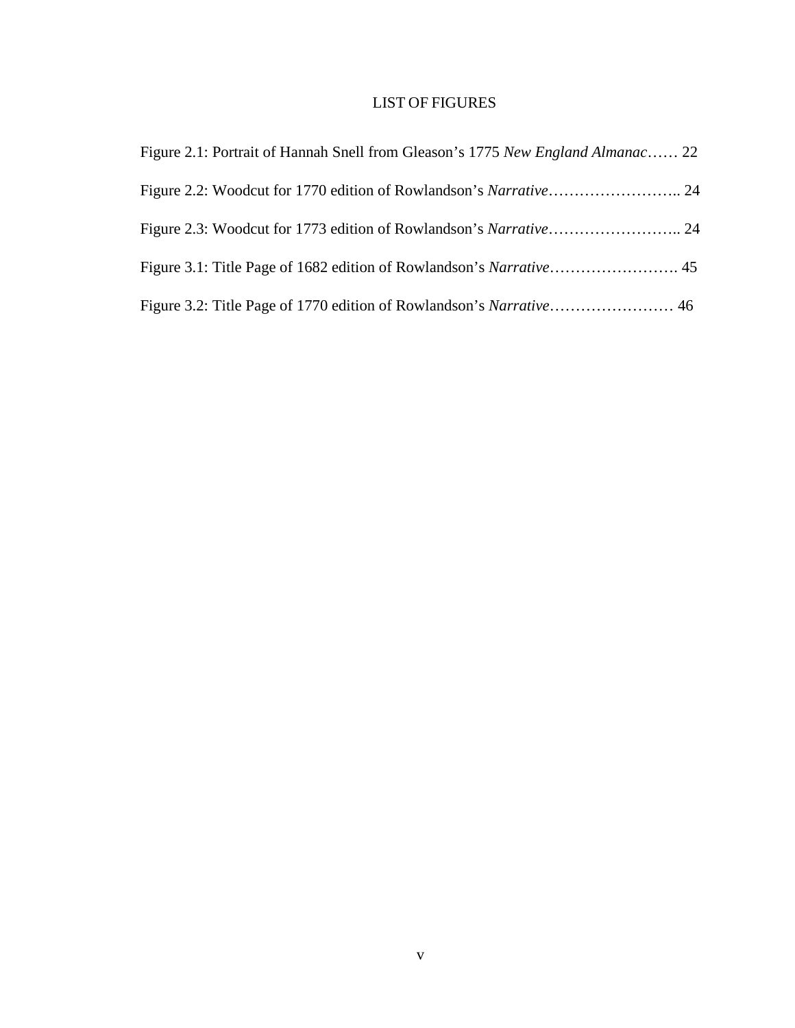# LIST OF FIGURES

Figure 2.1: Portrait of Hannah Snell from Gleason's 1775 *New England Almanac*…… 22

Figure 2.2: Woodcut for 1770 edition of Rowlandson's *Narrative*…………………….. 24

Figure 2.3: Woodcut for 1773 edition of Rowlandson's *Narrative*…………………….. 24

Figure 3.1: Title Page of 1682 edition of Rowlandson's *Narrative*……………………. 45

Figure 3.2: Title Page of 1770 edition of Rowlandson's *Narrative*…………………… 46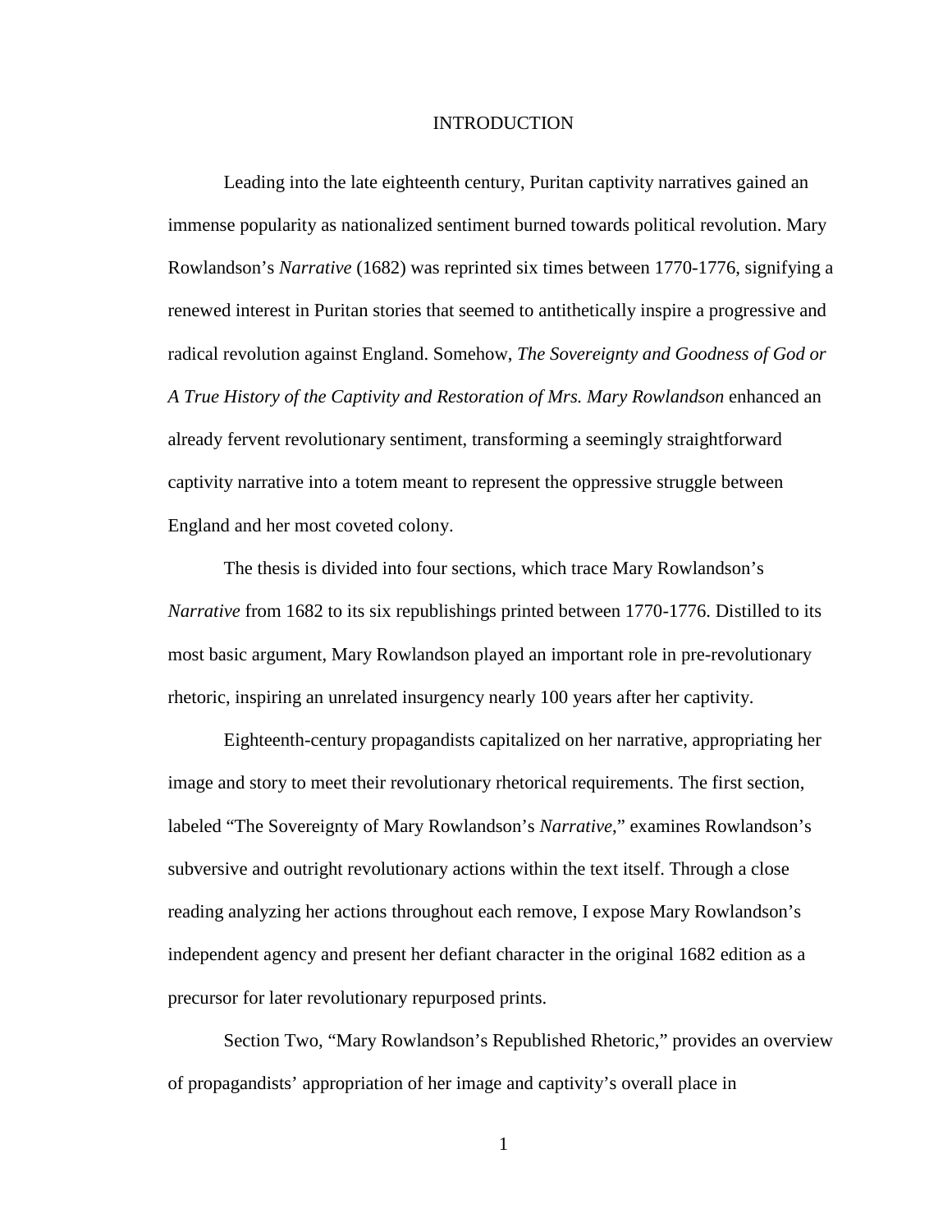# INTRODUCTION

Leading into the late eighteenth century, Puritan captivity narratives gained an immense popularity as nationalized sentiment burned towards political revolution. Mary Rowlandson's *Narrative* (1682) was reprinted six times between 1770-1776, signifying a renewed interest in Puritan stories that seemed to antithetically inspire a progressive and radical revolution against England. Somehow, *The Sovereignty and Goodness of God or A True History of the Captivity and Restoration of Mrs. Mary Rowlandson* enhanced an already fervent revolutionary sentiment, transforming a seemingly straightforward captivity narrative into a totem meant to represent the oppressive struggle between England and her most coveted colony.

The thesis is divided into four sections, which trace Mary Rowlandson's *Narrative* from 1682 to its six republishings printed between 1770-1776. Distilled to its most basic argument, Mary Rowlandson played an important role in pre-revolutionary rhetoric, inspiring an unrelated insurgency nearly 100 years after her captivity.

Eighteenth-century propagandists capitalized on her narrative, appropriating her image and story to meet their revolutionary rhetorical requirements. The first section, labeled "The Sovereignty of Mary Rowlandson's *Narrative*," examines Rowlandson's subversive and outright revolutionary actions within the text itself. Through a close reading analyzing her actions throughout each remove, I expose Mary Rowlandson's independent agency and present her defiant character in the original 1682 edition as a precursor for later revolutionary repurposed prints.

Section Two, "Mary Rowlandson's Republished Rhetoric," provides an overview of propagandists' appropriation of her image and captivity's overall place in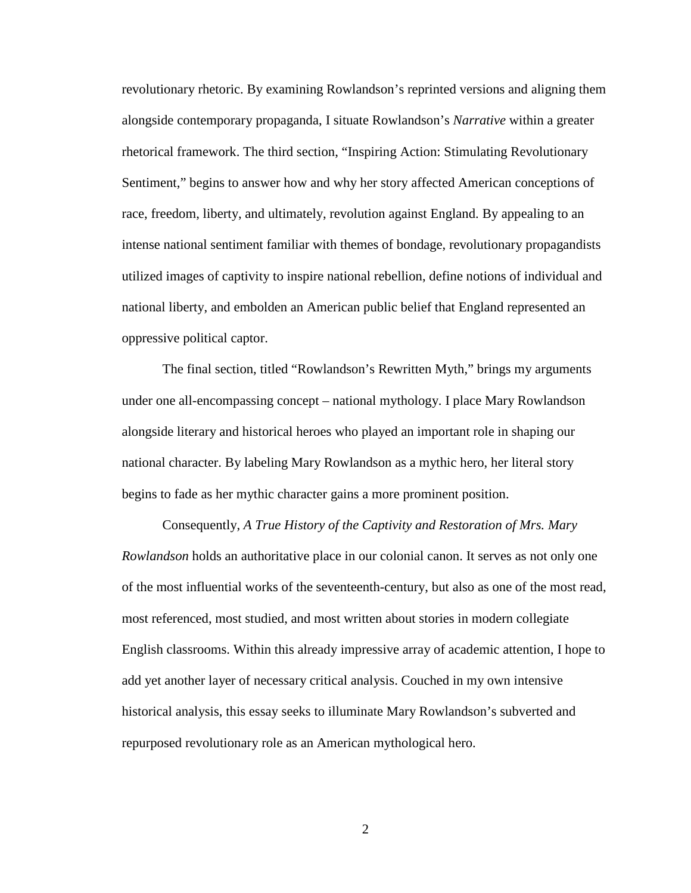revolutionary rhetoric. By examining Rowlandson's reprinted versions and aligning them alongside contemporary propaganda, I situate Rowlandson's *Narrative* within a greater rhetorical framework. The third section, "Inspiring Action: Stimulating Revolutionary Sentiment," begins to answer how and why her story affected American conceptions of race, freedom, liberty, and ultimately, revolution against England. By appealing to an intense national sentiment familiar with themes of bondage, revolutionary propagandists utilized images of captivity to inspire national rebellion, define notions of individual and national liberty, and embolden an American public belief that England represented an oppressive political captor.

The final section, titled "Rowlandson's Rewritten Myth," brings my arguments under one all-encompassing concept – national mythology. I place Mary Rowlandson alongside literary and historical heroes who played an important role in shaping our national character. By labeling Mary Rowlandson as a mythic hero, her literal story begins to fade as her mythic character gains a more prominent position.

Consequently, *A True History of the Captivity and Restoration of Mrs. Mary Rowlandson* holds an authoritative place in our colonial canon. It serves as not only one of the most influential works of the seventeenth-century, but also as one of the most read, most referenced, most studied, and most written about stories in modern collegiate English classrooms. Within this already impressive array of academic attention, I hope to add yet another layer of necessary critical analysis. Couched in my own intensive historical analysis, this essay seeks to illuminate Mary Rowlandson's subverted and repurposed revolutionary role as an American mythological hero.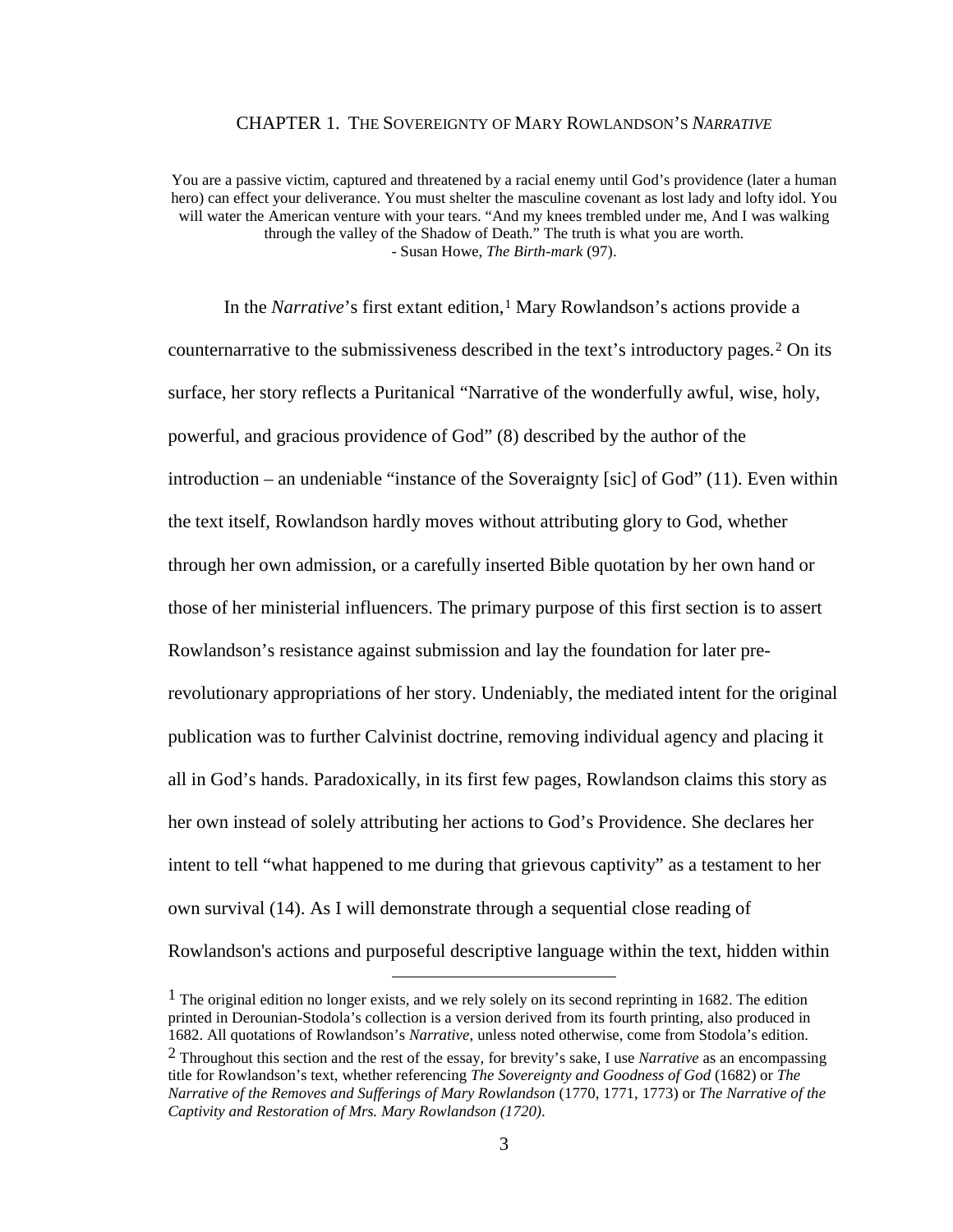# CHAPTER 1. THE SOVEREIGNTY OF MARY ROWLANDSON'S *NARRATIVE*

You are a passive victim, captured and threatened by a racial enemy until God's providence (later a human hero) can effect your deliverance. You must shelter the masculine covenant as lost lady and lofty idol. You will water the American venture with your tears. "And my knees trembled under me, And I was walking through the valley of the Shadow of Death." The truth is what you are worth.
- Susan Howe, *The Birth-mark* (97).

In the *Narrative*'s first extant edition,[1] Mary Rowlandson's actions provide a counternarrative to the submissiveness described in the text's introductory pages.[2] On its surface, her story reflects a Puritanical "Narrative of the wonderfully awful, wise, holy, powerful, and gracious providence of God" (8) described by the author of the introduction – an undeniable "instance of the Soveraignty [sic] of God" (11). Even within the text itself, Rowlandson hardly moves without attributing glory to God, whether through her own admission, or a carefully inserted Bible quotation by her own hand or those of her ministerial influencers. The primary purpose of this first section is to assert Rowlandson's resistance against submission and lay the foundation for later pre-revolutionary appropriations of her story. Undeniably, the mediated intent for the original publication was to further Calvinist doctrine, removing individual agency and placing it all in God's hands. Paradoxically, in its first few pages, Rowlandson claims this story as her own instead of solely attributing her actions to God's Providence. She declares her intent to tell "what happened to me during that grievous captivity" as a testament to her own survival (14). As I will demonstrate through a sequential close reading of Rowlandson's actions and purposeful descriptive language within the text, hidden within

[1] The original edition no longer exists, and we rely solely on its second reprinting in 1682. The edition printed in Derounian-Stodola's collection is a version derived from its fourth printing, also produced in 1682. All quotations of Rowlandson's *Narrative*, unless noted otherwise, come from Stodola's edition.

[2] Throughout this section and the rest of the essay, for brevity's sake, I use *Narrative* as an encompassing title for Rowlandson's text, whether referencing *The Sovereignty and Goodness of God* (1682) or *The Narrative of the Removes and Sufferings of Mary Rowlandson* (1770, 1771, 1773) or *The Narrative of the Captivity and Restoration of Mrs. Mary Rowlandson (1720)*.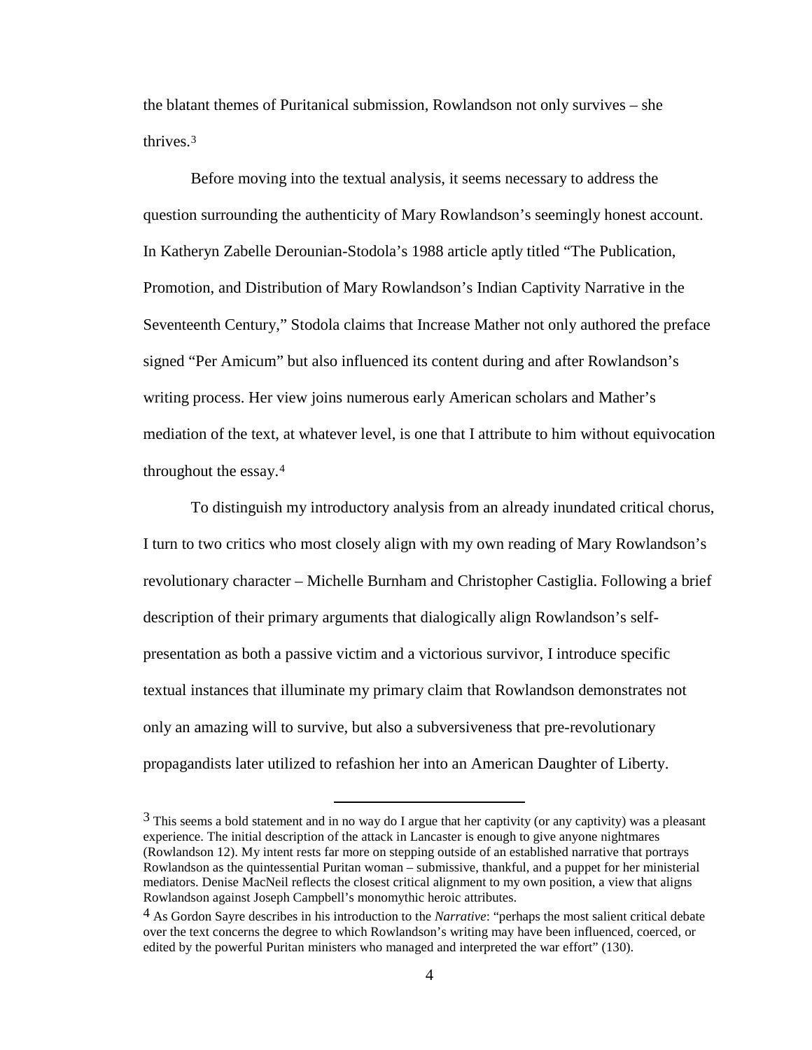the blatant themes of Puritanical submission, Rowlandson not only survives – she thrives.[3]

Before moving into the textual analysis, it seems necessary to address the question surrounding the authenticity of Mary Rowlandson's seemingly honest account. In Katheryn Zabelle Derounian-Stodola's 1988 article aptly titled "The Publication, Promotion, and Distribution of Mary Rowlandson's Indian Captivity Narrative in the Seventeenth Century," Stodola claims that Increase Mather not only authored the preface signed "Per Amicum" but also influenced its content during and after Rowlandson's writing process. Her view joins numerous early American scholars and Mather's mediation of the text, at whatever level, is one that I attribute to him without equivocation throughout the essay.[4]

To distinguish my introductory analysis from an already inundated critical chorus, I turn to two critics who most closely align with my own reading of Mary Rowlandson's revolutionary character – Michelle Burnham and Christopher Castiglia. Following a brief description of their primary arguments that dialogically align Rowlandson's self-presentation as both a passive victim and a victorious survivor, I introduce specific textual instances that illuminate my primary claim that Rowlandson demonstrates not only an amazing will to survive, but also a subversiveness that pre-revolutionary propagandists later utilized to refashion her into an American Daughter of Liberty.

---

[3] This seems a bold statement and in no way do I argue that her captivity (or any captivity) was a pleasant experience. The initial description of the attack in Lancaster is enough to give anyone nightmares (Rowlandson 12). My intent rests far more on stepping outside of an established narrative that portrays Rowlandson as the quintessential Puritan woman – submissive, thankful, and a puppet for her ministerial mediators. Denise MacNeil reflects the closest critical alignment to my own position, a view that aligns Rowlandson against Joseph Campbell's monomythic heroic attributes.

[4] As Gordon Sayre describes in his introduction to the *Narrative*: "perhaps the most salient critical debate over the text concerns the degree to which Rowlandson's writing may have been influenced, coerced, or edited by the powerful Puritan ministers who managed and interpreted the war effort" (130).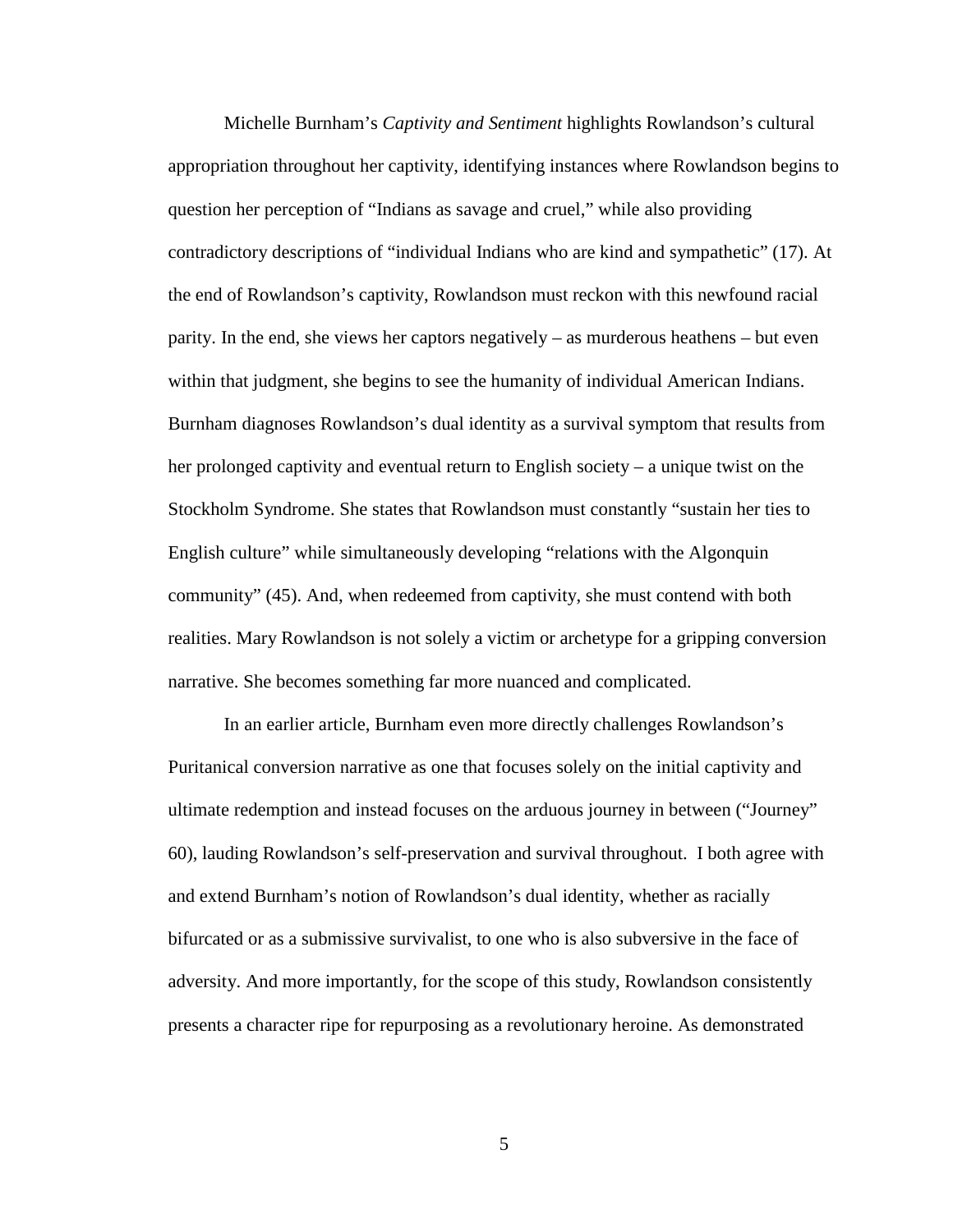Michelle Burnham's *Captivity and Sentiment* highlights Rowlandson's cultural appropriation throughout her captivity, identifying instances where Rowlandson begins to question her perception of "Indians as savage and cruel," while also providing contradictory descriptions of "individual Indians who are kind and sympathetic" (17). At the end of Rowlandson's captivity, Rowlandson must reckon with this newfound racial parity. In the end, she views her captors negatively – as murderous heathens – but even within that judgment, she begins to see the humanity of individual American Indians. Burnham diagnoses Rowlandson's dual identity as a survival symptom that results from her prolonged captivity and eventual return to English society – a unique twist on the Stockholm Syndrome. She states that Rowlandson must constantly "sustain her ties to English culture" while simultaneously developing "relations with the Algonquin community" (45). And, when redeemed from captivity, she must contend with both realities. Mary Rowlandson is not solely a victim or archetype for a gripping conversion narrative. She becomes something far more nuanced and complicated.

In an earlier article, Burnham even more directly challenges Rowlandson's Puritanical conversion narrative as one that focuses solely on the initial captivity and ultimate redemption and instead focuses on the arduous journey in between ("Journey" 60), lauding Rowlandson's self-preservation and survival throughout. I both agree with and extend Burnham's notion of Rowlandson's dual identity, whether as racially bifurcated or as a submissive survivalist, to one who is also subversive in the face of adversity. And more importantly, for the scope of this study, Rowlandson consistently presents a character ripe for repurposing as a revolutionary heroine. As demonstrated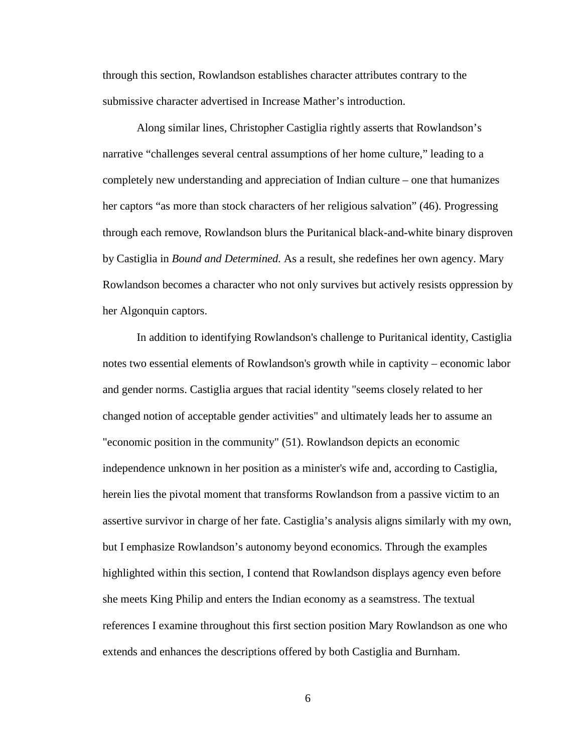through this section, Rowlandson establishes character attributes contrary to the submissive character advertised in Increase Mather's introduction.

Along similar lines, Christopher Castiglia rightly asserts that Rowlandson's narrative "challenges several central assumptions of her home culture," leading to a completely new understanding and appreciation of Indian culture – one that humanizes her captors "as more than stock characters of her religious salvation" (46). Progressing through each remove, Rowlandson blurs the Puritanical black-and-white binary disproven by Castiglia in *Bound and Determined.* As a result, she redefines her own agency. Mary Rowlandson becomes a character who not only survives but actively resists oppression by her Algonquin captors.

In addition to identifying Rowlandson's challenge to Puritanical identity, Castiglia notes two essential elements of Rowlandson's growth while in captivity – economic labor and gender norms. Castiglia argues that racial identity "seems closely related to her changed notion of acceptable gender activities" and ultimately leads her to assume an "economic position in the community" (51). Rowlandson depicts an economic independence unknown in her position as a minister's wife and, according to Castiglia, herein lies the pivotal moment that transforms Rowlandson from a passive victim to an assertive survivor in charge of her fate. Castiglia's analysis aligns similarly with my own, but I emphasize Rowlandson's autonomy beyond economics. Through the examples highlighted within this section, I contend that Rowlandson displays agency even before she meets King Philip and enters the Indian economy as a seamstress. The textual references I examine throughout this first section position Mary Rowlandson as one who extends and enhances the descriptions offered by both Castiglia and Burnham.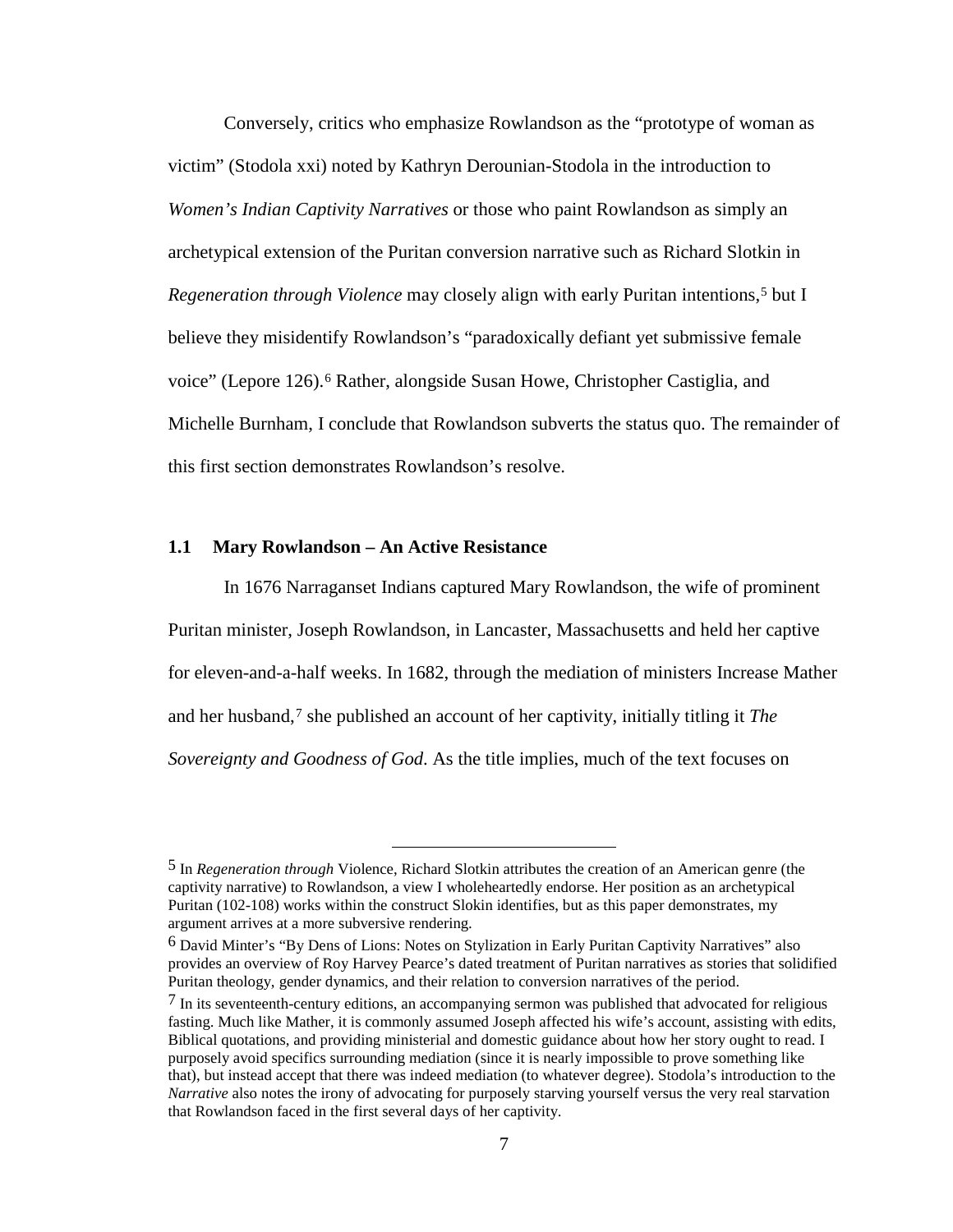Conversely, critics who emphasize Rowlandson as the "prototype of woman as victim" (Stodola xxi) noted by Kathryn Derounian-Stodola in the introduction to *Women's Indian Captivity Narratives* or those who paint Rowlandson as simply an archetypical extension of the Puritan conversion narrative such as Richard Slotkin in *Regeneration through Violence* may closely align with early Puritan intentions,[5] but I believe they misidentify Rowlandson's "paradoxically defiant yet submissive female voice" (Lepore 126).[6] Rather, alongside Susan Howe, Christopher Castiglia, and Michelle Burnham, I conclude that Rowlandson subverts the status quo. The remainder of this first section demonstrates Rowlandson's resolve.

## 1.1 Mary Rowlandson – An Active Resistance

In 1676 Narraganset Indians captured Mary Rowlandson, the wife of prominent Puritan minister, Joseph Rowlandson, in Lancaster, Massachusetts and held her captive for eleven-and-a-half weeks. In 1682, through the mediation of ministers Increase Mather and her husband,[7] she published an account of her captivity, initially titling it *The Sovereignty and Goodness of God*. As the title implies, much of the text focuses on

---

[5] In *Regeneration through* Violence, Richard Slotkin attributes the creation of an American genre (the captivity narrative) to Rowlandson, a view I wholeheartedly endorse. Her position as an archetypical Puritan (102-108) works within the construct Slokin identifies, but as this paper demonstrates, my argument arrives at a more subversive rendering.

[6] David Minter's "By Dens of Lions: Notes on Stylization in Early Puritan Captivity Narratives" also provides an overview of Roy Harvey Pearce's dated treatment of Puritan narratives as stories that solidified Puritan theology, gender dynamics, and their relation to conversion narratives of the period.

[7] In its seventeenth-century editions, an accompanying sermon was published that advocated for religious fasting. Much like Mather, it is commonly assumed Joseph affected his wife's account, assisting with edits, Biblical quotations, and providing ministerial and domestic guidance about how her story ought to read. I purposely avoid specifics surrounding mediation (since it is nearly impossible to prove something like that), but instead accept that there was indeed mediation (to whatever degree). Stodola's introduction to the *Narrative* also notes the irony of advocating for purposely starving yourself versus the very real starvation that Rowlandson faced in the first several days of her captivity.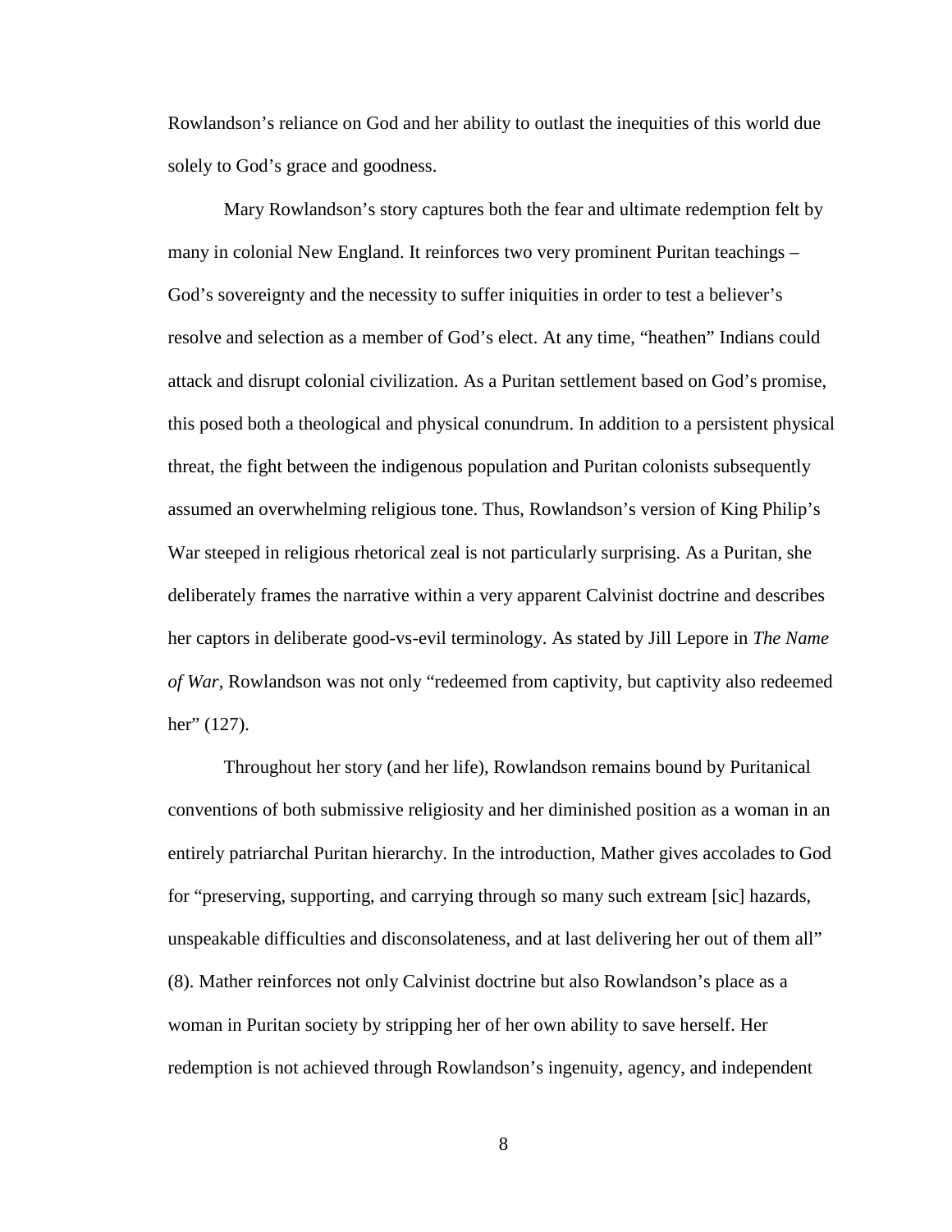Rowlandson's reliance on God and her ability to outlast the inequities of this world due solely to God's grace and goodness.

Mary Rowlandson's story captures both the fear and ultimate redemption felt by many in colonial New England. It reinforces two very prominent Puritan teachings – God's sovereignty and the necessity to suffer iniquities in order to test a believer's resolve and selection as a member of God's elect. At any time, "heathen" Indians could attack and disrupt colonial civilization. As a Puritan settlement based on God's promise, this posed both a theological and physical conundrum. In addition to a persistent physical threat, the fight between the indigenous population and Puritan colonists subsequently assumed an overwhelming religious tone. Thus, Rowlandson's version of King Philip's War steeped in religious rhetorical zeal is not particularly surprising. As a Puritan, she deliberately frames the narrative within a very apparent Calvinist doctrine and describes her captors in deliberate good-vs-evil terminology. As stated by Jill Lepore in *The Name of War*, Rowlandson was not only "redeemed from captivity, but captivity also redeemed her" (127).

Throughout her story (and her life), Rowlandson remains bound by Puritanical conventions of both submissive religiosity and her diminished position as a woman in an entirely patriarchal Puritan hierarchy. In the introduction, Mather gives accolades to God for "preserving, supporting, and carrying through so many such extream [sic] hazards, unspeakable difficulties and disconsolateness, and at last delivering her out of them all" (8). Mather reinforces not only Calvinist doctrine but also Rowlandson's place as a woman in Puritan society by stripping her of her own ability to save herself. Her redemption is not achieved through Rowlandson's ingenuity, agency, and independent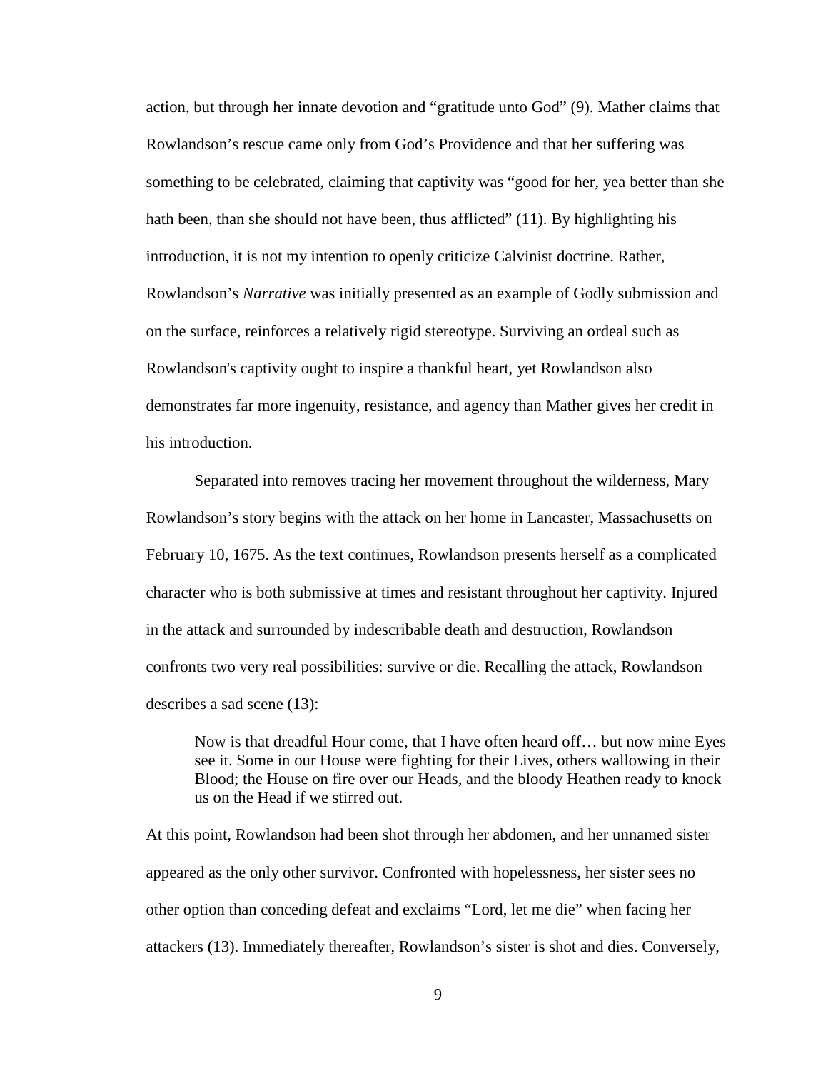action, but through her innate devotion and "gratitude unto God" (9). Mather claims that Rowlandson's rescue came only from God's Providence and that her suffering was something to be celebrated, claiming that captivity was "good for her, yea better than she hath been, than she should not have been, thus afflicted" (11). By highlighting his introduction, it is not my intention to openly criticize Calvinist doctrine. Rather, Rowlandson's *Narrative* was initially presented as an example of Godly submission and on the surface, reinforces a relatively rigid stereotype. Surviving an ordeal such as Rowlandson's captivity ought to inspire a thankful heart, yet Rowlandson also demonstrates far more ingenuity, resistance, and agency than Mather gives her credit in his introduction.

Separated into removes tracing her movement throughout the wilderness, Mary Rowlandson's story begins with the attack on her home in Lancaster, Massachusetts on February 10, 1675. As the text continues, Rowlandson presents herself as a complicated character who is both submissive at times and resistant throughout her captivity. Injured in the attack and surrounded by indescribable death and destruction, Rowlandson confronts two very real possibilities: survive or die. Recalling the attack, Rowlandson describes a sad scene (13):

> Now is that dreadful Hour come, that I have often heard off… but now mine Eyes see it. Some in our House were fighting for their Lives, others wallowing in their Blood; the House on fire over our Heads, and the bloody Heathen ready to knock us on the Head if we stirred out.

At this point, Rowlandson had been shot through her abdomen, and her unnamed sister appeared as the only other survivor. Confronted with hopelessness, her sister sees no other option than conceding defeat and exclaims "Lord, let me die" when facing her attackers (13). Immediately thereafter, Rowlandson's sister is shot and dies. Conversely,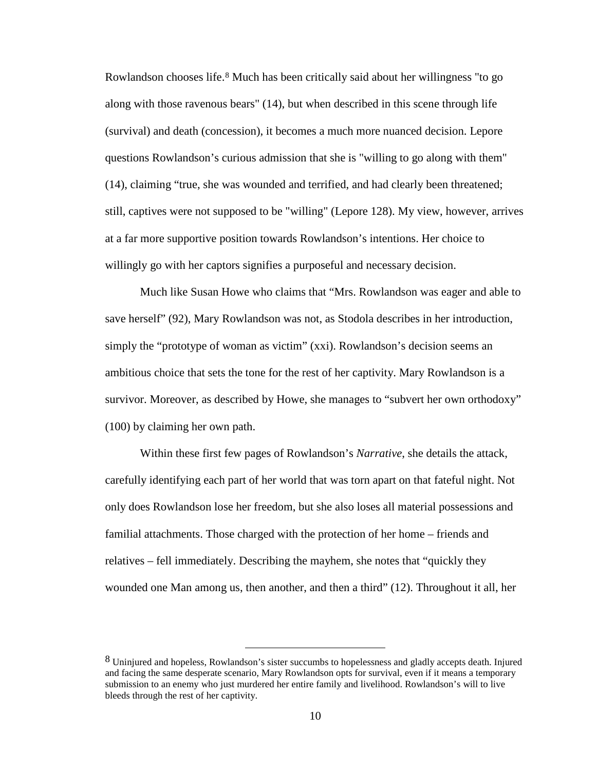Rowlandson chooses life.[8] Much has been critically said about her willingness "to go along with those ravenous bears" (14), but when described in this scene through life (survival) and death (concession), it becomes a much more nuanced decision. Lepore questions Rowlandson's curious admission that she is "willing to go along with them" (14), claiming "true, she was wounded and terrified, and had clearly been threatened; still, captives were not supposed to be "willing" (Lepore 128). My view, however, arrives at a far more supportive position towards Rowlandson's intentions. Her choice to willingly go with her captors signifies a purposeful and necessary decision.

Much like Susan Howe who claims that "Mrs. Rowlandson was eager and able to save herself" (92), Mary Rowlandson was not, as Stodola describes in her introduction, simply the "prototype of woman as victim" (xxi). Rowlandson's decision seems an ambitious choice that sets the tone for the rest of her captivity. Mary Rowlandson is a survivor. Moreover, as described by Howe, she manages to "subvert her own orthodoxy" (100) by claiming her own path.

Within these first few pages of Rowlandson's *Narrative*, she details the attack, carefully identifying each part of her world that was torn apart on that fateful night. Not only does Rowlandson lose her freedom, but she also loses all material possessions and familial attachments. Those charged with the protection of her home – friends and relatives – fell immediately. Describing the mayhem, she notes that "quickly they wounded one Man among us, then another, and then a third" (12). Throughout it all, her

---

[8] Uninjured and hopeless, Rowlandson's sister succumbs to hopelessness and gladly accepts death. Injured and facing the same desperate scenario, Mary Rowlandson opts for survival, even if it means a temporary submission to an enemy who just murdered her entire family and livelihood. Rowlandson's will to live bleeds through the rest of her captivity.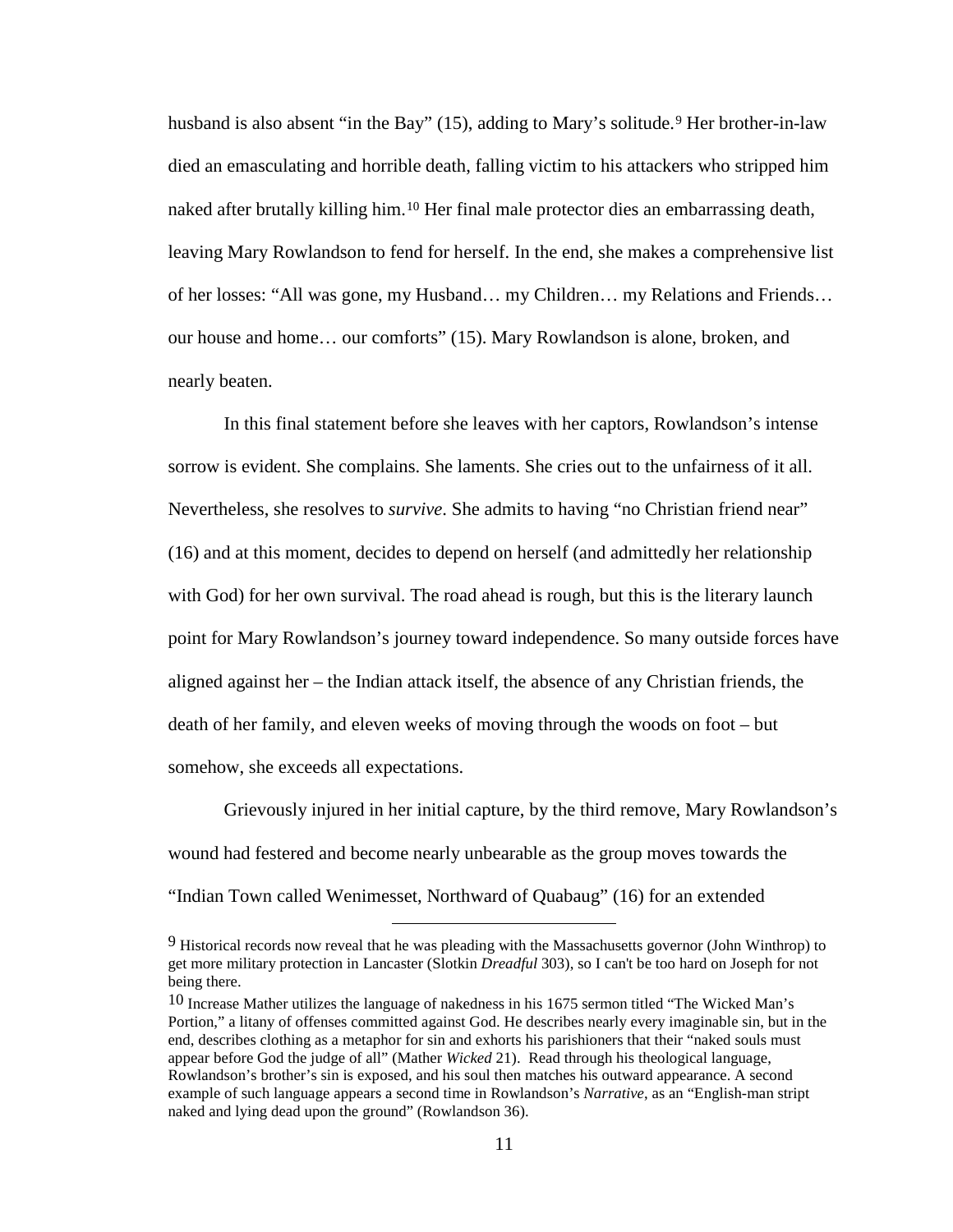husband is also absent "in the Bay" (15), adding to Mary's solitude.[9] Her brother-in-law died an emasculating and horrible death, falling victim to his attackers who stripped him naked after brutally killing him.[10] Her final male protector dies an embarrassing death, leaving Mary Rowlandson to fend for herself. In the end, she makes a comprehensive list of her losses: "All was gone, my Husband… my Children… my Relations and Friends… our house and home… our comforts" (15). Mary Rowlandson is alone, broken, and nearly beaten.

In this final statement before she leaves with her captors, Rowlandson's intense sorrow is evident. She complains. She laments. She cries out to the unfairness of it all. Nevertheless, she resolves to *survive*. She admits to having "no Christian friend near" (16) and at this moment, decides to depend on herself (and admittedly her relationship with God) for her own survival. The road ahead is rough, but this is the literary launch point for Mary Rowlandson's journey toward independence. So many outside forces have aligned against her – the Indian attack itself, the absence of any Christian friends, the death of her family, and eleven weeks of moving through the woods on foot – but somehow, she exceeds all expectations.

Grievously injured in her initial capture, by the third remove, Mary Rowlandson's wound had festered and become nearly unbearable as the group moves towards the "Indian Town called Wenimesset, Northward of Quabaug" (16) for an extended

---

[9] Historical records now reveal that he was pleading with the Massachusetts governor (John Winthrop) to get more military protection in Lancaster (Slotkin *Dreadful* 303), so I can't be too hard on Joseph for not being there.

[10] Increase Mather utilizes the language of nakedness in his 1675 sermon titled "The Wicked Man's Portion," a litany of offenses committed against God. He describes nearly every imaginable sin, but in the end, describes clothing as a metaphor for sin and exhorts his parishioners that their "naked souls must appear before God the judge of all" (Mather *Wicked* 21). Read through his theological language, Rowlandson's brother's sin is exposed, and his soul then matches his outward appearance. A second example of such language appears a second time in Rowlandson's *Narrative*, as an "English-man stript naked and lying dead upon the ground" (Rowlandson 36).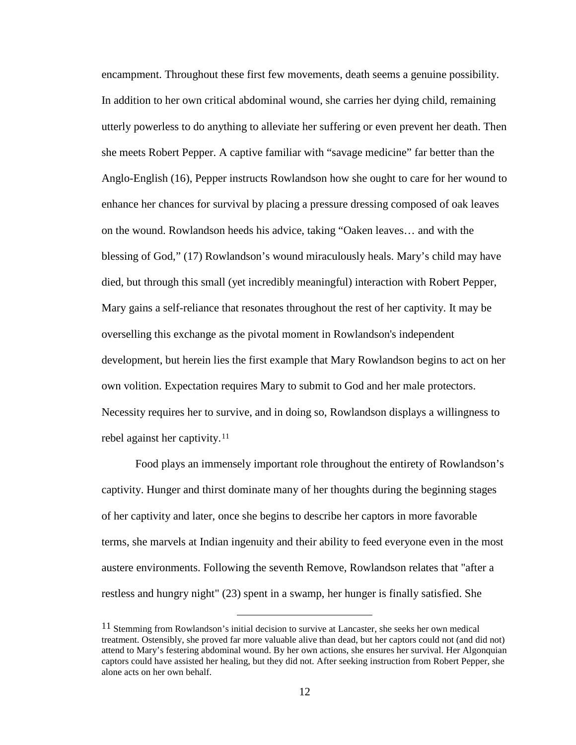encampment. Throughout these first few movements, death seems a genuine possibility. In addition to her own critical abdominal wound, she carries her dying child, remaining utterly powerless to do anything to alleviate her suffering or even prevent her death. Then she meets Robert Pepper. A captive familiar with "savage medicine" far better than the Anglo-English (16), Pepper instructs Rowlandson how she ought to care for her wound to enhance her chances for survival by placing a pressure dressing composed of oak leaves on the wound. Rowlandson heeds his advice, taking "Oaken leaves… and with the blessing of God," (17) Rowlandson's wound miraculously heals. Mary's child may have died, but through this small (yet incredibly meaningful) interaction with Robert Pepper, Mary gains a self-reliance that resonates throughout the rest of her captivity. It may be overselling this exchange as the pivotal moment in Rowlandson's independent development, but herein lies the first example that Mary Rowlandson begins to act on her own volition. Expectation requires Mary to submit to God and her male protectors. Necessity requires her to survive, and in doing so, Rowlandson displays a willingness to rebel against her captivity.[11]

Food plays an immensely important role throughout the entirety of Rowlandson's captivity. Hunger and thirst dominate many of her thoughts during the beginning stages of her captivity and later, once she begins to describe her captors in more favorable terms, she marvels at Indian ingenuity and their ability to feed everyone even in the most austere environments. Following the seventh Remove, Rowlandson relates that "after a restless and hungry night" (23) spent in a swamp, her hunger is finally satisfied. She

[11] Stemming from Rowlandson's initial decision to survive at Lancaster, she seeks her own medical treatment. Ostensibly, she proved far more valuable alive than dead, but her captors could not (and did not) attend to Mary's festering abdominal wound. By her own actions, she ensures her survival. Her Algonquian captors could have assisted her healing, but they did not. After seeking instruction from Robert Pepper, she alone acts on her own behalf.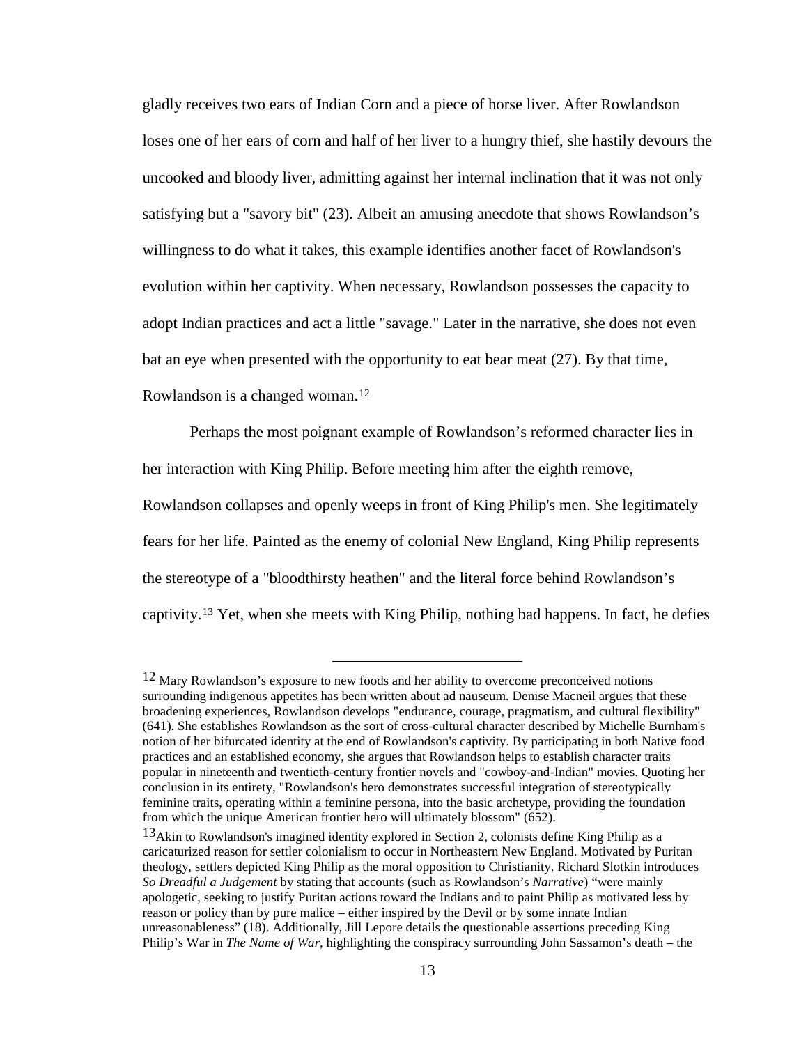gladly receives two ears of Indian Corn and a piece of horse liver. After Rowlandson loses one of her ears of corn and half of her liver to a hungry thief, she hastily devours the uncooked and bloody liver, admitting against her internal inclination that it was not only satisfying but a "savory bit" (23). Albeit an amusing anecdote that shows Rowlandson's willingness to do what it takes, this example identifies another facet of Rowlandson's evolution within her captivity. When necessary, Rowlandson possesses the capacity to adopt Indian practices and act a little "savage." Later in the narrative, she does not even bat an eye when presented with the opportunity to eat bear meat (27). By that time, Rowlandson is a changed woman.[12]

Perhaps the most poignant example of Rowlandson's reformed character lies in her interaction with King Philip. Before meeting him after the eighth remove, Rowlandson collapses and openly weeps in front of King Philip's men. She legitimately fears for her life. Painted as the enemy of colonial New England, King Philip represents the stereotype of a "bloodthirsty heathen" and the literal force behind Rowlandson's captivity.[13] Yet, when she meets with King Philip, nothing bad happens. In fact, he defies

---

[12] Mary Rowlandson's exposure to new foods and her ability to overcome preconceived notions surrounding indigenous appetites has been written about ad nauseum. Denise Macneil argues that these broadening experiences, Rowlandson develops "endurance, courage, pragmatism, and cultural flexibility" (641). She establishes Rowlandson as the sort of cross-cultural character described by Michelle Burnham's notion of her bifurcated identity at the end of Rowlandson's captivity. By participating in both Native food practices and an established economy, she argues that Rowlandson helps to establish character traits popular in nineteenth and twentieth-century frontier novels and "cowboy-and-Indian" movies. Quoting her conclusion in its entirety, "Rowlandson's hero demonstrates successful integration of stereotypically feminine traits, operating within a feminine persona, into the basic archetype, providing the foundation from which the unique American frontier hero will ultimately blossom" (652).

[13] Akin to Rowlandson's imagined identity explored in Section 2, colonists define King Philip as a caricaturized reason for settler colonialism to occur in Northeastern New England. Motivated by Puritan theology, settlers depicted King Philip as the moral opposition to Christianity. Richard Slotkin introduces *So Dreadful a Judgement* by stating that accounts (such as Rowlandson's *Narrative*) "were mainly apologetic, seeking to justify Puritan actions toward the Indians and to paint Philip as motivated less by reason or policy than by pure malice – either inspired by the Devil or by some innate Indian unreasonableness" (18). Additionally, Jill Lepore details the questionable assertions preceding King Philip's War in *The Name of War*, highlighting the conspiracy surrounding John Sassamon's death – the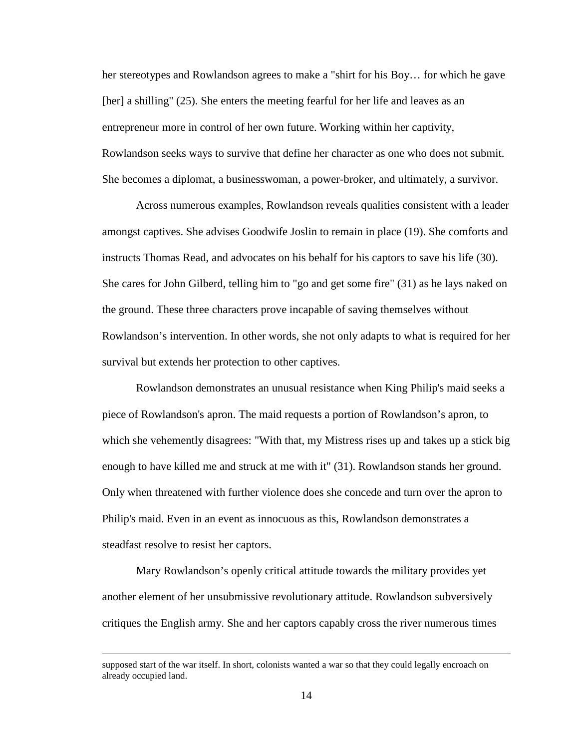her stereotypes and Rowlandson agrees to make a "shirt for his Boy… for which he gave [her] a shilling" (25). She enters the meeting fearful for her life and leaves as an entrepreneur more in control of her own future. Working within her captivity, Rowlandson seeks ways to survive that define her character as one who does not submit. She becomes a diplomat, a businesswoman, a power-broker, and ultimately, a survivor.

Across numerous examples, Rowlandson reveals qualities consistent with a leader amongst captives. She advises Goodwife Joslin to remain in place (19). She comforts and instructs Thomas Read, and advocates on his behalf for his captors to save his life (30). She cares for John Gilberd, telling him to "go and get some fire" (31) as he lays naked on the ground. These three characters prove incapable of saving themselves without Rowlandson's intervention. In other words, she not only adapts to what is required for her survival but extends her protection to other captives.

Rowlandson demonstrates an unusual resistance when King Philip's maid seeks a piece of Rowlandson's apron. The maid requests a portion of Rowlandson's apron, to which she vehemently disagrees: "With that, my Mistress rises up and takes up a stick big enough to have killed me and struck at me with it" (31). Rowlandson stands her ground. Only when threatened with further violence does she concede and turn over the apron to Philip's maid. Even in an event as innocuous as this, Rowlandson demonstrates a steadfast resolve to resist her captors.

Mary Rowlandson's openly critical attitude towards the military provides yet another element of her unsubmissive revolutionary attitude. Rowlandson subversively critiques the English army. She and her captors capably cross the river numerous times

---

supposed start of the war itself. In short, colonists wanted a war so that they could legally encroach on already occupied land.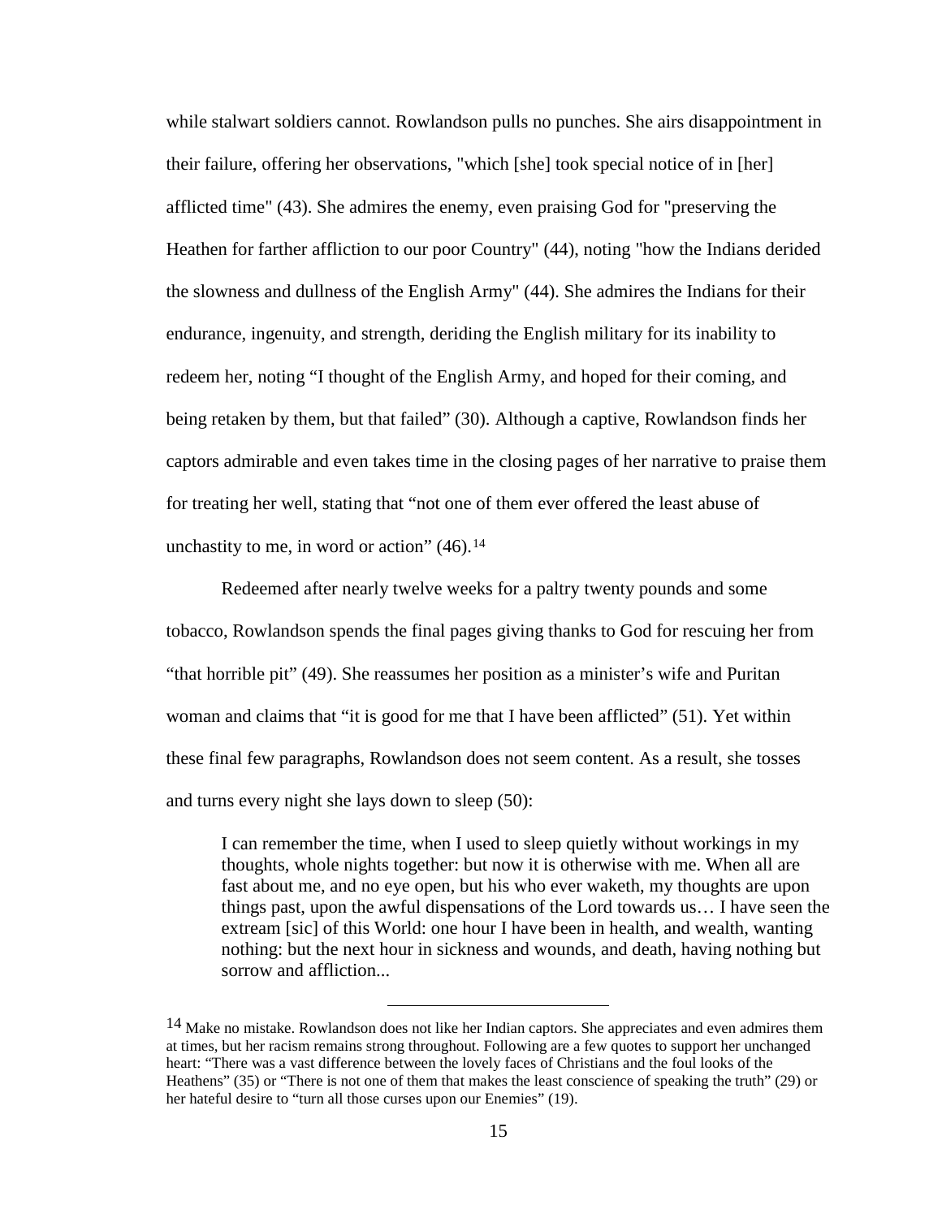while stalwart soldiers cannot. Rowlandson pulls no punches. She airs disappointment in their failure, offering her observations, "which [she] took special notice of in [her] afflicted time" (43). She admires the enemy, even praising God for "preserving the Heathen for farther affliction to our poor Country" (44), noting "how the Indians derided the slowness and dullness of the English Army" (44). She admires the Indians for their endurance, ingenuity, and strength, deriding the English military for its inability to redeem her, noting “I thought of the English Army, and hoped for their coming, and being retaken by them, but that failed” (30). Although a captive, Rowlandson finds her captors admirable and even takes time in the closing pages of her narrative to praise them for treating her well, stating that “not one of them ever offered the least abuse of unchastity to me, in word or action” (46).[14]

Redeemed after nearly twelve weeks for a paltry twenty pounds and some tobacco, Rowlandson spends the final pages giving thanks to God for rescuing her from “that horrible pit” (49). She reassumes her position as a minister’s wife and Puritan woman and claims that “it is good for me that I have been afflicted” (51). Yet within these final few paragraphs, Rowlandson does not seem content. As a result, she tosses and turns every night she lays down to sleep (50):

> I can remember the time, when I used to sleep quietly without workings in my thoughts, whole nights together: but now it is otherwise with me. When all are fast about me, and no eye open, but his who ever waketh, my thoughts are upon things past, upon the awful dispensations of the Lord towards us… I have seen the extream [sic] of this World: one hour I have been in health, and wealth, wanting nothing: but the next hour in sickness and wounds, and death, having nothing but sorrow and affliction...

---

[14] Make no mistake. Rowlandson does not like her Indian captors. She appreciates and even admires them at times, but her racism remains strong throughout. Following are a few quotes to support her unchanged heart: “There was a vast difference between the lovely faces of Christians and the foul looks of the Heathens” (35) or “There is not one of them that makes the least conscience of speaking the truth” (29) or her hateful desire to “turn all those curses upon our Enemies” (19).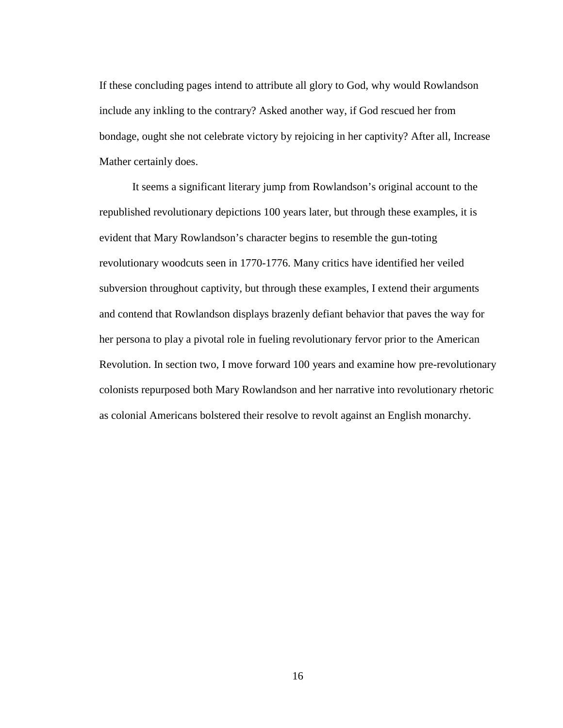If these concluding pages intend to attribute all glory to God, why would Rowlandson include any inkling to the contrary? Asked another way, if God rescued her from bondage, ought she not celebrate victory by rejoicing in her captivity? After all, Increase Mather certainly does.

It seems a significant literary jump from Rowlandson's original account to the republished revolutionary depictions 100 years later, but through these examples, it is evident that Mary Rowlandson's character begins to resemble the gun-toting revolutionary woodcuts seen in 1770-1776. Many critics have identified her veiled subversion throughout captivity, but through these examples, I extend their arguments and contend that Rowlandson displays brazenly defiant behavior that paves the way for her persona to play a pivotal role in fueling revolutionary fervor prior to the American Revolution. In section two, I move forward 100 years and examine how pre-revolutionary colonists repurposed both Mary Rowlandson and her narrative into revolutionary rhetoric as colonial Americans bolstered their resolve to revolt against an English monarchy.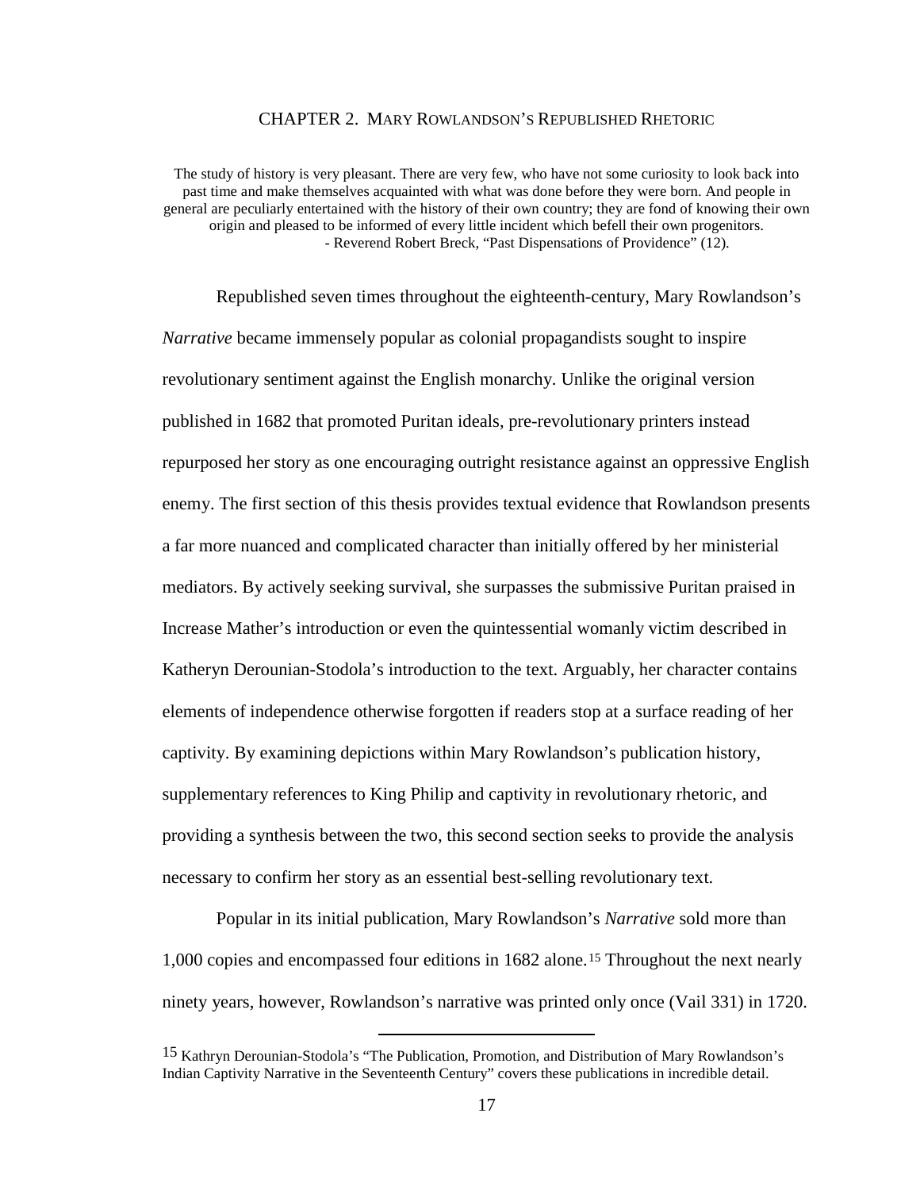# CHAPTER 2. MARY ROWLANDSON'S REPUBLISHED RHETORIC

> The study of history is very pleasant. There are very few, who have not some curiosity to look back into past time and make themselves acquainted with what was done before they were born. And people in general are peculiarly entertained with the history of their own country; they are fond of knowing their own origin and pleased to be informed of every little incident which befell their own progenitors.
> - Reverend Robert Breck, "Past Dispensations of Providence" (12).

Republished seven times throughout the eighteenth-century, Mary Rowlandson's *Narrative* became immensely popular as colonial propagandists sought to inspire revolutionary sentiment against the English monarchy. Unlike the original version published in 1682 that promoted Puritan ideals, pre-revolutionary printers instead repurposed her story as one encouraging outright resistance against an oppressive English enemy. The first section of this thesis provides textual evidence that Rowlandson presents a far more nuanced and complicated character than initially offered by her ministerial mediators. By actively seeking survival, she surpasses the submissive Puritan praised in Increase Mather's introduction or even the quintessential womanly victim described in Katheryn Derounian-Stodola's introduction to the text. Arguably, her character contains elements of independence otherwise forgotten if readers stop at a surface reading of her captivity. By examining depictions within Mary Rowlandson's publication history, supplementary references to King Philip and captivity in revolutionary rhetoric, and providing a synthesis between the two, this second section seeks to provide the analysis necessary to confirm her story as an essential best-selling revolutionary text.

Popular in its initial publication, Mary Rowlandson's *Narrative* sold more than 1,000 copies and encompassed four editions in 1682 alone.[15] Throughout the next nearly ninety years, however, Rowlandson's narrative was printed only once (Vail 331) in 1720.

[15] Kathryn Derounian-Stodola's "The Publication, Promotion, and Distribution of Mary Rowlandson's Indian Captivity Narrative in the Seventeenth Century" covers these publications in incredible detail.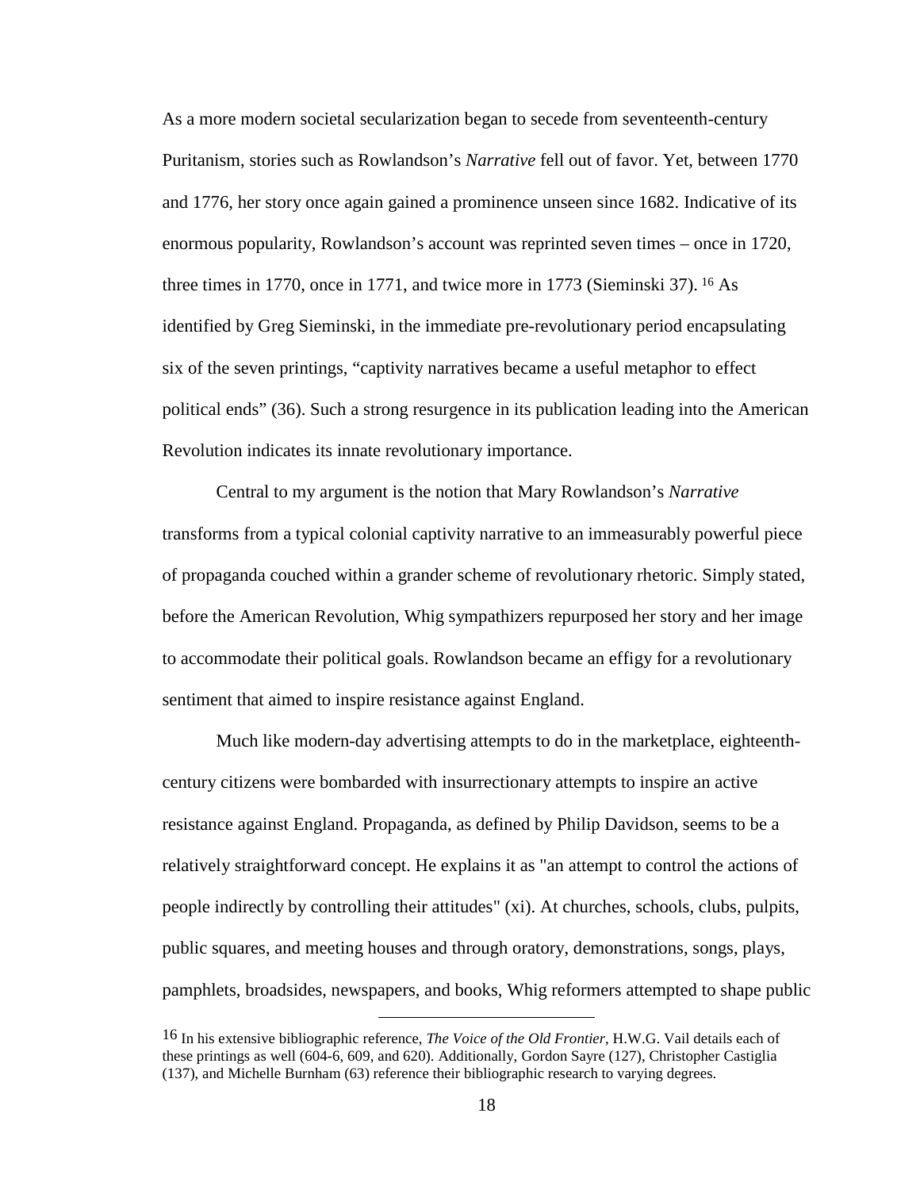As a more modern societal secularization began to secede from seventeenth-century Puritanism, stories such as Rowlandson's *Narrative* fell out of favor. Yet, between 1770 and 1776, her story once again gained a prominence unseen since 1682. Indicative of its enormous popularity, Rowlandson's account was reprinted seven times – once in 1720, three times in 1770, once in 1771, and twice more in 1773 (Sieminski 37).[16] As identified by Greg Sieminski, in the immediate pre-revolutionary period encapsulating six of the seven printings, "captivity narratives became a useful metaphor to effect political ends" (36). Such a strong resurgence in its publication leading into the American Revolution indicates its innate revolutionary importance.

Central to my argument is the notion that Mary Rowlandson's *Narrative* transforms from a typical colonial captivity narrative to an immeasurably powerful piece of propaganda couched within a grander scheme of revolutionary rhetoric. Simply stated, before the American Revolution, Whig sympathizers repurposed her story and her image to accommodate their political goals. Rowlandson became an effigy for a revolutionary sentiment that aimed to inspire resistance against England.

Much like modern-day advertising attempts to do in the marketplace, eighteenth-century citizens were bombarded with insurrectionary attempts to inspire an active resistance against England. Propaganda, as defined by Philip Davidson, seems to be a relatively straightforward concept. He explains it as "an attempt to control the actions of people indirectly by controlling their attitudes" (xi). At churches, schools, clubs, pulpits, public squares, and meeting houses and through oratory, demonstrations, songs, plays, pamphlets, broadsides, newspapers, and books, Whig reformers attempted to shape public

---

[16] In his extensive bibliographic reference, *The Voice of the Old Frontier*, H.W.G. Vail details each of these printings as well (604-6, 609, and 620). Additionally, Gordon Sayre (127), Christopher Castiglia (137), and Michelle Burnham (63) reference their bibliographic research to varying degrees.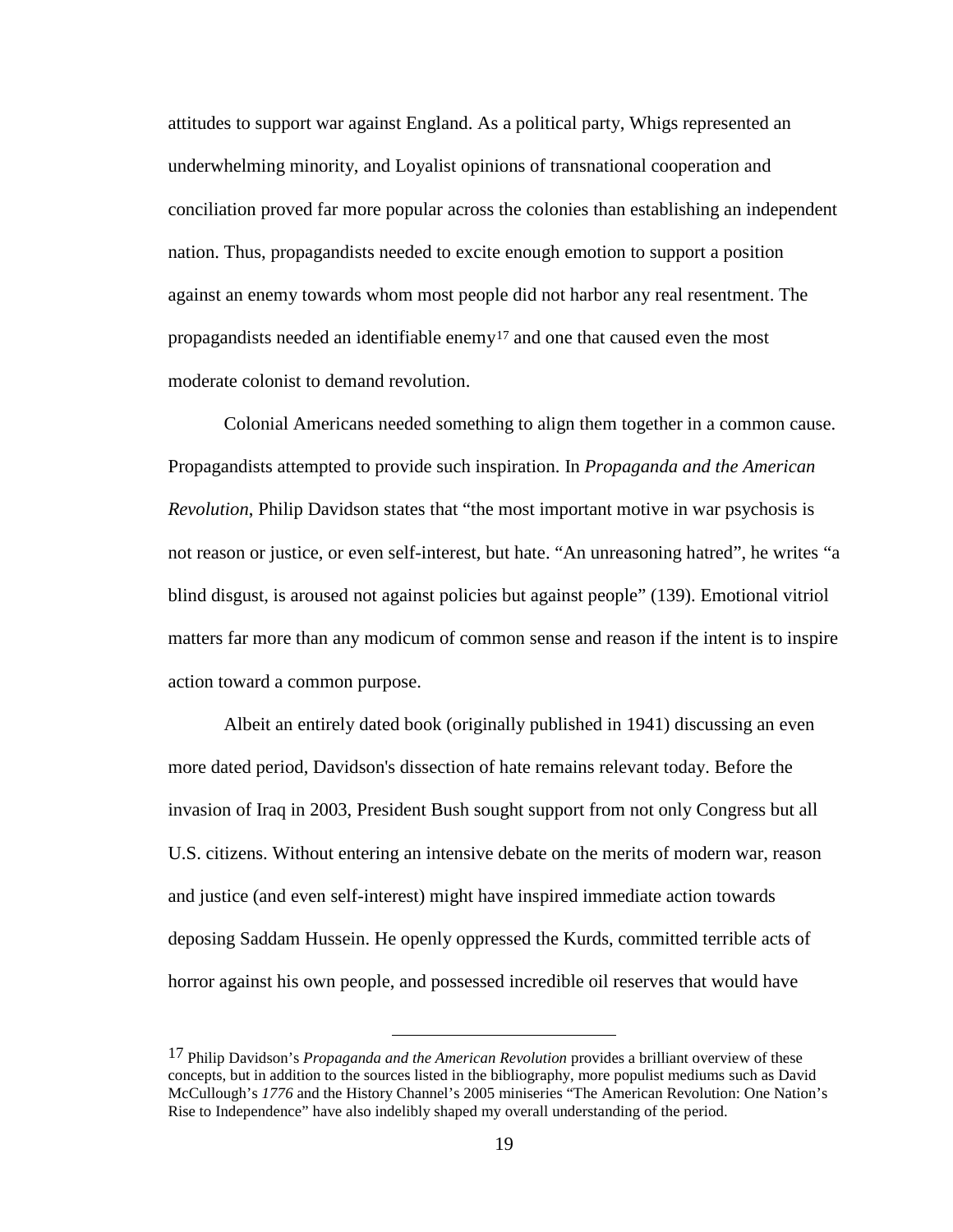attitudes to support war against England. As a political party, Whigs represented an underwhelming minority, and Loyalist opinions of transnational cooperation and conciliation proved far more popular across the colonies than establishing an independent nation. Thus, propagandists needed to excite enough emotion to support a position against an enemy towards whom most people did not harbor any real resentment. The propagandists needed an identifiable enemy[17] and one that caused even the most moderate colonist to demand revolution.

Colonial Americans needed something to align them together in a common cause. Propagandists attempted to provide such inspiration. In *Propaganda and the American Revolution*, Philip Davidson states that "the most important motive in war psychosis is not reason or justice, or even self-interest, but hate. "An unreasoning hatred", he writes "a blind disgust, is aroused not against policies but against people" (139). Emotional vitriol matters far more than any modicum of common sense and reason if the intent is to inspire action toward a common purpose.

Albeit an entirely dated book (originally published in 1941) discussing an even more dated period, Davidson's dissection of hate remains relevant today. Before the invasion of Iraq in 2003, President Bush sought support from not only Congress but all U.S. citizens. Without entering an intensive debate on the merits of modern war, reason and justice (and even self-interest) might have inspired immediate action towards deposing Saddam Hussein. He openly oppressed the Kurds, committed terrible acts of horror against his own people, and possessed incredible oil reserves that would have

---

[17] Philip Davidson's *Propaganda and the American Revolution* provides a brilliant overview of these concepts, but in addition to the sources listed in the bibliography, more populist mediums such as David McCullough's *1776* and the History Channel's 2005 miniseries "The American Revolution: One Nation's Rise to Independence" have also indelibly shaped my overall understanding of the period.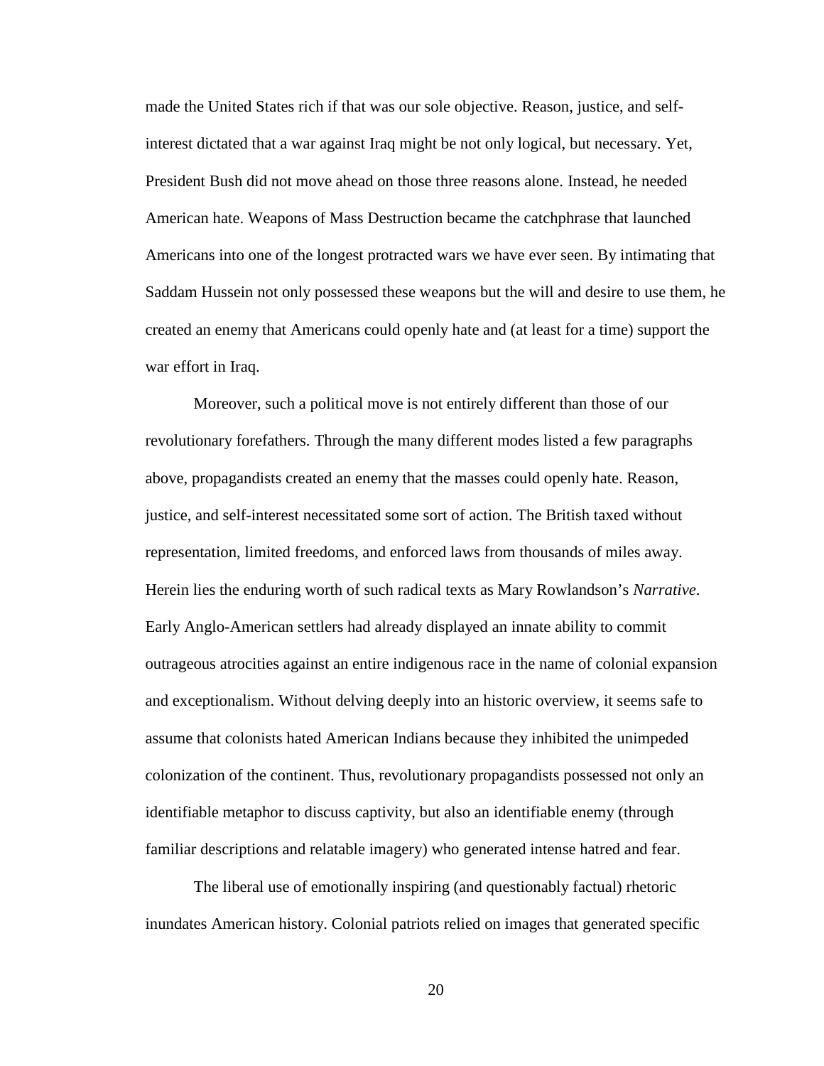made the United States rich if that was our sole objective. Reason, justice, and self-interest dictated that a war against Iraq might be not only logical, but necessary. Yet, President Bush did not move ahead on those three reasons alone. Instead, he needed American hate. Weapons of Mass Destruction became the catchphrase that launched Americans into one of the longest protracted wars we have ever seen. By intimating that Saddam Hussein not only possessed these weapons but the will and desire to use them, he created an enemy that Americans could openly hate and (at least for a time) support the war effort in Iraq.

Moreover, such a political move is not entirely different than those of our revolutionary forefathers. Through the many different modes listed a few paragraphs above, propagandists created an enemy that the masses could openly hate. Reason, justice, and self-interest necessitated some sort of action. The British taxed without representation, limited freedoms, and enforced laws from thousands of miles away. Herein lies the enduring worth of such radical texts as Mary Rowlandson's *Narrative*. Early Anglo-American settlers had already displayed an innate ability to commit outrageous atrocities against an entire indigenous race in the name of colonial expansion and exceptionalism. Without delving deeply into an historic overview, it seems safe to assume that colonists hated American Indians because they inhibited the unimpeded colonization of the continent. Thus, revolutionary propagandists possessed not only an identifiable metaphor to discuss captivity, but also an identifiable enemy (through familiar descriptions and relatable imagery) who generated intense hatred and fear.

The liberal use of emotionally inspiring (and questionably factual) rhetoric inundates American history. Colonial patriots relied on images that generated specific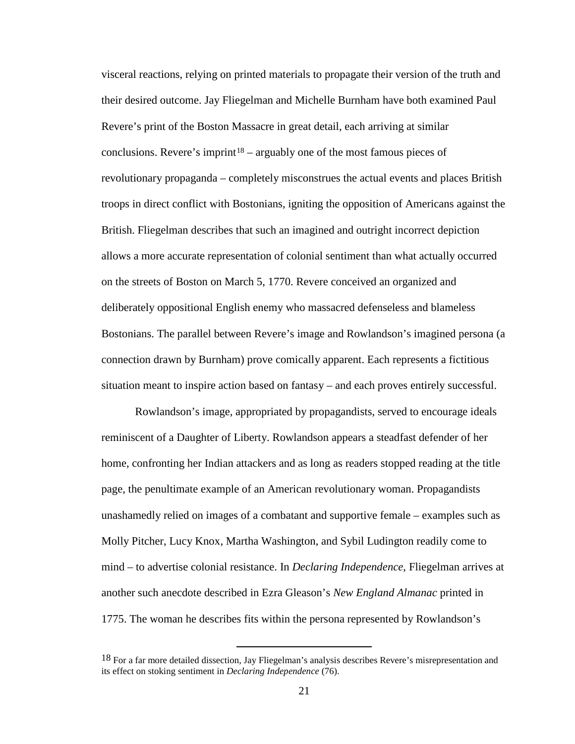visceral reactions, relying on printed materials to propagate their version of the truth and their desired outcome. Jay Fliegelman and Michelle Burnham have both examined Paul Revere's print of the Boston Massacre in great detail, each arriving at similar conclusions. Revere's imprint[18] – arguably one of the most famous pieces of revolutionary propaganda – completely misconstrues the actual events and places British troops in direct conflict with Bostonians, igniting the opposition of Americans against the British. Fliegelman describes that such an imagined and outright incorrect depiction allows a more accurate representation of colonial sentiment than what actually occurred on the streets of Boston on March 5, 1770. Revere conceived an organized and deliberately oppositional English enemy who massacred defenseless and blameless Bostonians. The parallel between Revere's image and Rowlandson's imagined persona (a connection drawn by Burnham) prove comically apparent. Each represents a fictitious situation meant to inspire action based on fantasy – and each proves entirely successful.

Rowlandson's image, appropriated by propagandists, served to encourage ideals reminiscent of a Daughter of Liberty. Rowlandson appears a steadfast defender of her home, confronting her Indian attackers and as long as readers stopped reading at the title page, the penultimate example of an American revolutionary woman. Propagandists unashamedly relied on images of a combatant and supportive female – examples such as Molly Pitcher, Lucy Knox, Martha Washington, and Sybil Ludington readily come to mind – to advertise colonial resistance. In *Declaring Independence*, Fliegelman arrives at another such anecdote described in Ezra Gleason's *New England Almanac* printed in 1775. The woman he describes fits within the persona represented by Rowlandson's

---

[18] For a far more detailed dissection, Jay Fliegelman's analysis describes Revere's misrepresentation and its effect on stoking sentiment in *Declaring Independence* (76).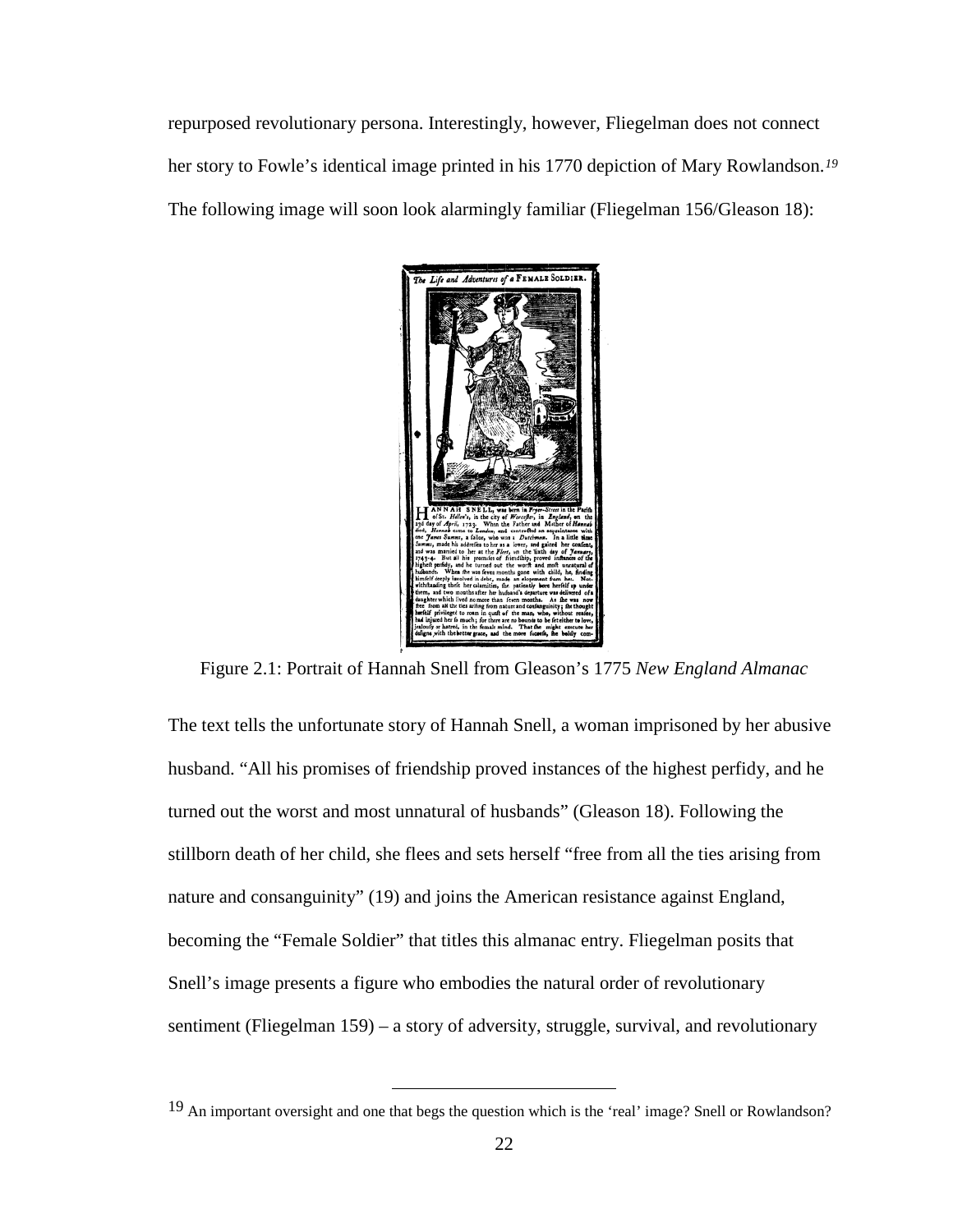repurposed revolutionary persona. Interestingly, however, Fliegelman does not connect her story to Fowle's identical image printed in his 1770 depiction of Mary Rowlandson.[19] The following image will soon look alarmingly familiar (Fliegelman 156/Gleason 18):

Figure 2.1: Portrait of Hannah Snell from Gleason's 1775 *New England Almanac*

The text tells the unfortunate story of Hannah Snell, a woman imprisoned by her abusive husband. "All his promises of friendship proved instances of the highest perfidy, and he turned out the worst and most unnatural of husbands" (Gleason 18). Following the stillborn death of her child, she flees and sets herself "free from all the ties arising from nature and consanguinity" (19) and joins the American resistance against England, becoming the "Female Soldier" that titles this almanac entry. Fliegelman posits that Snell's image presents a figure who embodies the natural order of revolutionary sentiment (Fliegelman 159) – a story of adversity, struggle, survival, and revolutionary

[19] An important oversight and one that begs the question which is the 'real' image? Snell or Rowlandson?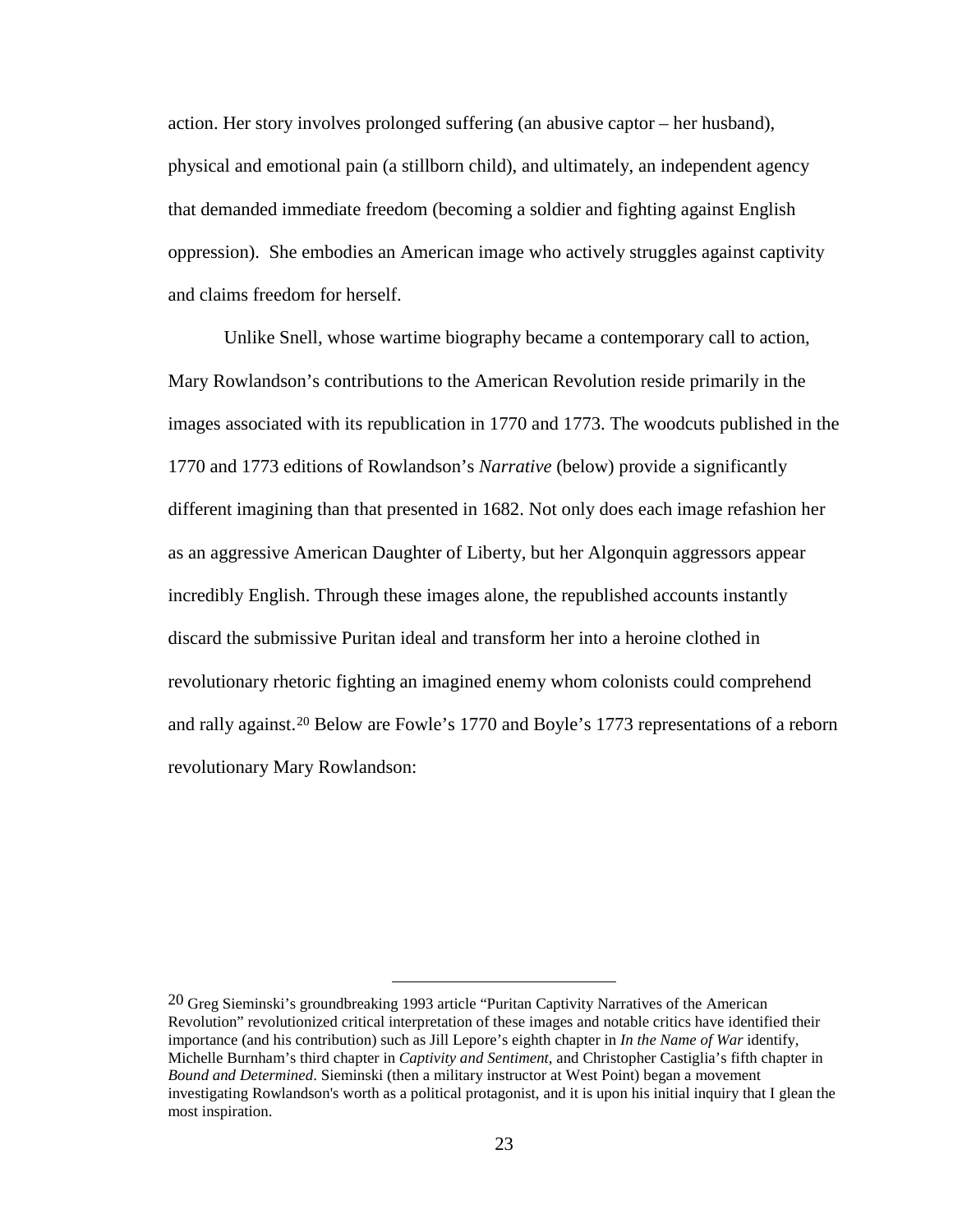action. Her story involves prolonged suffering (an abusive captor – her husband), physical and emotional pain (a stillborn child), and ultimately, an independent agency that demanded immediate freedom (becoming a soldier and fighting against English oppression). She embodies an American image who actively struggles against captivity and claims freedom for herself.

Unlike Snell, whose wartime biography became a contemporary call to action, Mary Rowlandson's contributions to the American Revolution reside primarily in the images associated with its republication in 1770 and 1773. The woodcuts published in the 1770 and 1773 editions of Rowlandson's *Narrative* (below) provide a significantly different imagining than that presented in 1682. Not only does each image refashion her as an aggressive American Daughter of Liberty, but her Algonquin aggressors appear incredibly English. Through these images alone, the republished accounts instantly discard the submissive Puritan ideal and transform her into a heroine clothed in revolutionary rhetoric fighting an imagined enemy whom colonists could comprehend and rally against.[20] Below are Fowle's 1770 and Boyle's 1773 representations of a reborn revolutionary Mary Rowlandson:

---

[20] Greg Sieminski's groundbreaking 1993 article "Puritan Captivity Narratives of the American Revolution" revolutionized critical interpretation of these images and notable critics have identified their importance (and his contribution) such as Jill Lepore's eighth chapter in *In the Name of War* identify, Michelle Burnham's third chapter in *Captivity and Sentiment*, and Christopher Castiglia's fifth chapter in *Bound and Determined*. Sieminski (then a military instructor at West Point) began a movement investigating Rowlandson's worth as a political protagonist, and it is upon his initial inquiry that I glean the most inspiration.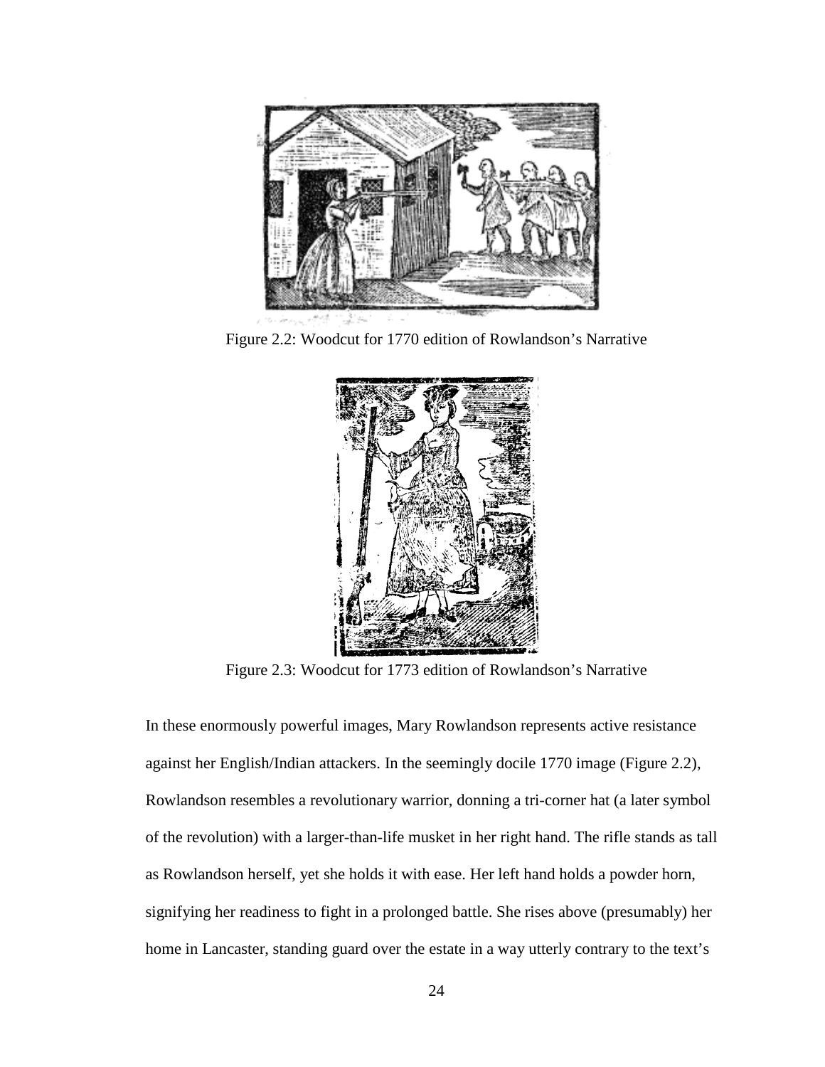Figure 2.2: Woodcut for 1770 edition of Rowlandson's Narrative

Figure 2.3: Woodcut for 1773 edition of Rowlandson's Narrative

In these enormously powerful images, Mary Rowlandson represents active resistance against her English/Indian attackers. In the seemingly docile 1770 image (Figure 2.2), Rowlandson resembles a revolutionary warrior, donning a tri-corner hat (a later symbol of the revolution) with a larger-than-life musket in her right hand. The rifle stands as tall as Rowlandson herself, yet she holds it with ease. Her left hand holds a powder horn, signifying her readiness to fight in a prolonged battle. She rises above (presumably) her home in Lancaster, standing guard over the estate in a way utterly contrary to the text's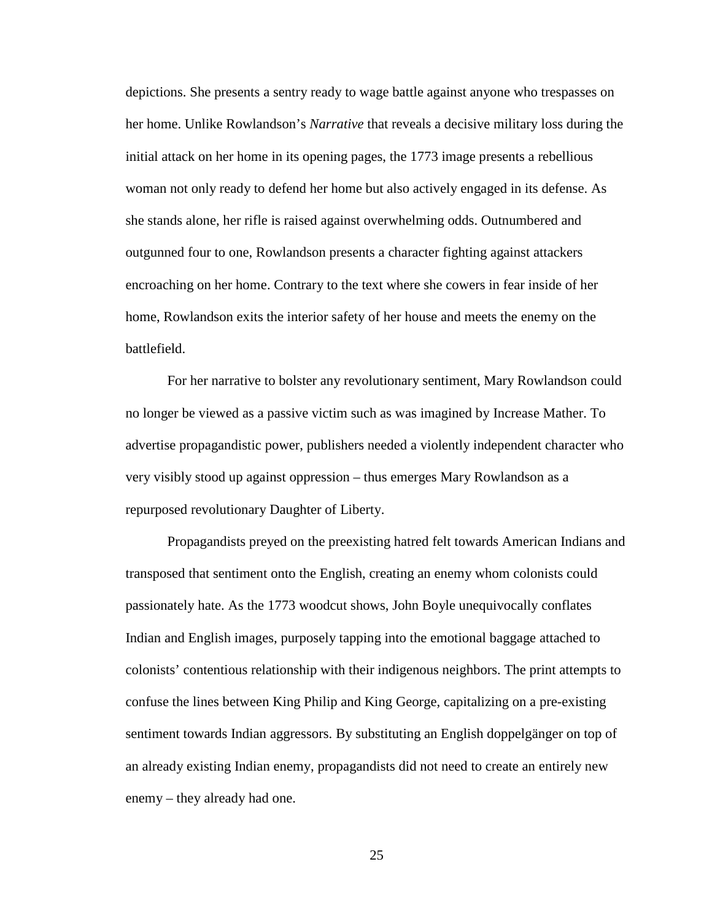depictions. She presents a sentry ready to wage battle against anyone who trespasses on her home. Unlike Rowlandson's *Narrative* that reveals a decisive military loss during the initial attack on her home in its opening pages, the 1773 image presents a rebellious woman not only ready to defend her home but also actively engaged in its defense. As she stands alone, her rifle is raised against overwhelming odds. Outnumbered and outgunned four to one, Rowlandson presents a character fighting against attackers encroaching on her home. Contrary to the text where she cowers in fear inside of her home, Rowlandson exits the interior safety of her house and meets the enemy on the battlefield.

For her narrative to bolster any revolutionary sentiment, Mary Rowlandson could no longer be viewed as a passive victim such as was imagined by Increase Mather. To advertise propagandistic power, publishers needed a violently independent character who very visibly stood up against oppression – thus emerges Mary Rowlandson as a repurposed revolutionary Daughter of Liberty.

Propagandists preyed on the preexisting hatred felt towards American Indians and transposed that sentiment onto the English, creating an enemy whom colonists could passionately hate. As the 1773 woodcut shows, John Boyle unequivocally conflates Indian and English images, purposely tapping into the emotional baggage attached to colonists' contentious relationship with their indigenous neighbors. The print attempts to confuse the lines between King Philip and King George, capitalizing on a pre-existing sentiment towards Indian aggressors. By substituting an English doppelgänger on top of an already existing Indian enemy, propagandists did not need to create an entirely new enemy – they already had one.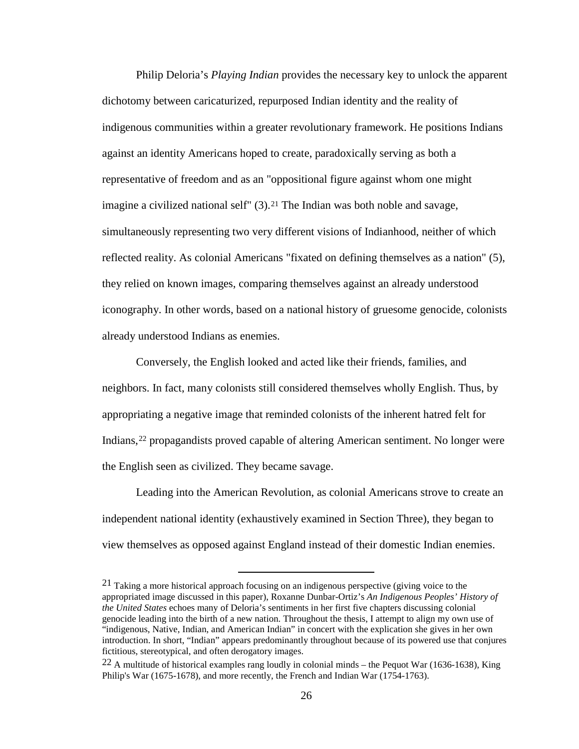Philip Deloria's *Playing Indian* provides the necessary key to unlock the apparent dichotomy between caricaturized, repurposed Indian identity and the reality of indigenous communities within a greater revolutionary framework. He positions Indians against an identity Americans hoped to create, paradoxically serving as both a representative of freedom and as an "oppositional figure against whom one might imagine a civilized national self" (3).[21] The Indian was both noble and savage, simultaneously representing two very different visions of Indianhood, neither of which reflected reality. As colonial Americans "fixated on defining themselves as a nation" (5), they relied on known images, comparing themselves against an already understood iconography. In other words, based on a national history of gruesome genocide, colonists already understood Indians as enemies.

Conversely, the English looked and acted like their friends, families, and neighbors. In fact, many colonists still considered themselves wholly English. Thus, by appropriating a negative image that reminded colonists of the inherent hatred felt for Indians,[22] propagandists proved capable of altering American sentiment. No longer were the English seen as civilized. They became savage.

Leading into the American Revolution, as colonial Americans strove to create an independent national identity (exhaustively examined in Section Three), they began to view themselves as opposed against England instead of their domestic Indian enemies.

---

[21] Taking a more historical approach focusing on an indigenous perspective (giving voice to the appropriated image discussed in this paper), Roxanne Dunbar-Ortiz's *An Indigenous Peoples' History of the United States* echoes many of Deloria's sentiments in her first five chapters discussing colonial genocide leading into the birth of a new nation. Throughout the thesis, I attempt to align my own use of "indigenous, Native, Indian, and American Indian" in concert with the explication she gives in her own introduction. In short, "Indian" appears predominantly throughout because of its powered use that conjures fictitious, stereotypical, and often derogatory images.

[22] A multitude of historical examples rang loudly in colonial minds – the Pequot War (1636-1638), King Philip's War (1675-1678), and more recently, the French and Indian War (1754-1763).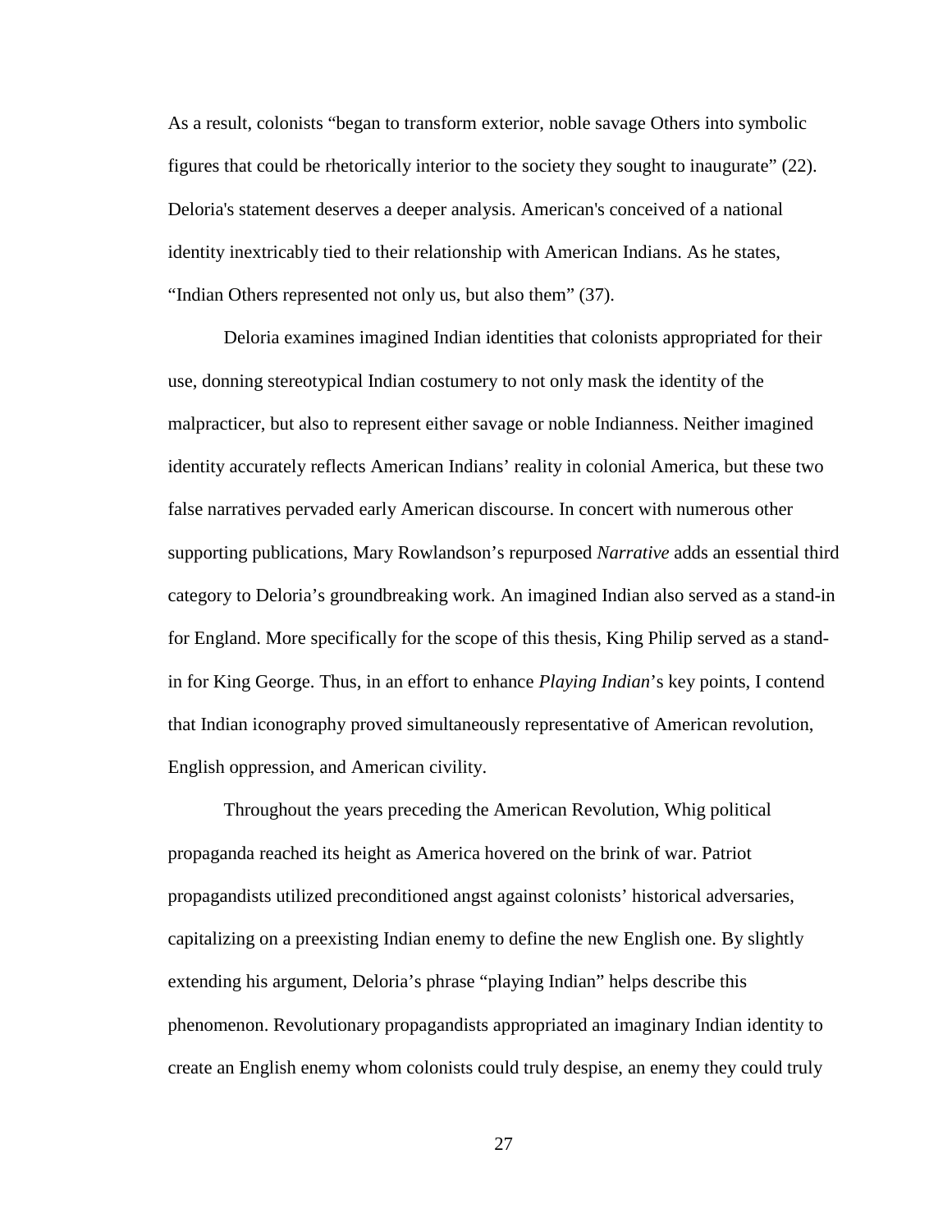As a result, colonists "began to transform exterior, noble savage Others into symbolic figures that could be rhetorically interior to the society they sought to inaugurate" (22). Deloria's statement deserves a deeper analysis. American's conceived of a national identity inextricably tied to their relationship with American Indians. As he states, "Indian Others represented not only us, but also them" (37).

Deloria examines imagined Indian identities that colonists appropriated for their use, donning stereotypical Indian costumery to not only mask the identity of the malpracticer, but also to represent either savage or noble Indianness. Neither imagined identity accurately reflects American Indians' reality in colonial America, but these two false narratives pervaded early American discourse. In concert with numerous other supporting publications, Mary Rowlandson's repurposed *Narrative* adds an essential third category to Deloria's groundbreaking work. An imagined Indian also served as a stand-in for England. More specifically for the scope of this thesis, King Philip served as a stand-in for King George. Thus, in an effort to enhance *Playing Indian*'s key points, I contend that Indian iconography proved simultaneously representative of American revolution, English oppression, and American civility.

Throughout the years preceding the American Revolution, Whig political propaganda reached its height as America hovered on the brink of war. Patriot propagandists utilized preconditioned angst against colonists' historical adversaries, capitalizing on a preexisting Indian enemy to define the new English one. By slightly extending his argument, Deloria's phrase "playing Indian" helps describe this phenomenon. Revolutionary propagandists appropriated an imaginary Indian identity to create an English enemy whom colonists could truly despise, an enemy they could truly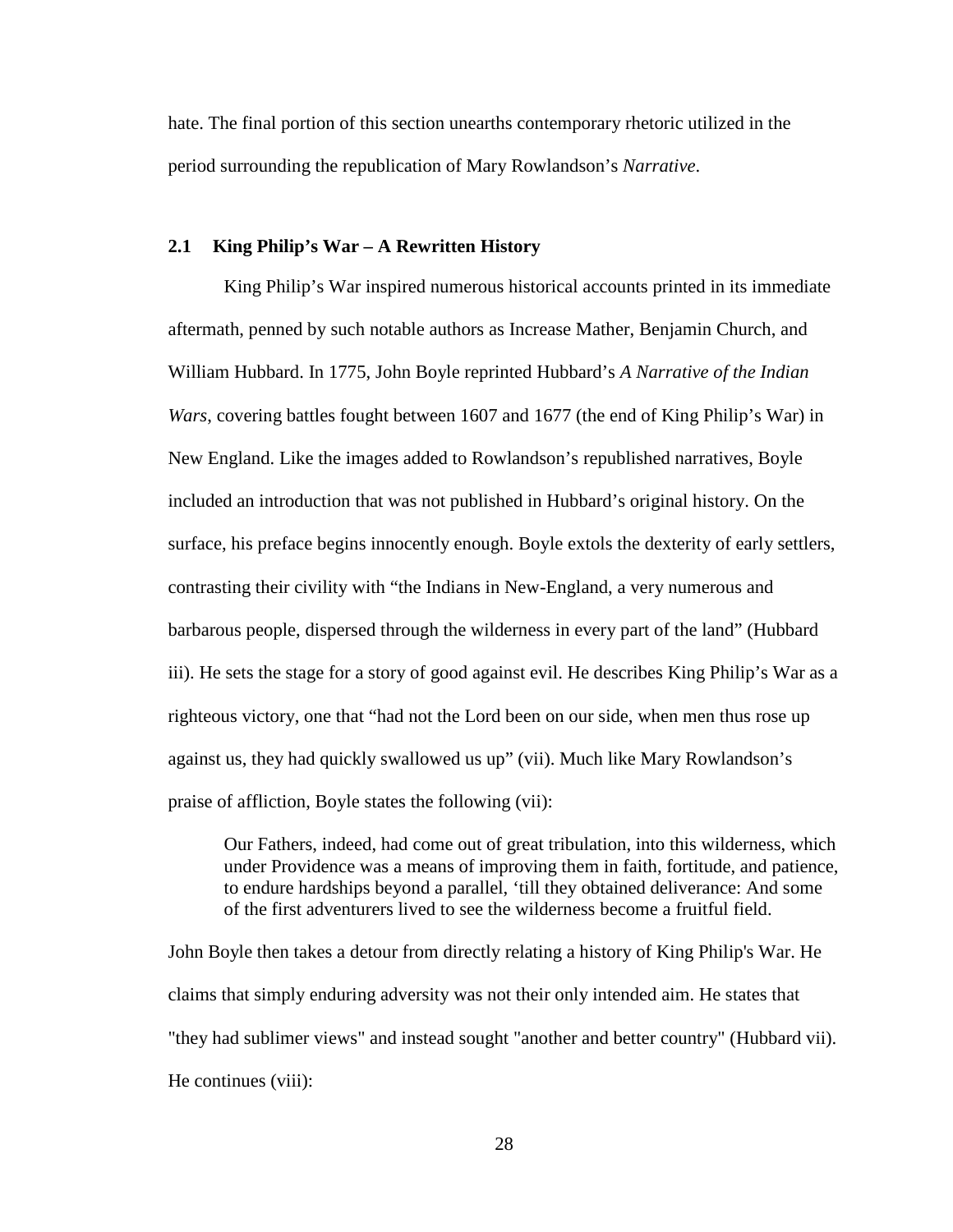hate. The final portion of this section unearths contemporary rhetoric utilized in the period surrounding the republication of Mary Rowlandson's *Narrative*.

## 2.1 King Philip's War – A Rewritten History

King Philip's War inspired numerous historical accounts printed in its immediate aftermath, penned by such notable authors as Increase Mather, Benjamin Church, and William Hubbard. In 1775, John Boyle reprinted Hubbard's *A Narrative of the Indian Wars*, covering battles fought between 1607 and 1677 (the end of King Philip's War) in New England. Like the images added to Rowlandson's republished narratives, Boyle included an introduction that was not published in Hubbard's original history. On the surface, his preface begins innocently enough. Boyle extols the dexterity of early settlers, contrasting their civility with "the Indians in New-England, a very numerous and barbarous people, dispersed through the wilderness in every part of the land" (Hubbard iii). He sets the stage for a story of good against evil. He describes King Philip's War as a righteous victory, one that "had not the Lord been on our side, when men thus rose up against us, they had quickly swallowed us up" (vii). Much like Mary Rowlandson's praise of affliction, Boyle states the following (vii):

> Our Fathers, indeed, had come out of great tribulation, into this wilderness, which under Providence was a means of improving them in faith, fortitude, and patience, to endure hardships beyond a parallel, 'till they obtained deliverance: And some of the first adventurers lived to see the wilderness become a fruitful field.

John Boyle then takes a detour from directly relating a history of King Philip's War. He claims that simply enduring adversity was not their only intended aim. He states that "they had sublimer views" and instead sought "another and better country" (Hubbard vii). He continues (viii):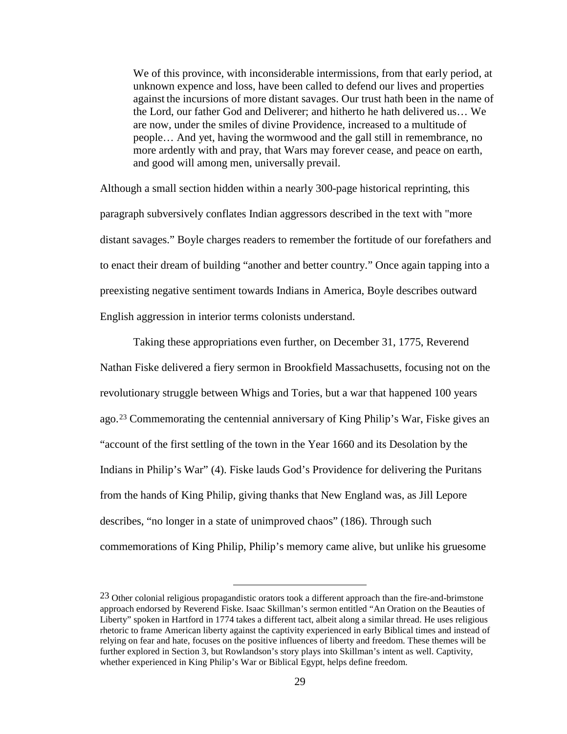> We of this province, with inconsiderable intermissions, from that early period, at unknown expence and loss, have been called to defend our lives and properties against the incursions of more distant savages. Our trust hath been in the name of the Lord, our father God and Deliverer; and hitherto he hath delivered us… We are now, under the smiles of divine Providence, increased to a multitude of people… And yet, having the wormwood and the gall still in remembrance, no more ardently with and pray, that Wars may forever cease, and peace on earth, and good will among men, universally prevail.

Although a small section hidden within a nearly 300-page historical reprinting, this paragraph subversively conflates Indian aggressors described in the text with "more distant savages." Boyle charges readers to remember the fortitude of our forefathers and to enact their dream of building "another and better country." Once again tapping into a preexisting negative sentiment towards Indians in America, Boyle describes outward English aggression in interior terms colonists understand.

Taking these appropriations even further, on December 31, 1775, Reverend Nathan Fiske delivered a fiery sermon in Brookfield Massachusetts, focusing not on the revolutionary struggle between Whigs and Tories, but a war that happened 100 years ago.[23] Commemorating the centennial anniversary of King Philip's War, Fiske gives an "account of the first settling of the town in the Year 1660 and its Desolation by the Indians in Philip's War" (4). Fiske lauds God's Providence for delivering the Puritans from the hands of King Philip, giving thanks that New England was, as Jill Lepore describes, "no longer in a state of unimproved chaos" (186). Through such commemorations of King Philip, Philip's memory came alive, but unlike his gruesome

---

[23] Other colonial religious propagandistic orators took a different approach than the fire-and-brimstone approach endorsed by Reverend Fiske. Isaac Skillman's sermon entitled "An Oration on the Beauties of Liberty" spoken in Hartford in 1774 takes a different tact, albeit along a similar thread. He uses religious rhetoric to frame American liberty against the captivity experienced in early Biblical times and instead of relying on fear and hate, focuses on the positive influences of liberty and freedom. These themes will be further explored in Section 3, but Rowlandson's story plays into Skillman's intent as well. Captivity, whether experienced in King Philip's War or Biblical Egypt, helps define freedom.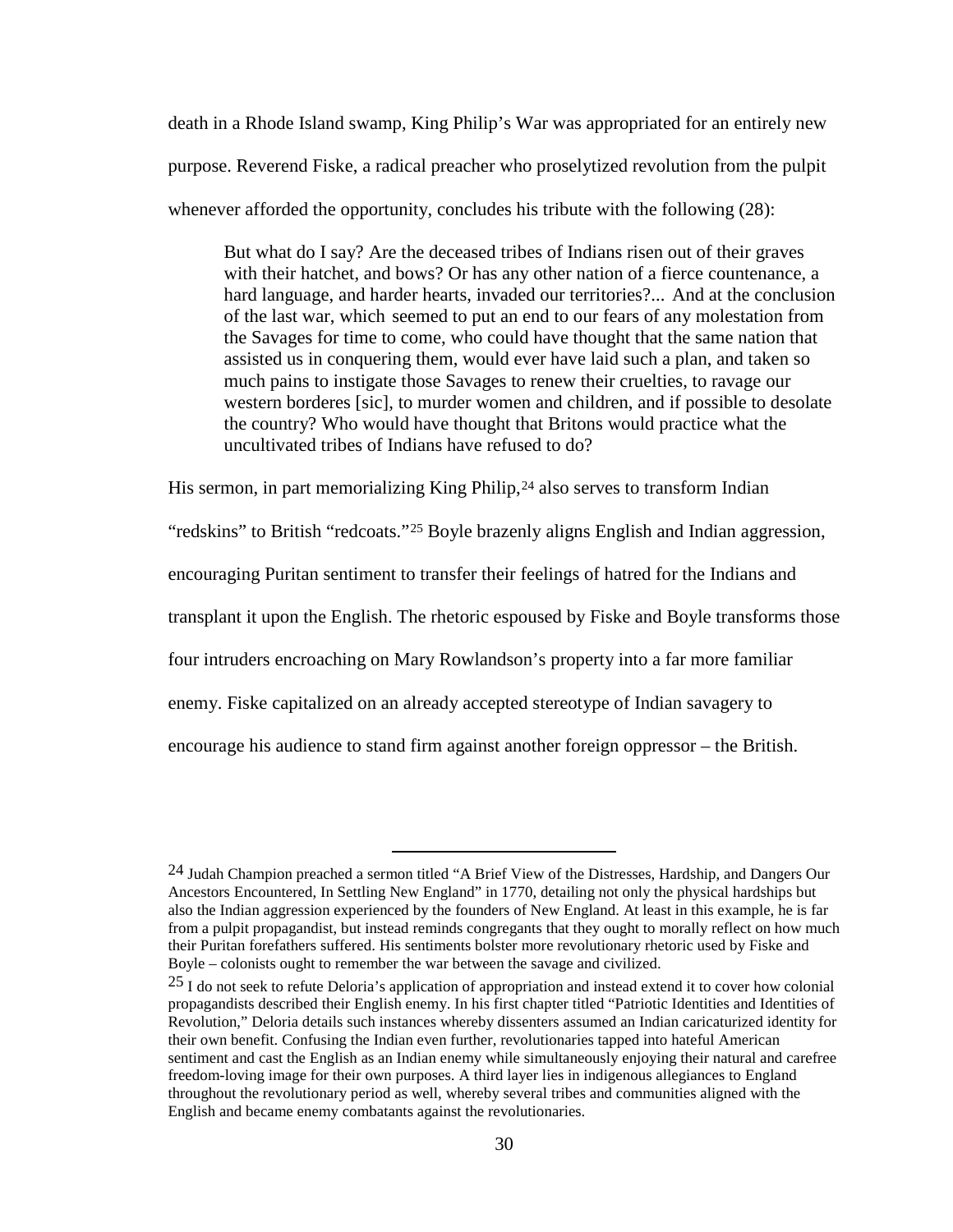death in a Rhode Island swamp, King Philip's War was appropriated for an entirely new purpose. Reverend Fiske, a radical preacher who proselytized revolution from the pulpit whenever afforded the opportunity, concludes his tribute with the following (28):

> But what do I say? Are the deceased tribes of Indians risen out of their graves with their hatchet, and bows? Or has any other nation of a fierce countenance, a hard language, and harder hearts, invaded our territories?... And at the conclusion of the last war, which seemed to put an end to our fears of any molestation from the Savages for time to come, who could have thought that the same nation that assisted us in conquering them, would ever have laid such a plan, and taken so much pains to instigate those Savages to renew their cruelties, to ravage our western borderes [sic], to murder women and children, and if possible to desolate the country? Who would have thought that Britons would practice what the uncultivated tribes of Indians have refused to do?

His sermon, in part memorializing King Philip,[24] also serves to transform Indian "redskins" to British "redcoats."[25] Boyle brazenly aligns English and Indian aggression, encouraging Puritan sentiment to transfer their feelings of hatred for the Indians and transplant it upon the English. The rhetoric espoused by Fiske and Boyle transforms those four intruders encroaching on Mary Rowlandson's property into a far more familiar enemy. Fiske capitalized on an already accepted stereotype of Indian savagery to encourage his audience to stand firm against another foreign oppressor – the British.

---

[24] Judah Champion preached a sermon titled "A Brief View of the Distresses, Hardship, and Dangers Our Ancestors Encountered, In Settling New England" in 1770, detailing not only the physical hardships but also the Indian aggression experienced by the founders of New England. At least in this example, he is far from a pulpit propagandist, but instead reminds congregants that they ought to morally reflect on how much their Puritan forefathers suffered. His sentiments bolster more revolutionary rhetoric used by Fiske and Boyle – colonists ought to remember the war between the savage and civilized.

[25] I do not seek to refute Deloria's application of appropriation and instead extend it to cover how colonial propagandists described their English enemy. In his first chapter titled "Patriotic Identities and Identities of Revolution," Deloria details such instances whereby dissenters assumed an Indian caricaturized identity for their own benefit. Confusing the Indian even further, revolutionaries tapped into hateful American sentiment and cast the English as an Indian enemy while simultaneously enjoying their natural and carefree freedom-loving image for their own purposes. A third layer lies in indigenous allegiances to England throughout the revolutionary period as well, whereby several tribes and communities aligned with the English and became enemy combatants against the revolutionaries.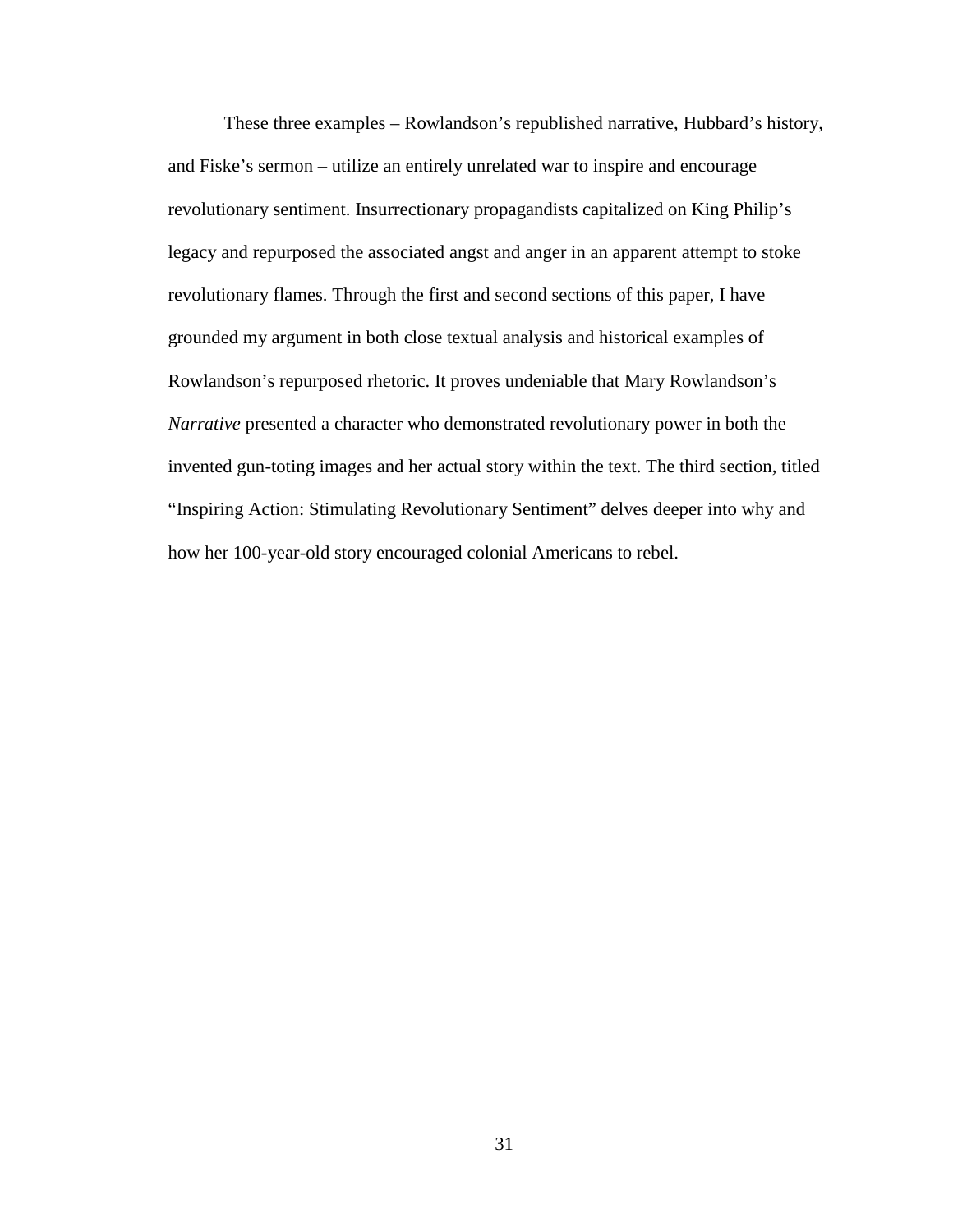These three examples – Rowlandson's republished narrative, Hubbard's history, and Fiske's sermon – utilize an entirely unrelated war to inspire and encourage revolutionary sentiment. Insurrectionary propagandists capitalized on King Philip's legacy and repurposed the associated angst and anger in an apparent attempt to stoke revolutionary flames. Through the first and second sections of this paper, I have grounded my argument in both close textual analysis and historical examples of Rowlandson's repurposed rhetoric. It proves undeniable that Mary Rowlandson's *Narrative* presented a character who demonstrated revolutionary power in both the invented gun-toting images and her actual story within the text. The third section, titled "Inspiring Action: Stimulating Revolutionary Sentiment" delves deeper into why and how her 100-year-old story encouraged colonial Americans to rebel.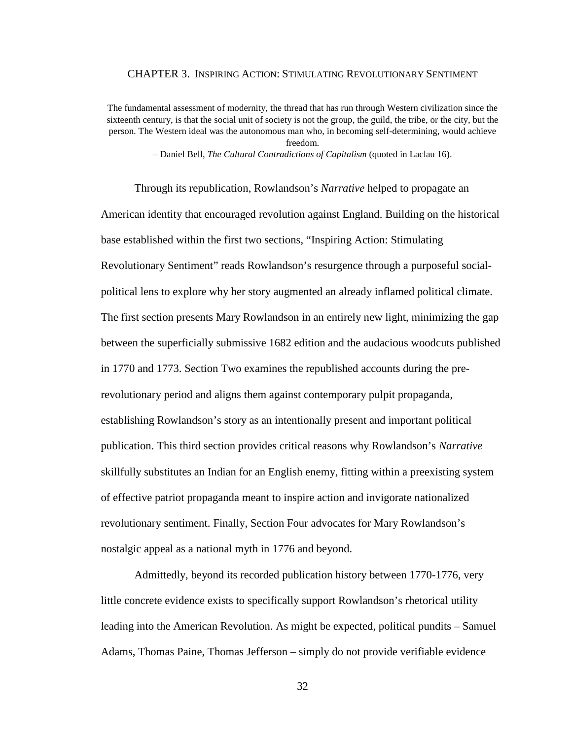# CHAPTER 3. Inspiring Action: Stimulating Revolutionary Sentiment

> The fundamental assessment of modernity, the thread that has run through Western civilization since the sixteenth century, is that the social unit of society is not the group, the guild, the tribe, or the city, but the person. The Western ideal was the autonomous man who, in becoming self-determining, would achieve freedom.
>
> – Daniel Bell, *The Cultural Contradictions of Capitalism* (quoted in Laclau 16).

Through its republication, Rowlandson's *Narrative* helped to propagate an American identity that encouraged revolution against England. Building on the historical base established within the first two sections, "Inspiring Action: Stimulating Revolutionary Sentiment" reads Rowlandson's resurgence through a purposeful social-political lens to explore why her story augmented an already inflamed political climate. The first section presents Mary Rowlandson in an entirely new light, minimizing the gap between the superficially submissive 1682 edition and the audacious woodcuts published in 1770 and 1773. Section Two examines the republished accounts during the pre-revolutionary period and aligns them against contemporary pulpit propaganda, establishing Rowlandson's story as an intentionally present and important political publication. This third section provides critical reasons why Rowlandson's *Narrative* skillfully substitutes an Indian for an English enemy, fitting within a preexisting system of effective patriot propaganda meant to inspire action and invigorate nationalized revolutionary sentiment. Finally, Section Four advocates for Mary Rowlandson's nostalgic appeal as a national myth in 1776 and beyond.

Admittedly, beyond its recorded publication history between 1770-1776, very little concrete evidence exists to specifically support Rowlandson's rhetorical utility leading into the American Revolution. As might be expected, political pundits – Samuel Adams, Thomas Paine, Thomas Jefferson – simply do not provide verifiable evidence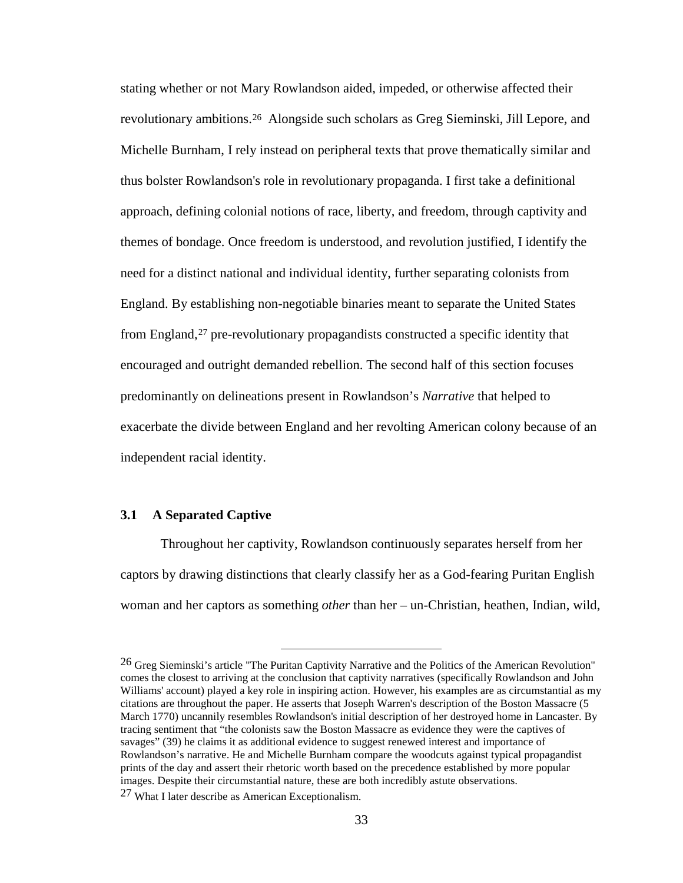stating whether or not Mary Rowlandson aided, impeded, or otherwise affected their revolutionary ambitions.[26] Alongside such scholars as Greg Sieminski, Jill Lepore, and Michelle Burnham, I rely instead on peripheral texts that prove thematically similar and thus bolster Rowlandson's role in revolutionary propaganda. I first take a definitional approach, defining colonial notions of race, liberty, and freedom, through captivity and themes of bondage. Once freedom is understood, and revolution justified, I identify the need for a distinct national and individual identity, further separating colonists from England. By establishing non-negotiable binaries meant to separate the United States from England,[27] pre-revolutionary propagandists constructed a specific identity that encouraged and outright demanded rebellion. The second half of this section focuses predominantly on delineations present in Rowlandson's *Narrative* that helped to exacerbate the divide between England and her revolting American colony because of an independent racial identity.

### 3.1 A Separated Captive

Throughout her captivity, Rowlandson continuously separates herself from her captors by drawing distinctions that clearly classify her as a God-fearing Puritan English woman and her captors as something *other* than her – un-Christian, heathen, Indian, wild,

---

[26] Greg Sieminski's article "The Puritan Captivity Narrative and the Politics of the American Revolution" comes the closest to arriving at the conclusion that captivity narratives (specifically Rowlandson and John Williams' account) played a key role in inspiring action. However, his examples are as circumstantial as my citations are throughout the paper. He asserts that Joseph Warren's description of the Boston Massacre (5 March 1770) uncannily resembles Rowlandson's initial description of her destroyed home in Lancaster. By tracing sentiment that "the colonists saw the Boston Massacre as evidence they were the captives of savages" (39) he claims it as additional evidence to suggest renewed interest and importance of Rowlandson's narrative. He and Michelle Burnham compare the woodcuts against typical propagandist prints of the day and assert their rhetoric worth based on the precedence established by more popular images. Despite their circumstantial nature, these are both incredibly astute observations.

[27] What I later describe as American Exceptionalism.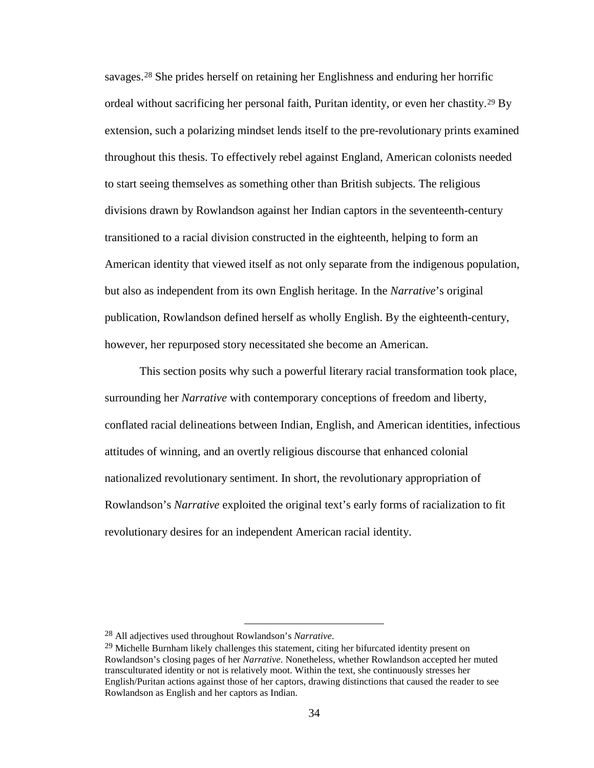savages.[28] She prides herself on retaining her Englishness and enduring her horrific ordeal without sacrificing her personal faith, Puritan identity, or even her chastity.[29] By extension, such a polarizing mindset lends itself to the pre-revolutionary prints examined throughout this thesis. To effectively rebel against England, American colonists needed to start seeing themselves as something other than British subjects. The religious divisions drawn by Rowlandson against her Indian captors in the seventeenth-century transitioned to a racial division constructed in the eighteenth, helping to form an American identity that viewed itself as not only separate from the indigenous population, but also as independent from its own English heritage. In the *Narrative*'s original publication, Rowlandson defined herself as wholly English. By the eighteenth-century, however, her repurposed story necessitated she become an American.

This section posits why such a powerful literary racial transformation took place, surrounding her *Narrative* with contemporary conceptions of freedom and liberty, conflated racial delineations between Indian, English, and American identities, infectious attitudes of winning, and an overtly religious discourse that enhanced colonial nationalized revolutionary sentiment. In short, the revolutionary appropriation of Rowlandson's *Narrative* exploited the original text's early forms of racialization to fit revolutionary desires for an independent American racial identity.

---

[28] All adjectives used throughout Rowlandson's *Narrative*.

[29] Michelle Burnham likely challenges this statement, citing her bifurcated identity present on Rowlandson's closing pages of her *Narrative*. Nonetheless, whether Rowlandson accepted her muted transculturated identity or not is relatively moot. Within the text, she continuously stresses her English/Puritan actions against those of her captors, drawing distinctions that caused the reader to see Rowlandson as English and her captors as Indian.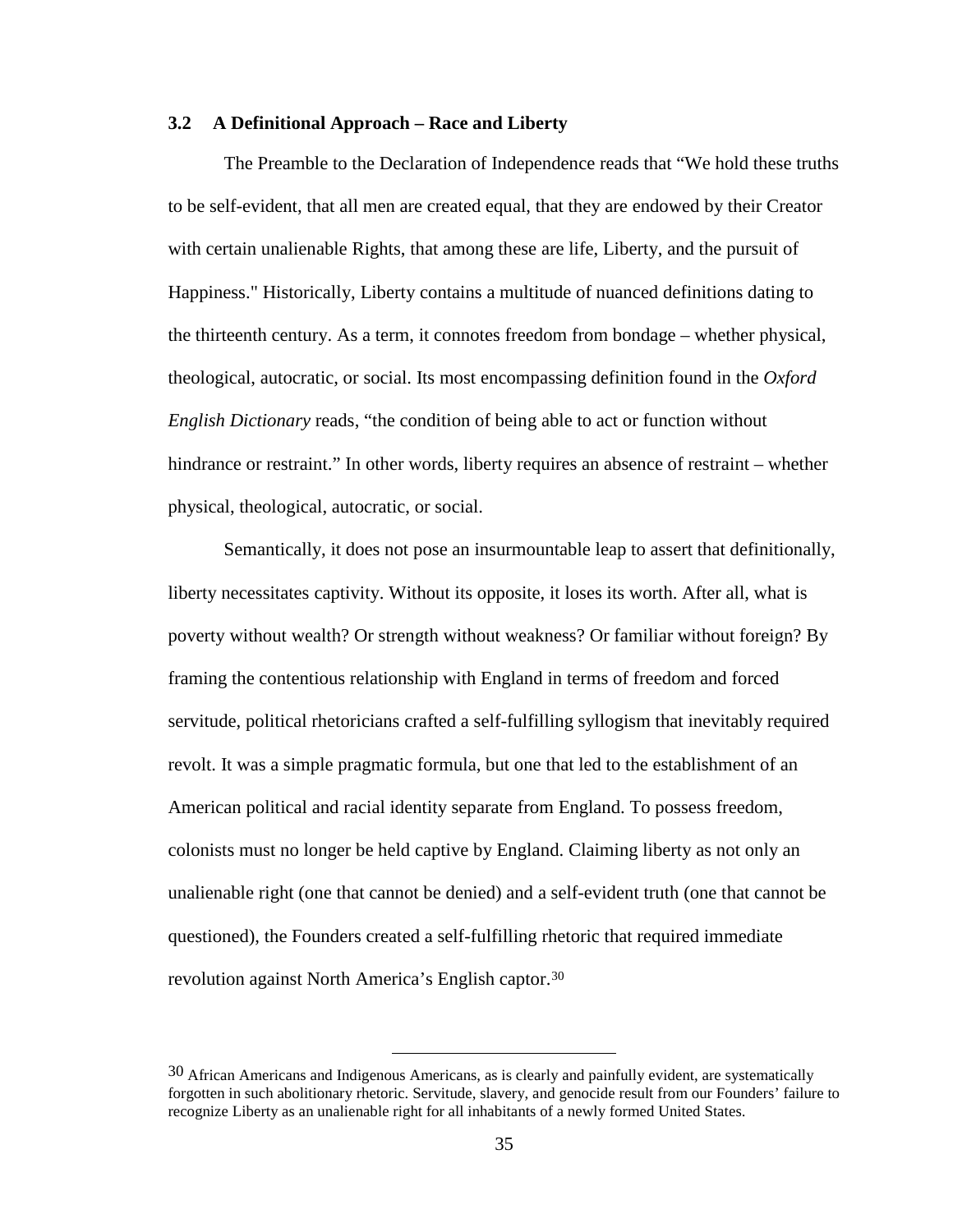### 3.2 A Definitional Approach – Race and Liberty

The Preamble to the Declaration of Independence reads that "We hold these truths to be self-evident, that all men are created equal, that they are endowed by their Creator with certain unalienable Rights, that among these are life, Liberty, and the pursuit of Happiness." Historically, Liberty contains a multitude of nuanced definitions dating to the thirteenth century. As a term, it connotes freedom from bondage – whether physical, theological, autocratic, or social. Its most encompassing definition found in the *Oxford English Dictionary* reads, "the condition of being able to act or function without hindrance or restraint." In other words, liberty requires an absence of restraint – whether physical, theological, autocratic, or social.

Semantically, it does not pose an insurmountable leap to assert that definitionally, liberty necessitates captivity. Without its opposite, it loses its worth. After all, what is poverty without wealth? Or strength without weakness? Or familiar without foreign? By framing the contentious relationship with England in terms of freedom and forced servitude, political rhetoricians crafted a self-fulfilling syllogism that inevitably required revolt. It was a simple pragmatic formula, but one that led to the establishment of an American political and racial identity separate from England. To possess freedom, colonists must no longer be held captive by England. Claiming liberty as not only an unalienable right (one that cannot be denied) and a self-evident truth (one that cannot be questioned), the Founders created a self-fulfilling rhetoric that required immediate revolution against North America's English captor.[30]

---

[30] African Americans and Indigenous Americans, as is clearly and painfully evident, are systematically forgotten in such abolitionary rhetoric. Servitude, slavery, and genocide result from our Founders' failure to recognize Liberty as an unalienable right for all inhabitants of a newly formed United States.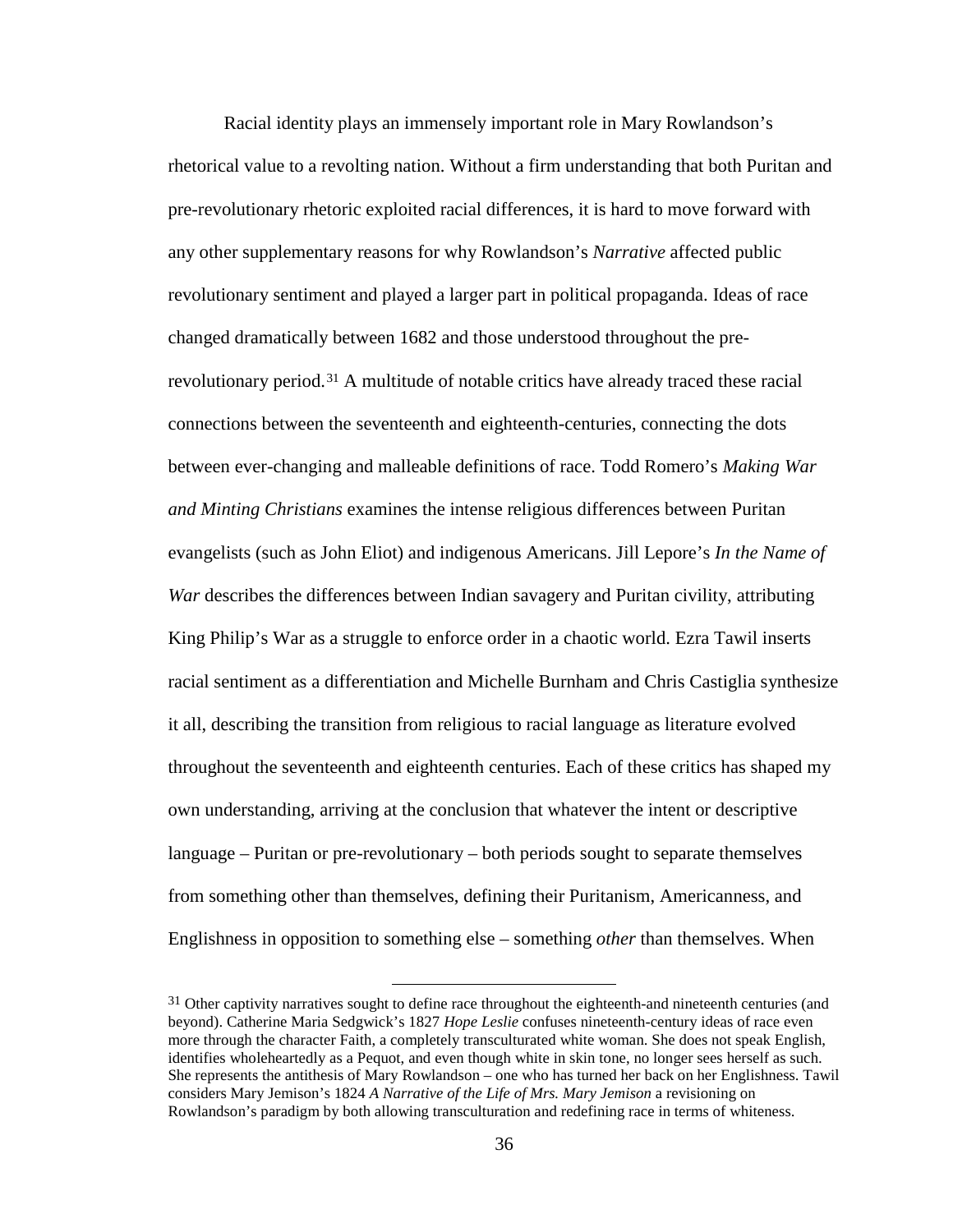Racial identity plays an immensely important role in Mary Rowlandson's rhetorical value to a revolting nation. Without a firm understanding that both Puritan and pre-revolutionary rhetoric exploited racial differences, it is hard to move forward with any other supplementary reasons for why Rowlandson's *Narrative* affected public revolutionary sentiment and played a larger part in political propaganda. Ideas of race changed dramatically between 1682 and those understood throughout the pre-revolutionary period.[31] A multitude of notable critics have already traced these racial connections between the seventeenth and eighteenth-centuries, connecting the dots between ever-changing and malleable definitions of race. Todd Romero's *Making War and Minting Christians* examines the intense religious differences between Puritan evangelists (such as John Eliot) and indigenous Americans. Jill Lepore's *In the Name of War* describes the differences between Indian savagery and Puritan civility, attributing King Philip's War as a struggle to enforce order in a chaotic world. Ezra Tawil inserts racial sentiment as a differentiation and Michelle Burnham and Chris Castiglia synthesize it all, describing the transition from religious to racial language as literature evolved throughout the seventeenth and eighteenth centuries. Each of these critics has shaped my own understanding, arriving at the conclusion that whatever the intent or descriptive language – Puritan or pre-revolutionary – both periods sought to separate themselves from something other than themselves, defining their Puritanism, Americanness, and Englishness in opposition to something else – something *other* than themselves. When

[31] Other captivity narratives sought to define race throughout the eighteenth-and nineteenth centuries (and beyond). Catherine Maria Sedgwick's 1827 *Hope Leslie* confuses nineteenth-century ideas of race even more through the character Faith, a completely transculturated white woman. She does not speak English, identifies wholeheartedly as a Pequot, and even though white in skin tone, no longer sees herself as such. She represents the antithesis of Mary Rowlandson – one who has turned her back on her Englishness. Tawil considers Mary Jemison's 1824 *A Narrative of the Life of Mrs. Mary Jemison* a revisioning on Rowlandson's paradigm by both allowing transculturation and redefining race in terms of whiteness.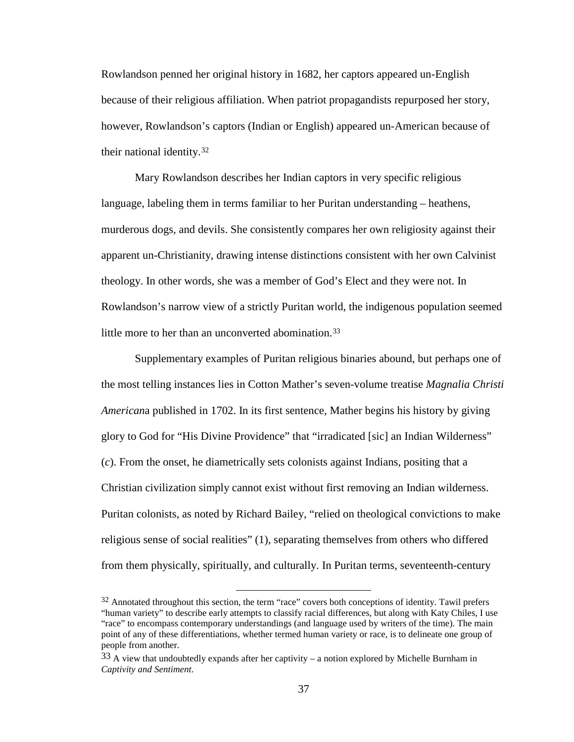Rowlandson penned her original history in 1682, her captors appeared un-English because of their religious affiliation. When patriot propagandists repurposed her story, however, Rowlandson's captors (Indian or English) appeared un-American because of their national identity.[32]

Mary Rowlandson describes her Indian captors in very specific religious language, labeling them in terms familiar to her Puritan understanding – heathens, murderous dogs, and devils. She consistently compares her own religiosity against their apparent un-Christianity, drawing intense distinctions consistent with her own Calvinist theology. In other words, she was a member of God's Elect and they were not. In Rowlandson's narrow view of a strictly Puritan world, the indigenous population seemed little more to her than an unconverted abomination.[33]

Supplementary examples of Puritan religious binaries abound, but perhaps one of the most telling instances lies in Cotton Mather's seven-volume treatise *Magnalia Christi Americana* published in 1702. In its first sentence, Mather begins his history by giving glory to God for "His Divine Providence" that "irradicated [sic] an Indian Wilderness" (*c*). From the onset, he diametrically sets colonists against Indians, positing that a Christian civilization simply cannot exist without first removing an Indian wilderness. Puritan colonists, as noted by Richard Bailey, "relied on theological convictions to make religious sense of social realities" (1), separating themselves from others who differed from them physically, spiritually, and culturally. In Puritan terms, seventeenth-century

---

[32] Annotated throughout this section, the term "race" covers both conceptions of identity. Tawil prefers "human variety" to describe early attempts to classify racial differences, but along with Katy Chiles, I use "race" to encompass contemporary understandings (and language used by writers of the time). The main point of any of these differentiations, whether termed human variety or race, is to delineate one group of people from another.

[33] A view that undoubtedly expands after her captivity – a notion explored by Michelle Burnham in *Captivity and Sentiment*.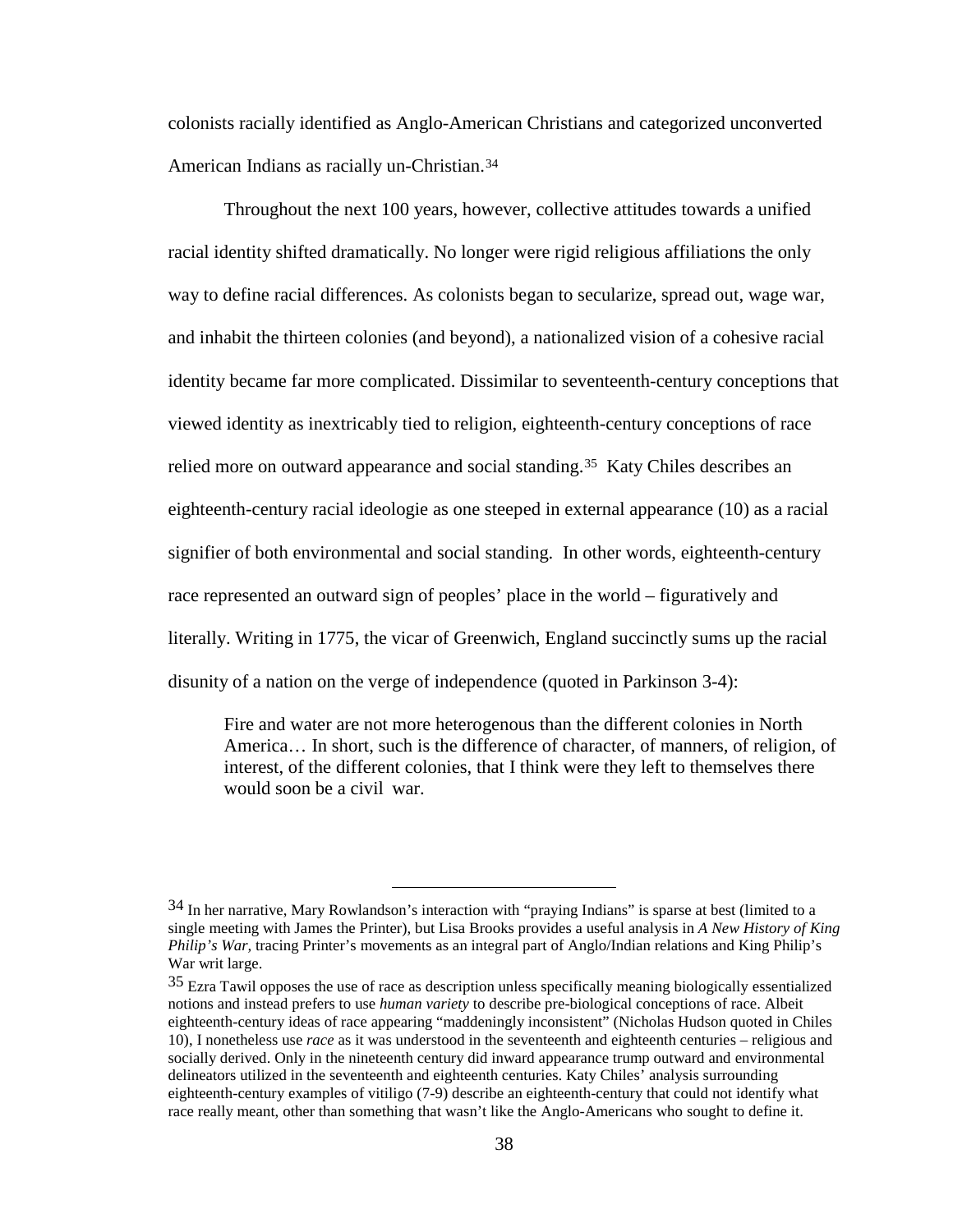colonists racially identified as Anglo-American Christians and categorized unconverted American Indians as racially un-Christian.[34]

Throughout the next 100 years, however, collective attitudes towards a unified racial identity shifted dramatically. No longer were rigid religious affiliations the only way to define racial differences. As colonists began to secularize, spread out, wage war, and inhabit the thirteen colonies (and beyond), a nationalized vision of a cohesive racial identity became far more complicated. Dissimilar to seventeenth-century conceptions that viewed identity as inextricably tied to religion, eighteenth-century conceptions of race relied more on outward appearance and social standing.[35] Katy Chiles describes an eighteenth-century racial ideologie as one steeped in external appearance (10) as a racial signifier of both environmental and social standing. In other words, eighteenth-century race represented an outward sign of peoples' place in the world – figuratively and literally. Writing in 1775, the vicar of Greenwich, England succinctly sums up the racial disunity of a nation on the verge of independence (quoted in Parkinson 3-4):

> Fire and water are not more heterogenous than the different colonies in North America… In short, such is the difference of character, of manners, of religion, of interest, of the different colonies, that I think were they left to themselves there would soon be a civil war.

---

[34] In her narrative, Mary Rowlandson's interaction with "praying Indians" is sparse at best (limited to a single meeting with James the Printer), but Lisa Brooks provides a useful analysis in *A New History of King Philip's War,* tracing Printer's movements as an integral part of Anglo/Indian relations and King Philip's War writ large.

[35] Ezra Tawil opposes the use of race as description unless specifically meaning biologically essentialized notions and instead prefers to use *human variety* to describe pre-biological conceptions of race. Albeit eighteenth-century ideas of race appearing "maddeningly inconsistent" (Nicholas Hudson quoted in Chiles 10), I nonetheless use *race* as it was understood in the seventeenth and eighteenth centuries – religious and socially derived. Only in the nineteenth century did inward appearance trump outward and environmental delineators utilized in the seventeenth and eighteenth centuries. Katy Chiles' analysis surrounding eighteenth-century examples of vitiligo (7-9) describe an eighteenth-century that could not identify what race really meant, other than something that wasn't like the Anglo-Americans who sought to define it.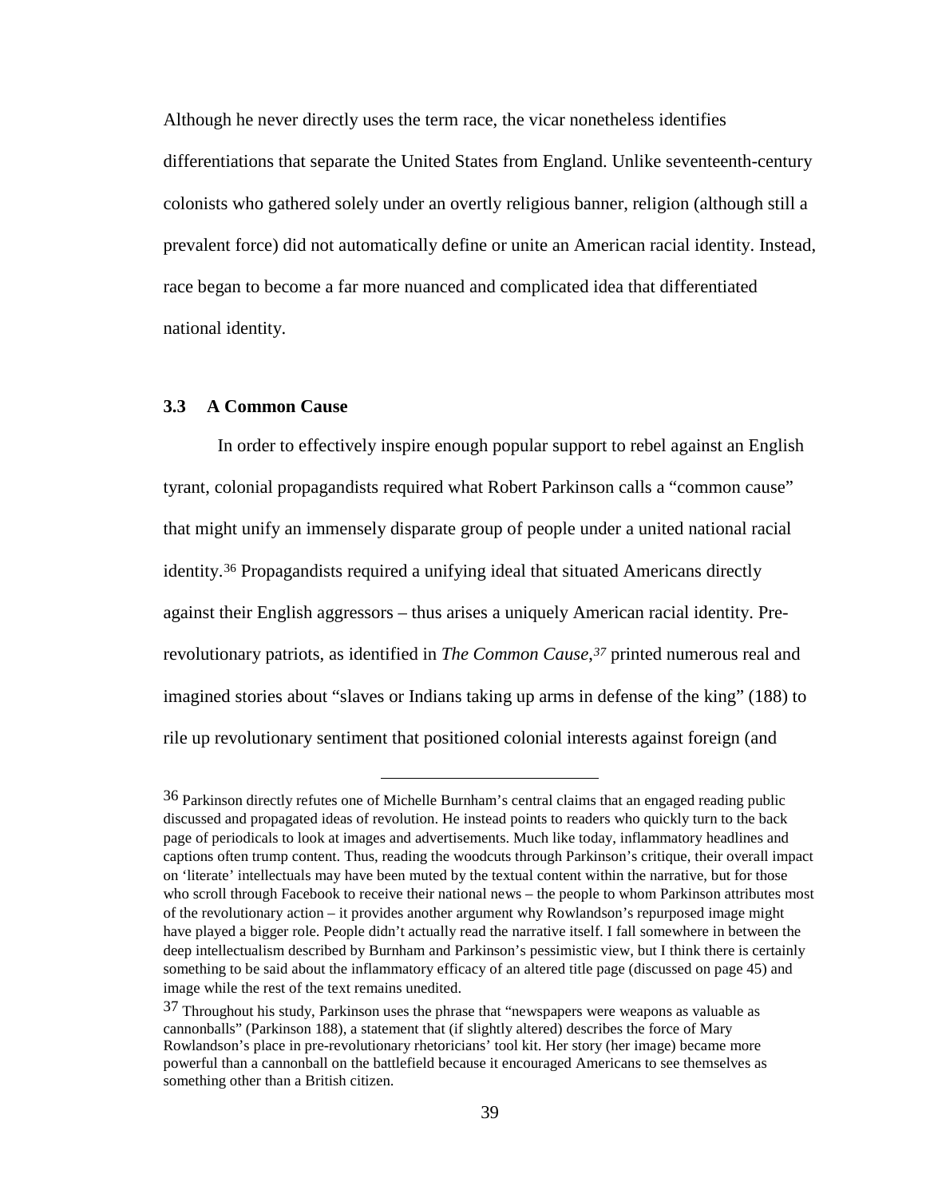Although he never directly uses the term race, the vicar nonetheless identifies differentiations that separate the United States from England. Unlike seventeenth-century colonists who gathered solely under an overtly religious banner, religion (although still a prevalent force) did not automatically define or unite an American racial identity. Instead, race began to become a far more nuanced and complicated idea that differentiated national identity.

### 3.3 A Common Cause

In order to effectively inspire enough popular support to rebel against an English tyrant, colonial propagandists required what Robert Parkinson calls a "common cause" that might unify an immensely disparate group of people under a united national racial identity.[36] Propagandists required a unifying ideal that situated Americans directly against their English aggressors – thus arises a uniquely American racial identity. Pre-revolutionary patriots, as identified in *The Common Cause*,[37] printed numerous real and imagined stories about "slaves or Indians taking up arms in defense of the king" (188) to rile up revolutionary sentiment that positioned colonial interests against foreign (and

---

[36] Parkinson directly refutes one of Michelle Burnham's central claims that an engaged reading public discussed and propagated ideas of revolution. He instead points to readers who quickly turn to the back page of periodicals to look at images and advertisements. Much like today, inflammatory headlines and captions often trump content. Thus, reading the woodcuts through Parkinson's critique, their overall impact on 'literate' intellectuals may have been muted by the textual content within the narrative, but for those who scroll through Facebook to receive their national news – the people to whom Parkinson attributes most of the revolutionary action – it provides another argument why Rowlandson's repurposed image might have played a bigger role. People didn't actually read the narrative itself. I fall somewhere in between the deep intellectualism described by Burnham and Parkinson's pessimistic view, but I think there is certainly something to be said about the inflammatory efficacy of an altered title page (discussed on page 45) and image while the rest of the text remains unedited.

[37] Throughout his study, Parkinson uses the phrase that "newspapers were weapons as valuable as cannonballs" (Parkinson 188), a statement that (if slightly altered) describes the force of Mary Rowlandson's place in pre-revolutionary rhetoricians' tool kit. Her story (her image) became more powerful than a cannonball on the battlefield because it encouraged Americans to see themselves as something other than a British citizen.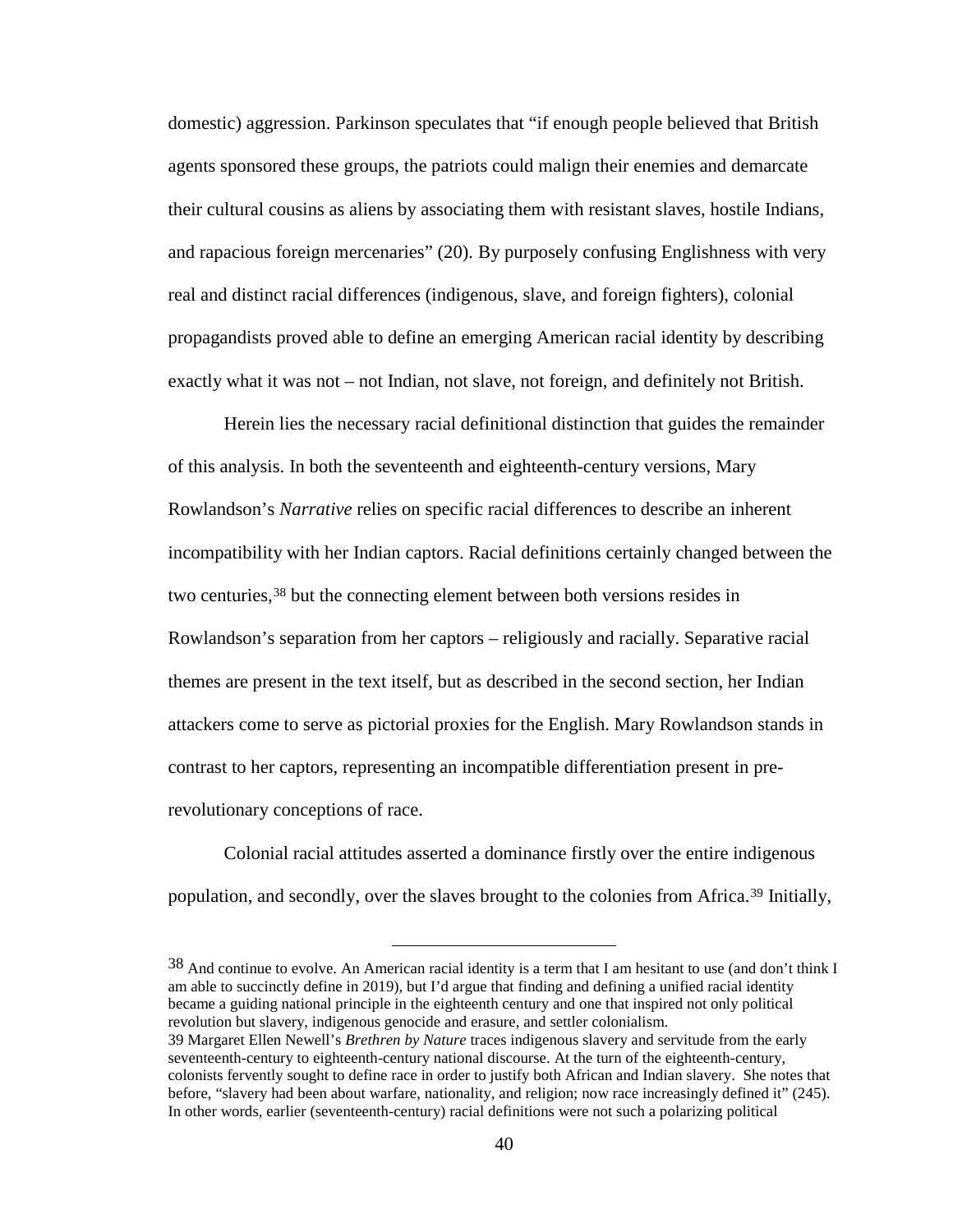domestic) aggression. Parkinson speculates that "if enough people believed that British agents sponsored these groups, the patriots could malign their enemies and demarcate their cultural cousins as aliens by associating them with resistant slaves, hostile Indians, and rapacious foreign mercenaries" (20). By purposely confusing Englishness with very real and distinct racial differences (indigenous, slave, and foreign fighters), colonial propagandists proved able to define an emerging American racial identity by describing exactly what it was not – not Indian, not slave, not foreign, and definitely not British.

Herein lies the necessary racial definitional distinction that guides the remainder of this analysis. In both the seventeenth and eighteenth-century versions, Mary Rowlandson's *Narrative* relies on specific racial differences to describe an inherent incompatibility with her Indian captors. Racial definitions certainly changed between the two centuries,[38] but the connecting element between both versions resides in Rowlandson's separation from her captors – religiously and racially. Separative racial themes are present in the text itself, but as described in the second section, her Indian attackers come to serve as pictorial proxies for the English. Mary Rowlandson stands in contrast to her captors, representing an incompatible differentiation present in pre-revolutionary conceptions of race.

Colonial racial attitudes asserted a dominance firstly over the entire indigenous population, and secondly, over the slaves brought to the colonies from Africa.[39] Initially,

---

38 And continue to evolve. An American racial identity is a term that I am hesitant to use (and don't think I am able to succinctly define in 2019), but I'd argue that finding and defining a unified racial identity became a guiding national principle in the eighteenth century and one that inspired not only political revolution but slavery, indigenous genocide and erasure, and settler colonialism.

39 Margaret Ellen Newell's *Brethren by Nature* traces indigenous slavery and servitude from the early seventeenth-century to eighteenth-century national discourse. At the turn of the eighteenth-century, colonists fervently sought to define race in order to justify both African and Indian slavery. She notes that before, "slavery had been about warfare, nationality, and religion; now race increasingly defined it" (245). In other words, earlier (seventeenth-century) racial definitions were not such a polarizing political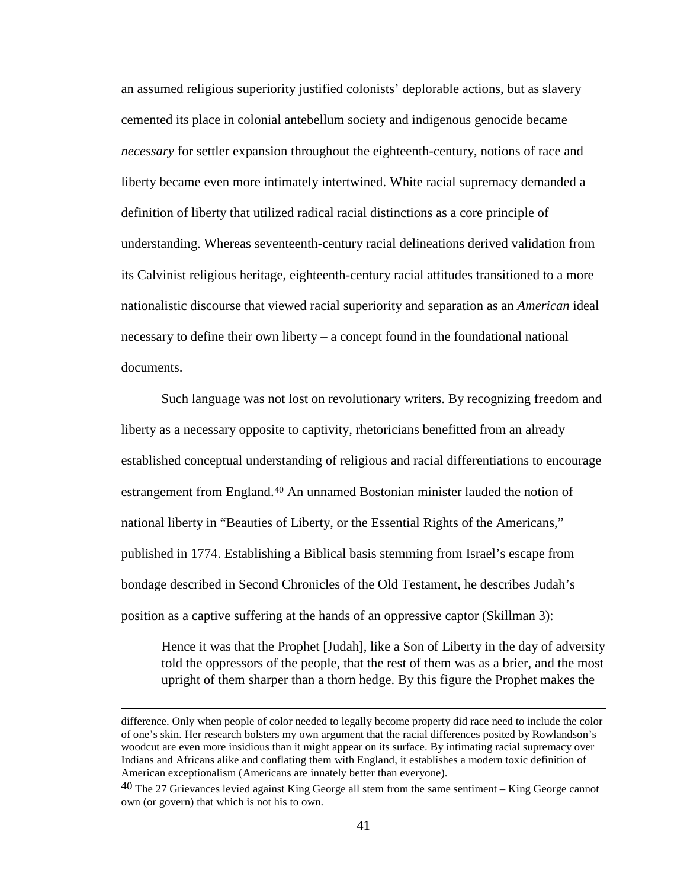an assumed religious superiority justified colonists' deplorable actions, but as slavery cemented its place in colonial antebellum society and indigenous genocide became *necessary* for settler expansion throughout the eighteenth-century, notions of race and liberty became even more intimately intertwined. White racial supremacy demanded a definition of liberty that utilized radical racial distinctions as a core principle of understanding. Whereas seventeenth-century racial delineations derived validation from its Calvinist religious heritage, eighteenth-century racial attitudes transitioned to a more nationalistic discourse that viewed racial superiority and separation as an *American* ideal necessary to define their own liberty – a concept found in the foundational national documents.

Such language was not lost on revolutionary writers. By recognizing freedom and liberty as a necessary opposite to captivity, rhetoricians benefitted from an already established conceptual understanding of religious and racial differentiations to encourage estrangement from England.[40] An unnamed Bostonian minister lauded the notion of national liberty in "Beauties of Liberty, or the Essential Rights of the Americans," published in 1774. Establishing a Biblical basis stemming from Israel's escape from bondage described in Second Chronicles of the Old Testament, he describes Judah's position as a captive suffering at the hands of an oppressive captor (Skillman 3):

> Hence it was that the Prophet [Judah], like a Son of Liberty in the day of adversity told the oppressors of the people, that the rest of them was as a brier, and the most upright of them sharper than a thorn hedge. By this figure the Prophet makes the

---

difference. Only when people of color needed to legally become property did race need to include the color of one's skin. Her research bolsters my own argument that the racial differences posited by Rowlandson's woodcut are even more insidious than it might appear on its surface. By intimating racial supremacy over Indians and Africans alike and conflating them with England, it establishes a modern toxic definition of American exceptionalism (Americans are innately better than everyone).

[40] The 27 Grievances levied against King George all stem from the same sentiment – King George cannot own (or govern) that which is not his to own.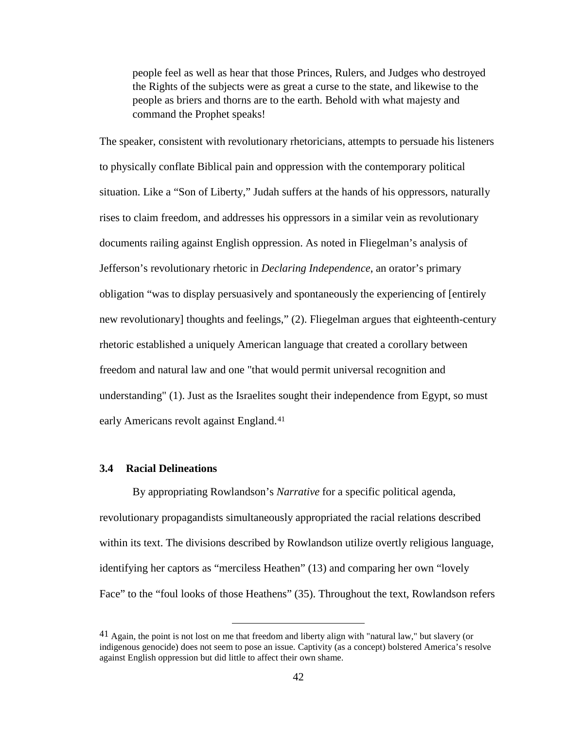> people feel as well as hear that those Princes, Rulers, and Judges who destroyed the Rights of the subjects were as great a curse to the state, and likewise to the people as briers and thorns are to the earth. Behold with what majesty and command the Prophet speaks!

The speaker, consistent with revolutionary rhetoricians, attempts to persuade his listeners to physically conflate Biblical pain and oppression with the contemporary political situation. Like a "Son of Liberty," Judah suffers at the hands of his oppressors, naturally rises to claim freedom, and addresses his oppressors in a similar vein as revolutionary documents railing against English oppression. As noted in Fliegelman's analysis of Jefferson's revolutionary rhetoric in *Declaring Independence*, an orator's primary obligation "was to display persuasively and spontaneously the experiencing of [entirely new revolutionary] thoughts and feelings," (2). Fliegelman argues that eighteenth-century rhetoric established a uniquely American language that created a corollary between freedom and natural law and one "that would permit universal recognition and understanding" (1). Just as the Israelites sought their independence from Egypt, so must early Americans revolt against England.[41]

### 3.4 Racial Delineations

By appropriating Rowlandson's *Narrative* for a specific political agenda, revolutionary propagandists simultaneously appropriated the racial relations described within its text. The divisions described by Rowlandson utilize overtly religious language, identifying her captors as "merciless Heathen" (13) and comparing her own "lovely Face" to the "foul looks of those Heathens" (35). Throughout the text, Rowlandson refers

---

[41] Again, the point is not lost on me that freedom and liberty align with "natural law," but slavery (or indigenous genocide) does not seem to pose an issue. Captivity (as a concept) bolstered America's resolve against English oppression but did little to affect their own shame.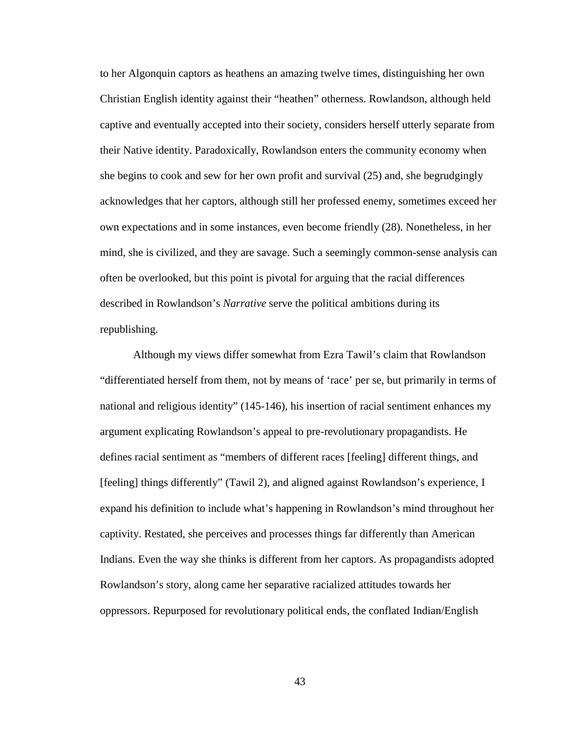to her Algonquin captors as heathens an amazing twelve times, distinguishing her own Christian English identity against their "heathen" otherness. Rowlandson, although held captive and eventually accepted into their society, considers herself utterly separate from their Native identity. Paradoxically, Rowlandson enters the community economy when she begins to cook and sew for her own profit and survival (25) and, she begrudgingly acknowledges that her captors, although still her professed enemy, sometimes exceed her own expectations and in some instances, even become friendly (28). Nonetheless, in her mind, she is civilized, and they are savage. Such a seemingly common-sense analysis can often be overlooked, but this point is pivotal for arguing that the racial differences described in Rowlandson's *Narrative* serve the political ambitions during its republishing.

Although my views differ somewhat from Ezra Tawil's claim that Rowlandson "differentiated herself from them, not by means of 'race' per se, but primarily in terms of national and religious identity" (145-146), his insertion of racial sentiment enhances my argument explicating Rowlandson's appeal to pre-revolutionary propagandists. He defines racial sentiment as "members of different races [feeling] different things, and [feeling] things differently" (Tawil 2), and aligned against Rowlandson's experience, I expand his definition to include what's happening in Rowlandson's mind throughout her captivity. Restated, she perceives and processes things far differently than American Indians. Even the way she thinks is different from her captors. As propagandists adopted Rowlandson's story, along came her separative racialized attitudes towards her oppressors. Repurposed for revolutionary political ends, the conflated Indian/English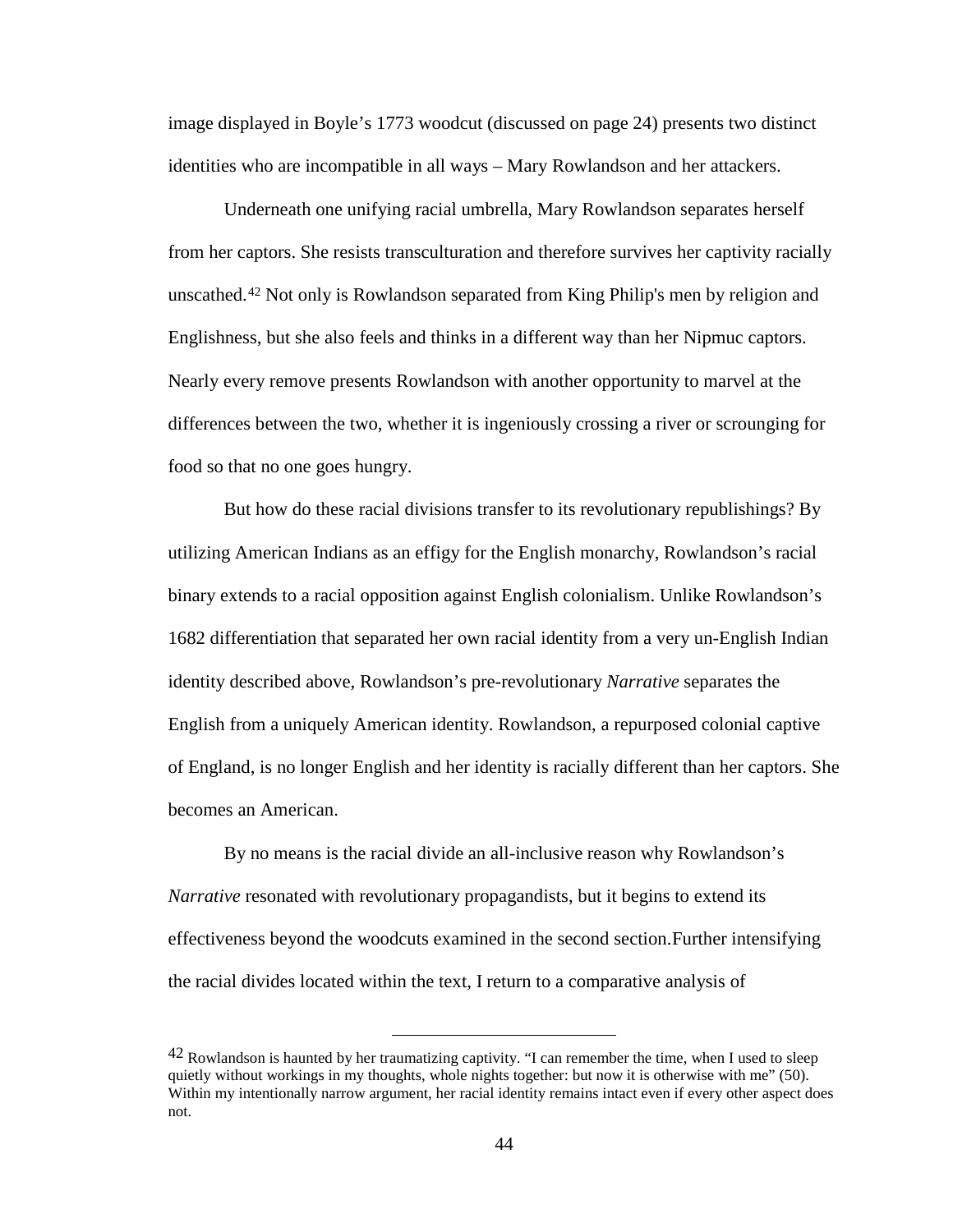image displayed in Boyle's 1773 woodcut (discussed on page 24) presents two distinct identities who are incompatible in all ways – Mary Rowlandson and her attackers.

Underneath one unifying racial umbrella, Mary Rowlandson separates herself from her captors. She resists transculturation and therefore survives her captivity racially unscathed.[42] Not only is Rowlandson separated from King Philip's men by religion and Englishness, but she also feels and thinks in a different way than her Nipmuc captors. Nearly every remove presents Rowlandson with another opportunity to marvel at the differences between the two, whether it is ingeniously crossing a river or scrounging for food so that no one goes hungry.

But how do these racial divisions transfer to its revolutionary republishings? By utilizing American Indians as an effigy for the English monarchy, Rowlandson's racial binary extends to a racial opposition against English colonialism. Unlike Rowlandson's 1682 differentiation that separated her own racial identity from a very un-English Indian identity described above, Rowlandson's pre-revolutionary *Narrative* separates the English from a uniquely American identity. Rowlandson, a repurposed colonial captive of England, is no longer English and her identity is racially different than her captors. She becomes an American.

By no means is the racial divide an all-inclusive reason why Rowlandson's *Narrative* resonated with revolutionary propagandists, but it begins to extend its effectiveness beyond the woodcuts examined in the second section.Further intensifying the racial divides located within the text, I return to a comparative analysis of

---

[42] Rowlandson is haunted by her traumatizing captivity. "I can remember the time, when I used to sleep quietly without workings in my thoughts, whole nights together: but now it is otherwise with me" (50). Within my intentionally narrow argument, her racial identity remains intact even if every other aspect does not.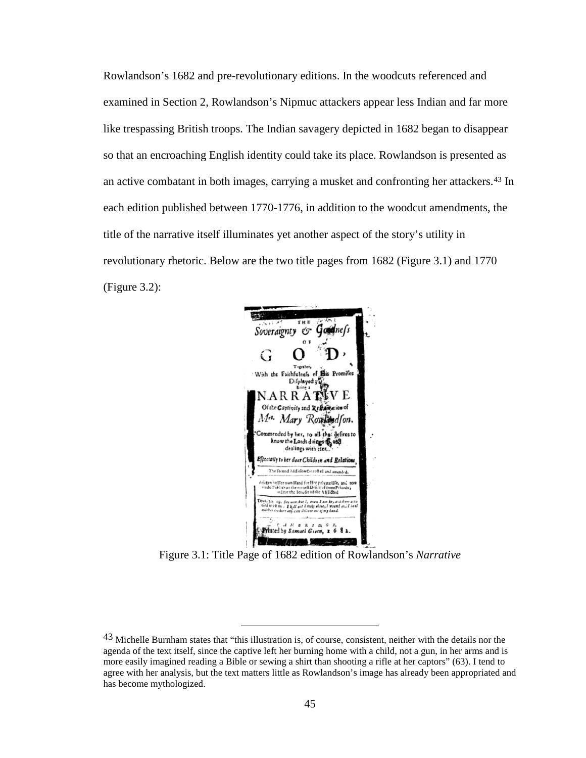Rowlandson's 1682 and pre-revolutionary editions. In the woodcuts referenced and examined in Section 2, Rowlandson's Nipmuc attackers appear less Indian and far more like trespassing British troops. The Indian savagery depicted in 1682 began to disappear so that an encroaching English identity could take its place. Rowlandson is presented as an active combatant in both images, carrying a musket and confronting her attackers.[43] In each edition published between 1770-1776, in addition to the woodcut amendments, the title of the narrative itself illuminates yet another aspect of the story's utility in revolutionary rhetoric. Below are the two title pages from 1682 (Figure 3.1) and 1770 (Figure 3.2):

Figure 3.1: Title Page of 1682 edition of Rowlandson's *Narrative*

---

[43] Michelle Burnham states that "this illustration is, of course, consistent, neither with the details nor the agenda of the text itself, since the captive left her burning home with a child, not a gun, in her arms and is more easily imagined reading a Bible or sewing a shirt than shooting a rifle at her captors" (63). I tend to agree with her analysis, but the text matters little as Rowlandson's image has already been appropriated and has become mythologized.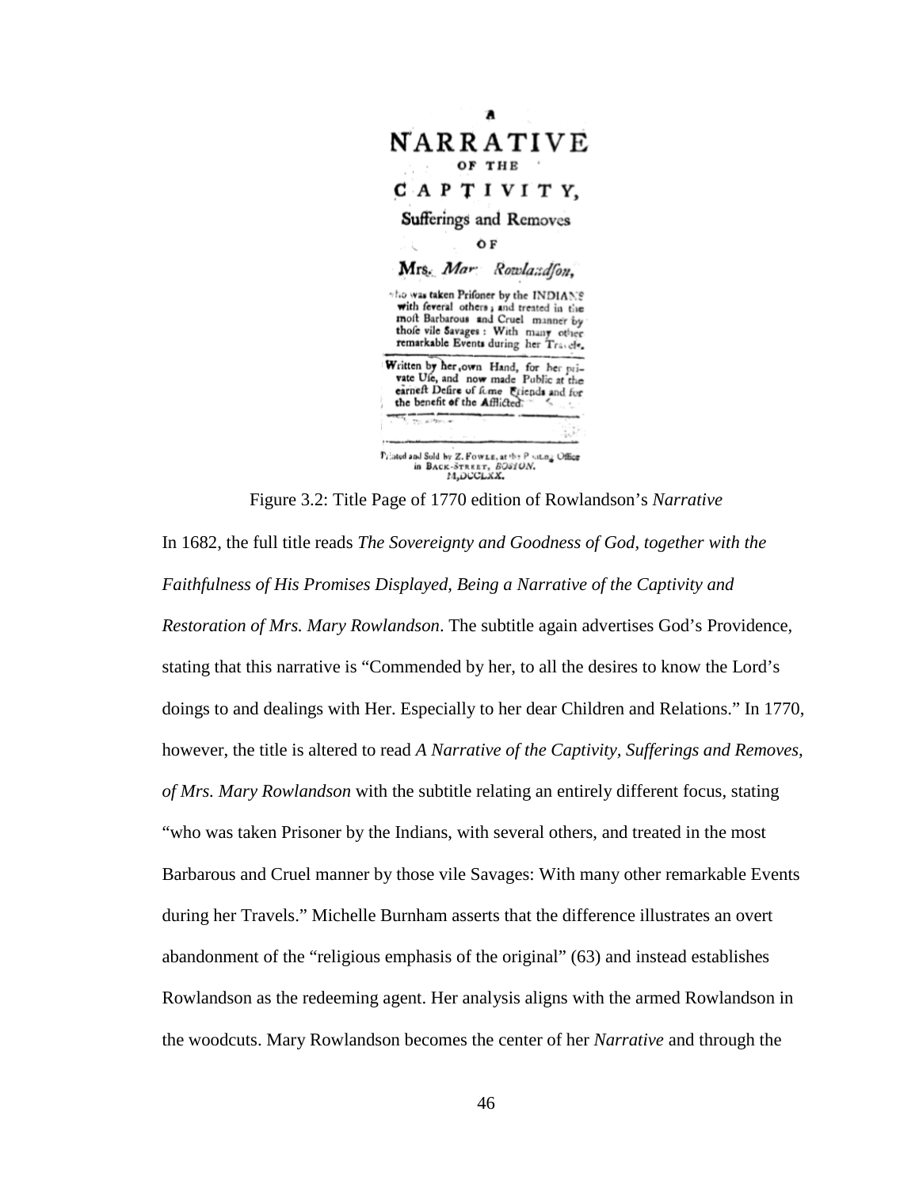Figure 3.2: Title Page of 1770 edition of Rowlandson's *Narrative*

In 1682, the full title reads *The Sovereignty and Goodness of God, together with the Faithfulness of His Promises Displayed, Being a Narrative of the Captivity and Restoration of Mrs. Mary Rowlandson*. The subtitle again advertises God's Providence, stating that this narrative is "Commended by her, to all the desires to know the Lord's doings to and dealings with Her. Especially to her dear Children and Relations." In 1770, however, the title is altered to read *A Narrative of the Captivity, Sufferings and Removes, of Mrs. Mary Rowlandson* with the subtitle relating an entirely different focus, stating "who was taken Prisoner by the Indians, with several others, and treated in the most Barbarous and Cruel manner by those vile Savages: With many other remarkable Events during her Travels." Michelle Burnham asserts that the difference illustrates an overt abandonment of the "religious emphasis of the original" (63) and instead establishes Rowlandson as the redeeming agent. Her analysis aligns with the armed Rowlandson in the woodcuts. Mary Rowlandson becomes the center of her *Narrative* and through the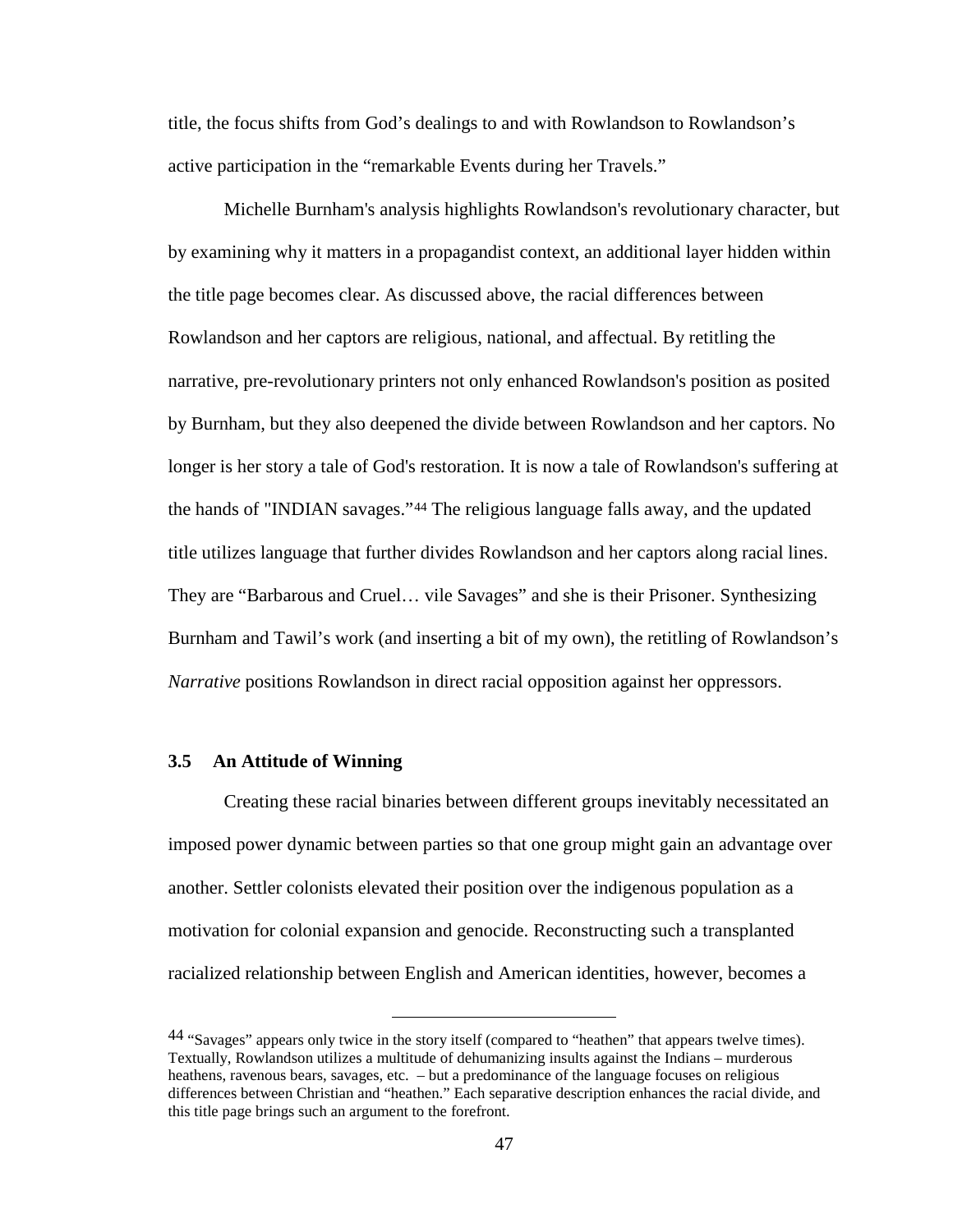title, the focus shifts from God's dealings to and with Rowlandson to Rowlandson's active participation in the "remarkable Events during her Travels."

Michelle Burnham's analysis highlights Rowlandson's revolutionary character, but by examining why it matters in a propagandist context, an additional layer hidden within the title page becomes clear. As discussed above, the racial differences between Rowlandson and her captors are religious, national, and affectual. By retitling the narrative, pre-revolutionary printers not only enhanced Rowlandson's position as posited by Burnham, but they also deepened the divide between Rowlandson and her captors. No longer is her story a tale of God's restoration. It is now a tale of Rowlandson's suffering at the hands of "INDIAN savages."[44] The religious language falls away, and the updated title utilizes language that further divides Rowlandson and her captors along racial lines. They are "Barbarous and Cruel… vile Savages" and she is their Prisoner. Synthesizing Burnham and Tawil's work (and inserting a bit of my own), the retitling of Rowlandson's *Narrative* positions Rowlandson in direct racial opposition against her oppressors.

### 3.5 An Attitude of Winning

Creating these racial binaries between different groups inevitably necessitated an imposed power dynamic between parties so that one group might gain an advantage over another. Settler colonists elevated their position over the indigenous population as a motivation for colonial expansion and genocide. Reconstructing such a transplanted racialized relationship between English and American identities, however, becomes a

---

[44] "Savages" appears only twice in the story itself (compared to "heathen" that appears twelve times). Textually, Rowlandson utilizes a multitude of dehumanizing insults against the Indians – murderous heathens, ravenous bears, savages, etc. – but a predominance of the language focuses on religious differences between Christian and "heathen." Each separative description enhances the racial divide, and this title page brings such an argument to the forefront.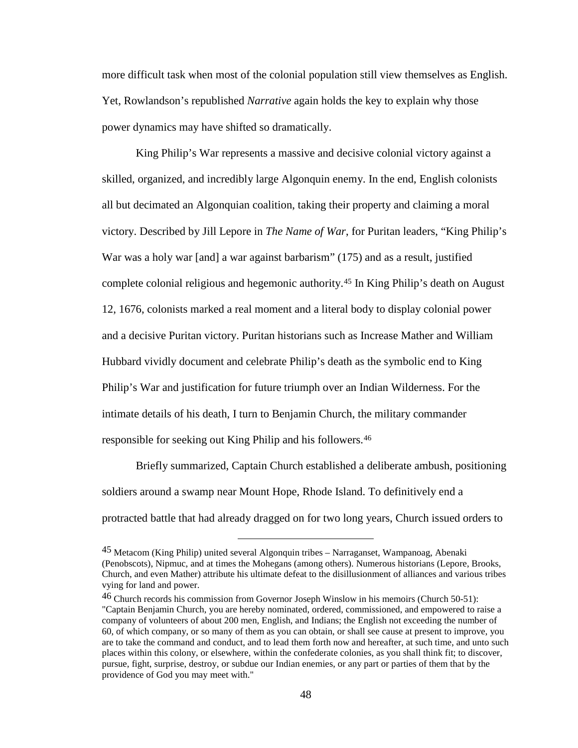more difficult task when most of the colonial population still view themselves as English. Yet, Rowlandson's republished *Narrative* again holds the key to explain why those power dynamics may have shifted so dramatically.

King Philip's War represents a massive and decisive colonial victory against a skilled, organized, and incredibly large Algonquin enemy. In the end, English colonists all but decimated an Algonquian coalition, taking their property and claiming a moral victory. Described by Jill Lepore in *The Name of War*, for Puritan leaders, "King Philip's War was a holy war [and] a war against barbarism" (175) and as a result, justified complete colonial religious and hegemonic authority.[45] In King Philip's death on August 12, 1676, colonists marked a real moment and a literal body to display colonial power and a decisive Puritan victory. Puritan historians such as Increase Mather and William Hubbard vividly document and celebrate Philip's death as the symbolic end to King Philip's War and justification for future triumph over an Indian Wilderness. For the intimate details of his death, I turn to Benjamin Church, the military commander responsible for seeking out King Philip and his followers.[46]

Briefly summarized, Captain Church established a deliberate ambush, positioning soldiers around a swamp near Mount Hope, Rhode Island. To definitively end a protracted battle that had already dragged on for two long years, Church issued orders to

---

[45] Metacom (King Philip) united several Algonquin tribes – Narraganset, Wampanoag, Abenaki (Penobscots), Nipmuc, and at times the Mohegans (among others). Numerous historians (Lepore, Brooks, Church, and even Mather) attribute his ultimate defeat to the disillusionment of alliances and various tribes vying for land and power.

[46] Church records his commission from Governor Joseph Winslow in his memoirs (Church 50-51): "Captain Benjamin Church, you are hereby nominated, ordered, commissioned, and empowered to raise a company of volunteers of about 200 men, English, and Indians; the English not exceeding the number of 60, of which company, or so many of them as you can obtain, or shall see cause at present to improve, you are to take the command and conduct, and to lead them forth now and hereafter, at such time, and unto such places within this colony, or elsewhere, within the confederate colonies, as you shall think fit; to discover, pursue, fight, surprise, destroy, or subdue our Indian enemies, or any part or parties of them that by the providence of God you may meet with."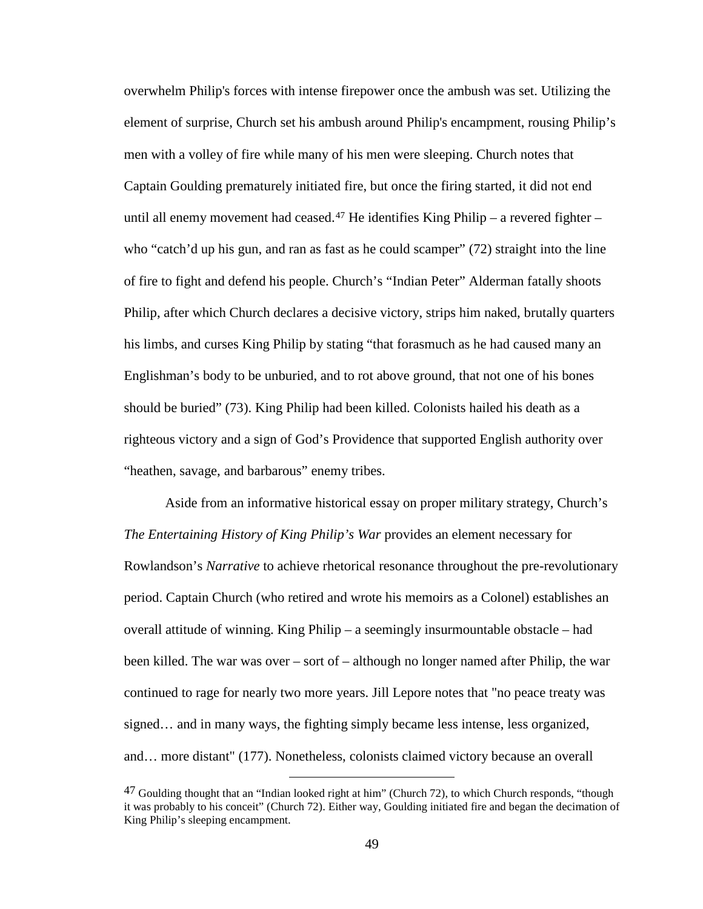overwhelm Philip's forces with intense firepower once the ambush was set. Utilizing the element of surprise, Church set his ambush around Philip's encampment, rousing Philip's men with a volley of fire while many of his men were sleeping. Church notes that Captain Goulding prematurely initiated fire, but once the firing started, it did not end until all enemy movement had ceased.[47] He identifies King Philip – a revered fighter – who "catch'd up his gun, and ran as fast as he could scamper" (72) straight into the line of fire to fight and defend his people. Church's "Indian Peter" Alderman fatally shoots Philip, after which Church declares a decisive victory, strips him naked, brutally quarters his limbs, and curses King Philip by stating "that forasmuch as he had caused many an Englishman's body to be unburied, and to rot above ground, that not one of his bones should be buried" (73). King Philip had been killed. Colonists hailed his death as a righteous victory and a sign of God's Providence that supported English authority over "heathen, savage, and barbarous" enemy tribes.

Aside from an informative historical essay on proper military strategy, Church's *The Entertaining History of King Philip's War* provides an element necessary for Rowlandson's *Narrative* to achieve rhetorical resonance throughout the pre-revolutionary period. Captain Church (who retired and wrote his memoirs as a Colonel) establishes an overall attitude of winning. King Philip – a seemingly insurmountable obstacle – had been killed. The war was over – sort of – although no longer named after Philip, the war continued to rage for nearly two more years. Jill Lepore notes that "no peace treaty was signed… and in many ways, the fighting simply became less intense, less organized, and… more distant" (177). Nonetheless, colonists claimed victory because an overall

[47] Goulding thought that an "Indian looked right at him" (Church 72), to which Church responds, "though it was probably to his conceit" (Church 72). Either way, Goulding initiated fire and began the decimation of King Philip's sleeping encampment.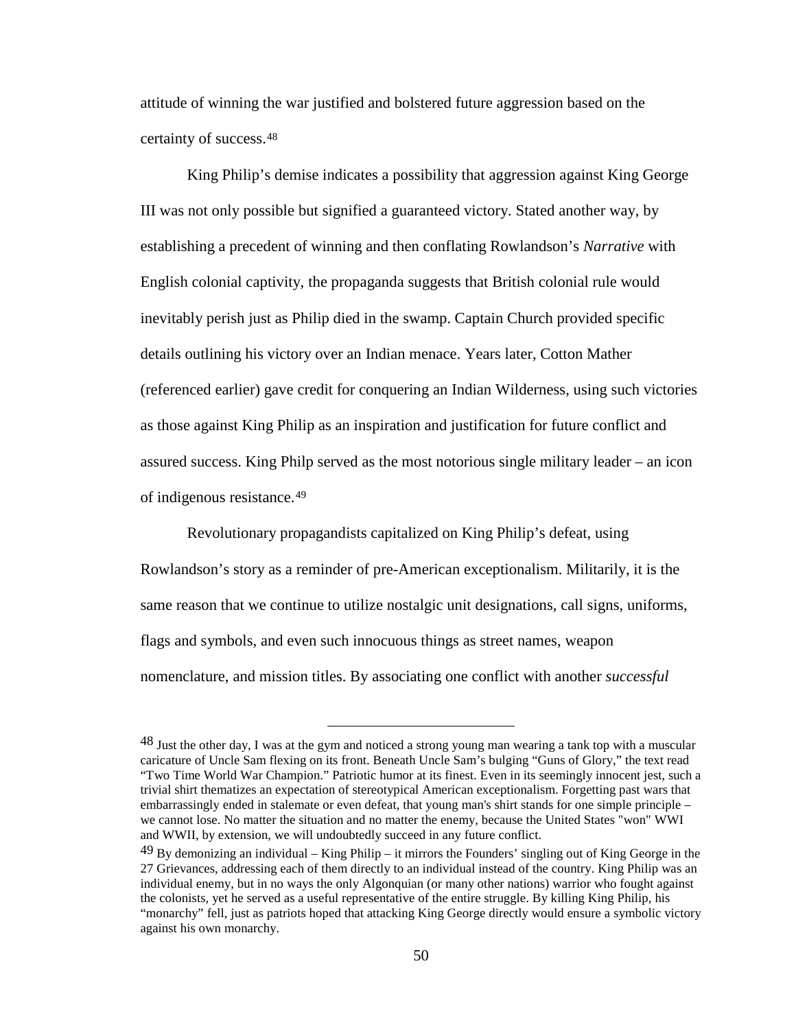attitude of winning the war justified and bolstered future aggression based on the certainty of success.[48]

King Philip's demise indicates a possibility that aggression against King George III was not only possible but signified a guaranteed victory. Stated another way, by establishing a precedent of winning and then conflating Rowlandson's *Narrative* with English colonial captivity, the propaganda suggests that British colonial rule would inevitably perish just as Philip died in the swamp. Captain Church provided specific details outlining his victory over an Indian menace. Years later, Cotton Mather (referenced earlier) gave credit for conquering an Indian Wilderness, using such victories as those against King Philip as an inspiration and justification for future conflict and assured success. King Philp served as the most notorious single military leader – an icon of indigenous resistance.[49]

Revolutionary propagandists capitalized on King Philip's defeat, using Rowlandson's story as a reminder of pre-American exceptionalism. Militarily, it is the same reason that we continue to utilize nostalgic unit designations, call signs, uniforms, flags and symbols, and even such innocuous things as street names, weapon nomenclature, and mission titles. By associating one conflict with another *successful*

---

[48] Just the other day, I was at the gym and noticed a strong young man wearing a tank top with a muscular caricature of Uncle Sam flexing on its front. Beneath Uncle Sam's bulging "Guns of Glory," the text read "Two Time World War Champion." Patriotic humor at its finest. Even in its seemingly innocent jest, such a trivial shirt thematizes an expectation of stereotypical American exceptionalism. Forgetting past wars that embarrassingly ended in stalemate or even defeat, that young man's shirt stands for one simple principle – we cannot lose. No matter the situation and no matter the enemy, because the United States "won" WWI and WWII, by extension, we will undoubtedly succeed in any future conflict.

[49] By demonizing an individual – King Philip – it mirrors the Founders' singling out of King George in the 27 Grievances, addressing each of them directly to an individual instead of the country. King Philip was an individual enemy, but in no ways the only Algonquian (or many other nations) warrior who fought against the colonists, yet he served as a useful representative of the entire struggle. By killing King Philip, his "monarchy" fell, just as patriots hoped that attacking King George directly would ensure a symbolic victory against his own monarchy.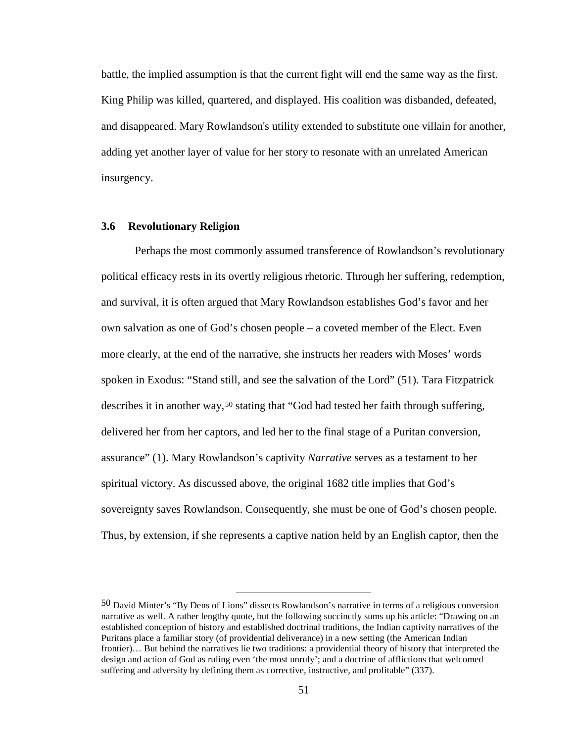battle, the implied assumption is that the current fight will end the same way as the first. King Philip was killed, quartered, and displayed. His coalition was disbanded, defeated, and disappeared. Mary Rowlandson's utility extended to substitute one villain for another, adding yet another layer of value for her story to resonate with an unrelated American insurgency.

### 3.6 Revolutionary Religion

Perhaps the most commonly assumed transference of Rowlandson's revolutionary political efficacy rests in its overtly religious rhetoric. Through her suffering, redemption, and survival, it is often argued that Mary Rowlandson establishes God's favor and her own salvation as one of God's chosen people – a coveted member of the Elect. Even more clearly, at the end of the narrative, she instructs her readers with Moses' words spoken in Exodus: "Stand still, and see the salvation of the Lord" (51). Tara Fitzpatrick describes it in another way,[50] stating that "God had tested her faith through suffering, delivered her from her captors, and led her to the final stage of a Puritan conversion, assurance" (1). Mary Rowlandson's captivity *Narrative* serves as a testament to her spiritual victory. As discussed above, the original 1682 title implies that God's sovereignty saves Rowlandson. Consequently, she must be one of God's chosen people. Thus, by extension, if she represents a captive nation held by an English captor, then the

---

[50] David Minter's "By Dens of Lions" dissects Rowlandson's narrative in terms of a religious conversion narrative as well. A rather lengthy quote, but the following succinctly sums up his article: "Drawing on an established conception of history and established doctrinal traditions, the Indian captivity narratives of the Puritans place a familiar story (of providential deliverance) in a new setting (the American Indian frontier)… But behind the narratives lie two traditions: a providential theory of history that interpreted the design and action of God as ruling even 'the most unruly'; and a doctrine of afflictions that welcomed suffering and adversity by defining them as corrective, instructive, and profitable" (337).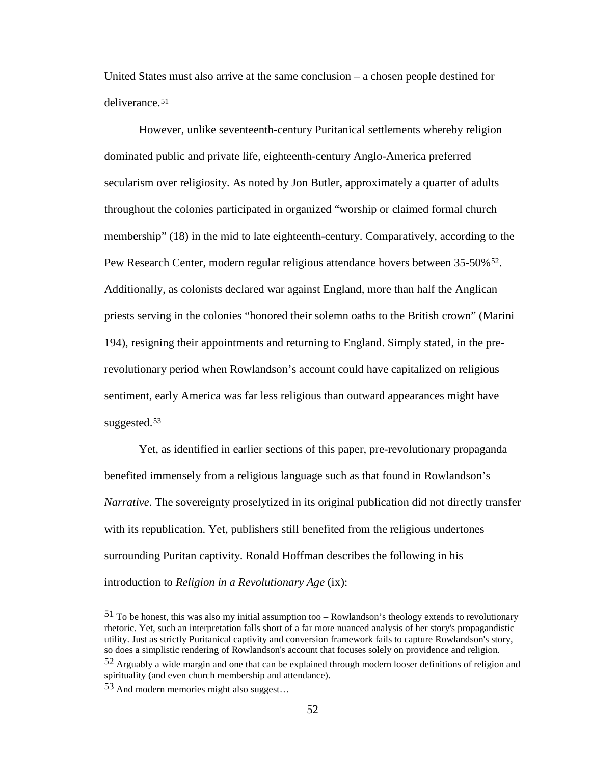United States must also arrive at the same conclusion – a chosen people destined for deliverance.[51]

However, unlike seventeenth-century Puritanical settlements whereby religion dominated public and private life, eighteenth-century Anglo-America preferred secularism over religiosity. As noted by Jon Butler, approximately a quarter of adults throughout the colonies participated in organized "worship or claimed formal church membership" (18) in the mid to late eighteenth-century. Comparatively, according to the Pew Research Center, modern regular religious attendance hovers between 35-50%[52]. Additionally, as colonists declared war against England, more than half the Anglican priests serving in the colonies "honored their solemn oaths to the British crown" (Marini 194), resigning their appointments and returning to England. Simply stated, in the pre-revolutionary period when Rowlandson's account could have capitalized on religious sentiment, early America was far less religious than outward appearances might have suggested.[53]

Yet, as identified in earlier sections of this paper, pre-revolutionary propaganda benefited immensely from a religious language such as that found in Rowlandson's *Narrative*. The sovereignty proselytized in its original publication did not directly transfer with its republication. Yet, publishers still benefited from the religious undertones surrounding Puritan captivity. Ronald Hoffman describes the following in his introduction to *Religion in a Revolutionary Age* (ix):

---

[51] To be honest, this was also my initial assumption too – Rowlandson's theology extends to revolutionary rhetoric. Yet, such an interpretation falls short of a far more nuanced analysis of her story's propagandistic utility. Just as strictly Puritanical captivity and conversion framework fails to capture Rowlandson's story, so does a simplistic rendering of Rowlandson's account that focuses solely on providence and religion.

[52] Arguably a wide margin and one that can be explained through modern looser definitions of religion and spirituality (and even church membership and attendance).

[53] And modern memories might also suggest…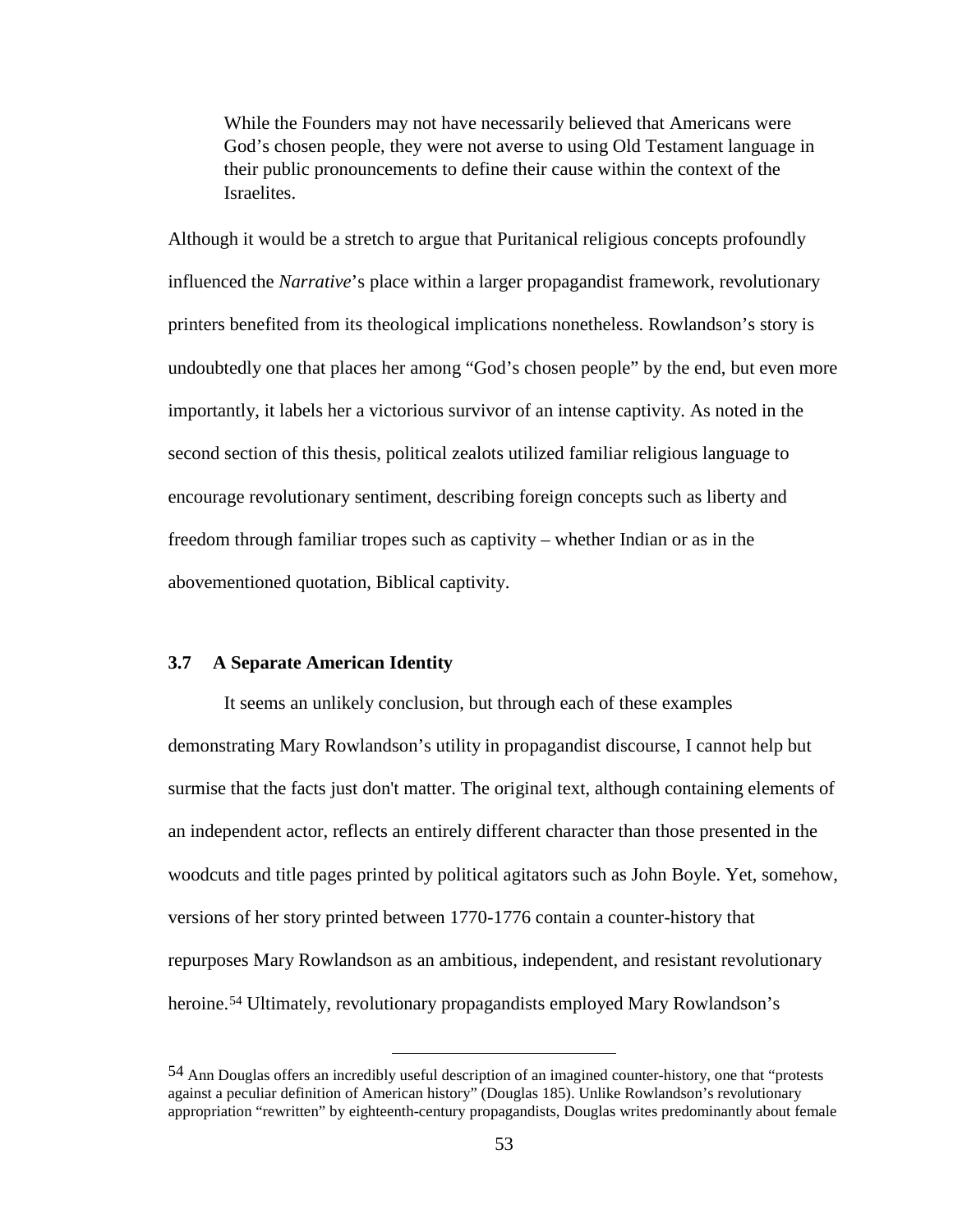> While the Founders may not have necessarily believed that Americans were God's chosen people, they were not averse to using Old Testament language in their public pronouncements to define their cause within the context of the Israelites.

Although it would be a stretch to argue that Puritanical religious concepts profoundly influenced the *Narrative*'s place within a larger propagandist framework, revolutionary printers benefited from its theological implications nonetheless. Rowlandson's story is undoubtedly one that places her among "God's chosen people" by the end, but even more importantly, it labels her a victorious survivor of an intense captivity. As noted in the second section of this thesis, political zealots utilized familiar religious language to encourage revolutionary sentiment, describing foreign concepts such as liberty and freedom through familiar tropes such as captivity – whether Indian or as in the abovementioned quotation, Biblical captivity.

### 3.7 A Separate American Identity

It seems an unlikely conclusion, but through each of these examples demonstrating Mary Rowlandson's utility in propagandist discourse, I cannot help but surmise that the facts just don't matter. The original text, although containing elements of an independent actor, reflects an entirely different character than those presented in the woodcuts and title pages printed by political agitators such as John Boyle. Yet, somehow, versions of her story printed between 1770-1776 contain a counter-history that repurposes Mary Rowlandson as an ambitious, independent, and resistant revolutionary heroine.[54] Ultimately, revolutionary propagandists employed Mary Rowlandson's

---

[54] Ann Douglas offers an incredibly useful description of an imagined counter-history, one that "protests against a peculiar definition of American history" (Douglas 185). Unlike Rowlandson's revolutionary appropriation "rewritten" by eighteenth-century propagandists, Douglas writes predominantly about female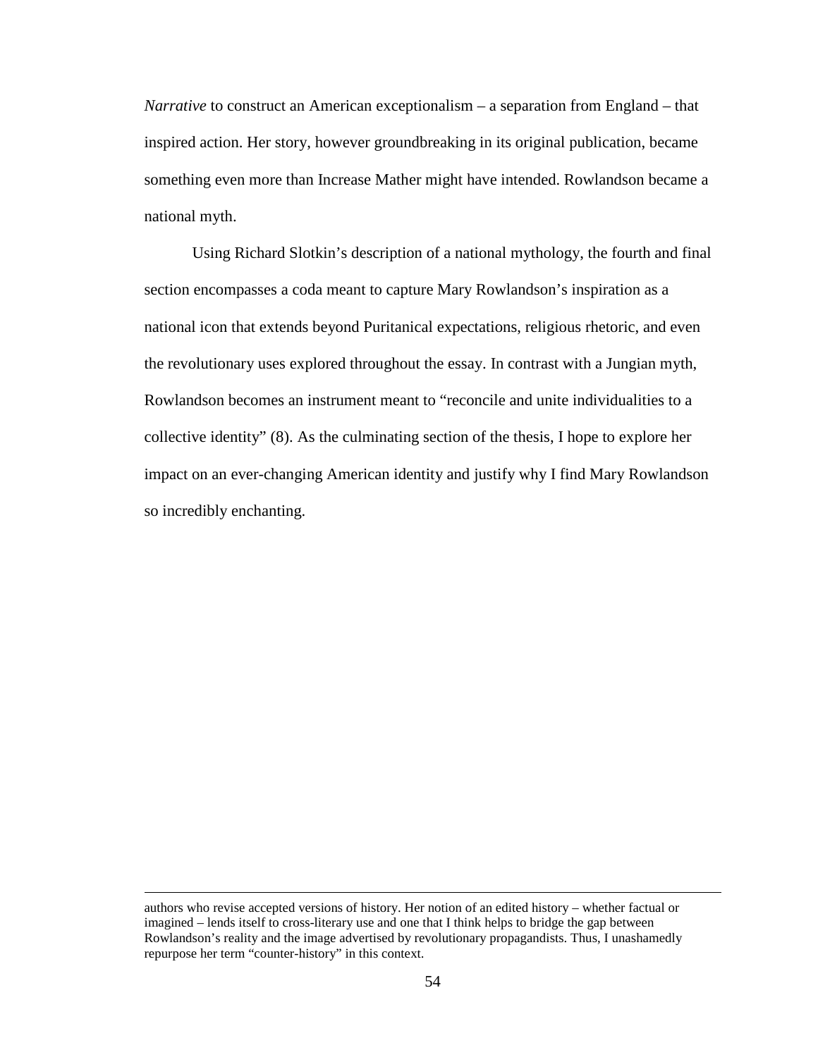*Narrative* to construct an American exceptionalism – a separation from England – that inspired action. Her story, however groundbreaking in its original publication, became something even more than Increase Mather might have intended. Rowlandson became a national myth.

Using Richard Slotkin's description of a national mythology, the fourth and final section encompasses a coda meant to capture Mary Rowlandson's inspiration as a national icon that extends beyond Puritanical expectations, religious rhetoric, and even the revolutionary uses explored throughout the essay. In contrast with a Jungian myth, Rowlandson becomes an instrument meant to "reconcile and unite individualities to a collective identity" (8). As the culminating section of the thesis, I hope to explore her impact on an ever-changing American identity and justify why I find Mary Rowlandson so incredibly enchanting.

---

authors who revise accepted versions of history. Her notion of an edited history – whether factual or imagined – lends itself to cross-literary use and one that I think helps to bridge the gap between Rowlandson's reality and the image advertised by revolutionary propagandists. Thus, I unashamedly repurpose her term "counter-history" in this context.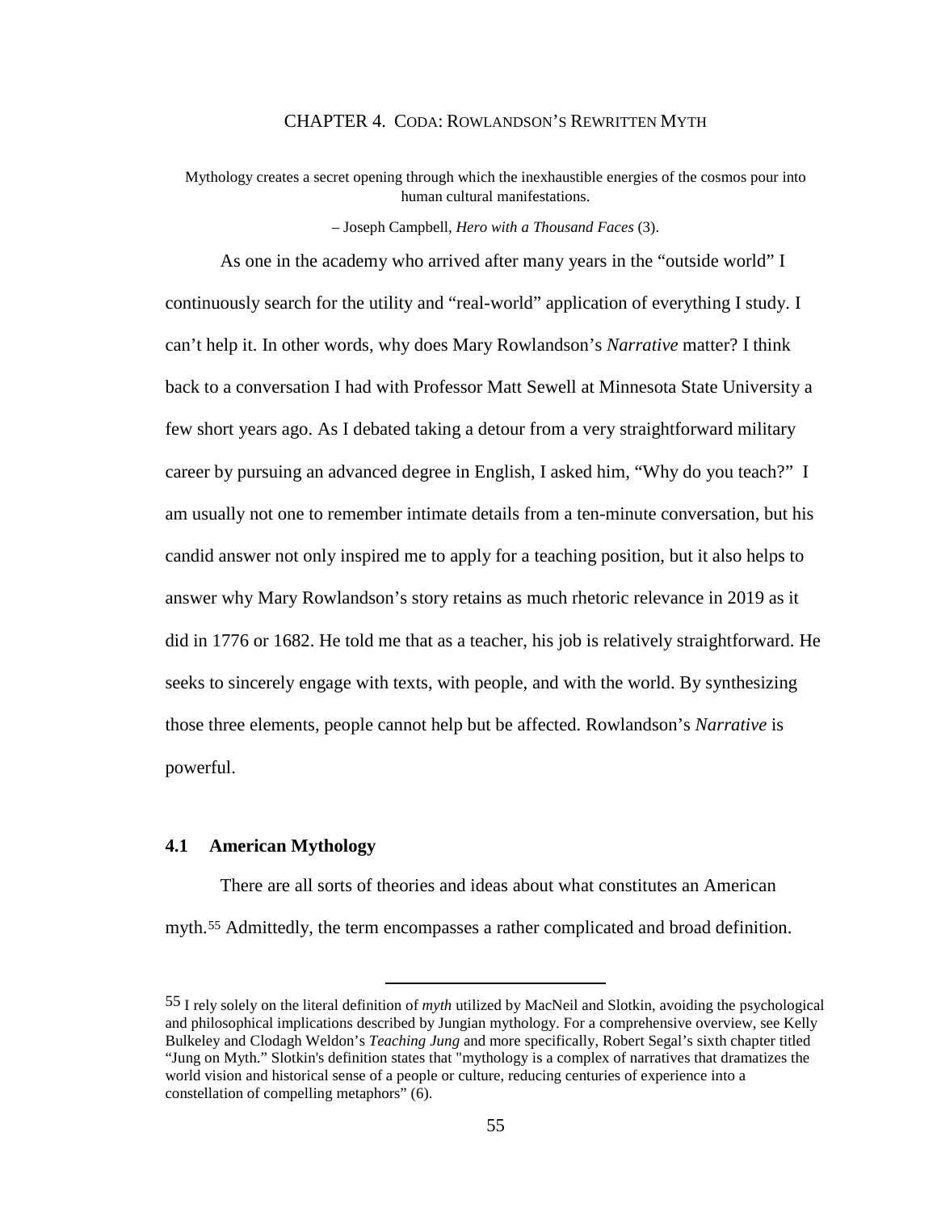# CHAPTER 4. CODA: ROWLANDSON'S REWRITTEN MYTH

Mythology creates a secret opening through which the inexhaustible energies of the cosmos pour into human cultural manifestations.

– Joseph Campbell, *Hero with a Thousand Faces* (3).

As one in the academy who arrived after many years in the "outside world" I continuously search for the utility and "real-world" application of everything I study. I can't help it. In other words, why does Mary Rowlandson's *Narrative* matter? I think back to a conversation I had with Professor Matt Sewell at Minnesota State University a few short years ago. As I debated taking a detour from a very straightforward military career by pursuing an advanced degree in English, I asked him, "Why do you teach?" I am usually not one to remember intimate details from a ten-minute conversation, but his candid answer not only inspired me to apply for a teaching position, but it also helps to answer why Mary Rowlandson's story retains as much rhetoric relevance in 2019 as it did in 1776 or 1682. He told me that as a teacher, his job is relatively straightforward. He seeks to sincerely engage with texts, with people, and with the world. By synthesizing those three elements, people cannot help but be affected. Rowlandson's *Narrative* is powerful.

## 4.1 American Mythology

There are all sorts of theories and ideas about what constitutes an American myth.[55] Admittedly, the term encompasses a rather complicated and broad definition.

---

[55] I rely solely on the literal definition of *myth* utilized by MacNeil and Slotkin, avoiding the psychological and philosophical implications described by Jungian mythology. For a comprehensive overview, see Kelly Bulkeley and Clodagh Weldon's *Teaching Jung* and more specifically, Robert Segal's sixth chapter titled "Jung on Myth." Slotkin's definition states that "mythology is a complex of narratives that dramatizes the world vision and historical sense of a people or culture, reducing centuries of experience into a constellation of compelling metaphors" (6).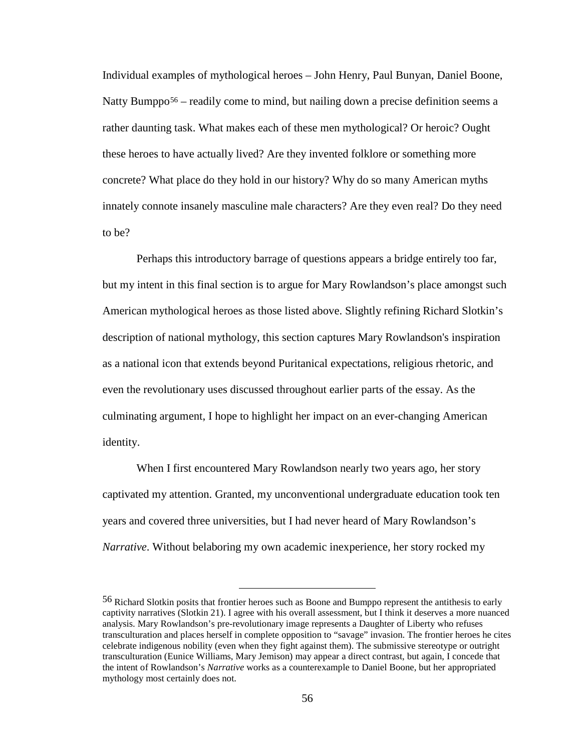Individual examples of mythological heroes – John Henry, Paul Bunyan, Daniel Boone, Natty Bumppo[56] – readily come to mind, but nailing down a precise definition seems a rather daunting task. What makes each of these men mythological? Or heroic? Ought these heroes to have actually lived? Are they invented folklore or something more concrete? What place do they hold in our history? Why do so many American myths innately connote insanely masculine male characters? Are they even real? Do they need to be?

Perhaps this introductory barrage of questions appears a bridge entirely too far, but my intent in this final section is to argue for Mary Rowlandson's place amongst such American mythological heroes as those listed above. Slightly refining Richard Slotkin's description of national mythology, this section captures Mary Rowlandson's inspiration as a national icon that extends beyond Puritanical expectations, religious rhetoric, and even the revolutionary uses discussed throughout earlier parts of the essay. As the culminating argument, I hope to highlight her impact on an ever-changing American identity.

When I first encountered Mary Rowlandson nearly two years ago, her story captivated my attention. Granted, my unconventional undergraduate education took ten years and covered three universities, but I had never heard of Mary Rowlandson's *Narrative*. Without belaboring my own academic inexperience, her story rocked my

---

[56] Richard Slotkin posits that frontier heroes such as Boone and Bumppo represent the antithesis to early captivity narratives (Slotkin 21). I agree with his overall assessment, but I think it deserves a more nuanced analysis. Mary Rowlandson's pre-revolutionary image represents a Daughter of Liberty who refuses transculturation and places herself in complete opposition to "savage" invasion. The frontier heroes he cites celebrate indigenous nobility (even when they fight against them). The submissive stereotype or outright transculturation (Eunice Williams, Mary Jemison) may appear a direct contrast, but again, I concede that the intent of Rowlandson's *Narrative* works as a counterexample to Daniel Boone, but her appropriated mythology most certainly does not.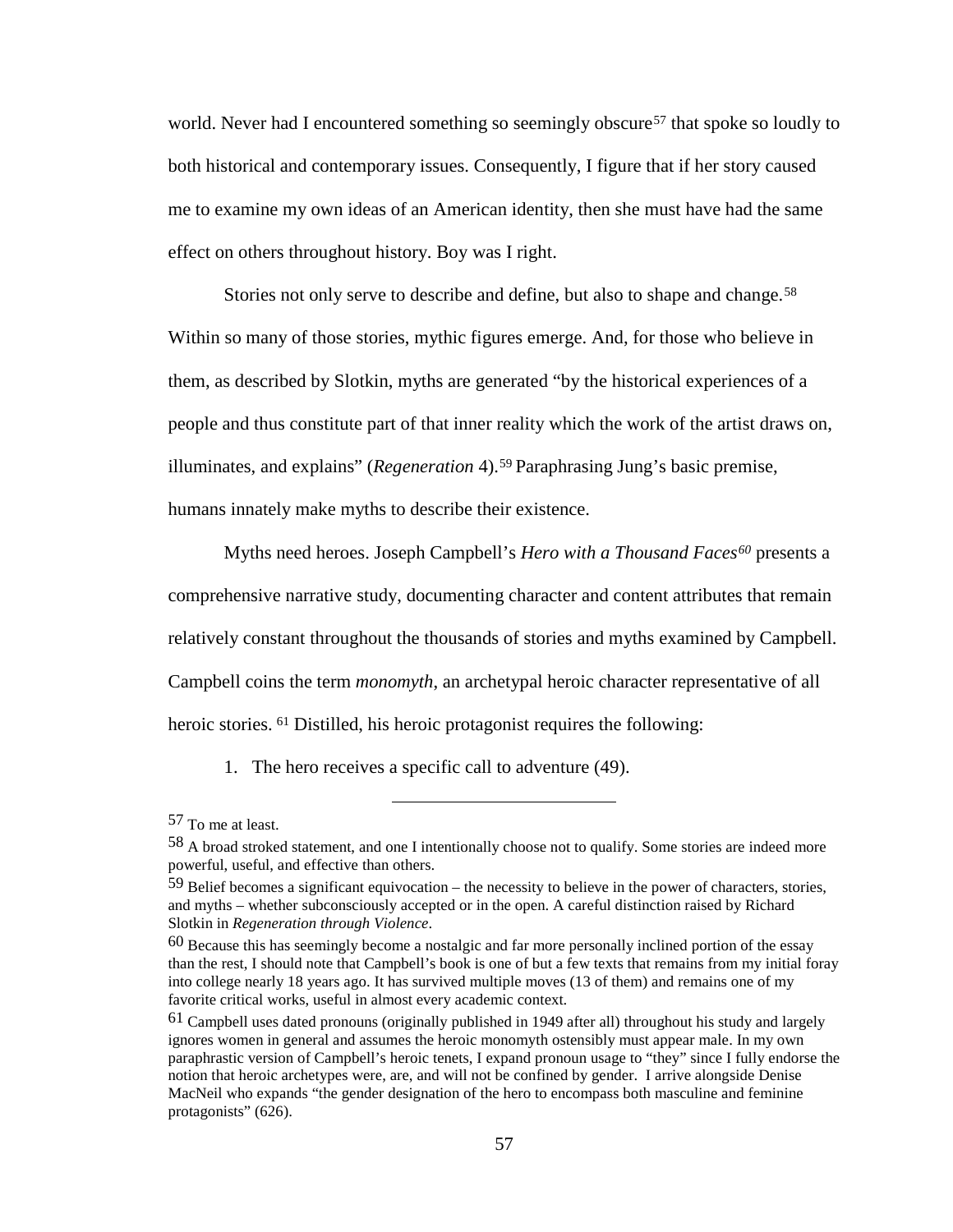world. Never had I encountered something so seemingly obscure[57] that spoke so loudly to both historical and contemporary issues. Consequently, I figure that if her story caused me to examine my own ideas of an American identity, then she must have had the same effect on others throughout history. Boy was I right.

Stories not only serve to describe and define, but also to shape and change.[58] Within so many of those stories, mythic figures emerge. And, for those who believe in them, as described by Slotkin, myths are generated "by the historical experiences of a people and thus constitute part of that inner reality which the work of the artist draws on, illuminates, and explains" (*Regeneration* 4).[59] Paraphrasing Jung's basic premise, humans innately make myths to describe their existence.

Myths need heroes. Joseph Campbell's *Hero with a Thousand Faces*[60] presents a comprehensive narrative study, documenting character and content attributes that remain relatively constant throughout the thousands of stories and myths examined by Campbell. Campbell coins the term *monomyth*, an archetypal heroic character representative of all heroic stories.[61] Distilled, his heroic protagonist requires the following:

1. The hero receives a specific call to adventure (49).

---

57 To me at least.

58 A broad stroked statement, and one I intentionally choose not to qualify. Some stories are indeed more powerful, useful, and effective than others.

59 Belief becomes a significant equivocation – the necessity to believe in the power of characters, stories, and myths – whether subconsciously accepted or in the open. A careful distinction raised by Richard Slotkin in *Regeneration through Violence*.

60 Because this has seemingly become a nostalgic and far more personally inclined portion of the essay than the rest, I should note that Campbell's book is one of but a few texts that remains from my initial foray into college nearly 18 years ago. It has survived multiple moves (13 of them) and remains one of my favorite critical works, useful in almost every academic context.

61 Campbell uses dated pronouns (originally published in 1949 after all) throughout his study and largely ignores women in general and assumes the heroic monomyth ostensibly must appear male. In my own paraphrastic version of Campbell's heroic tenets, I expand pronoun usage to "they" since I fully endorse the notion that heroic archetypes were, are, and will not be confined by gender. I arrive alongside Denise MacNeil who expands "the gender designation of the hero to encompass both masculine and feminine protagonists" (626).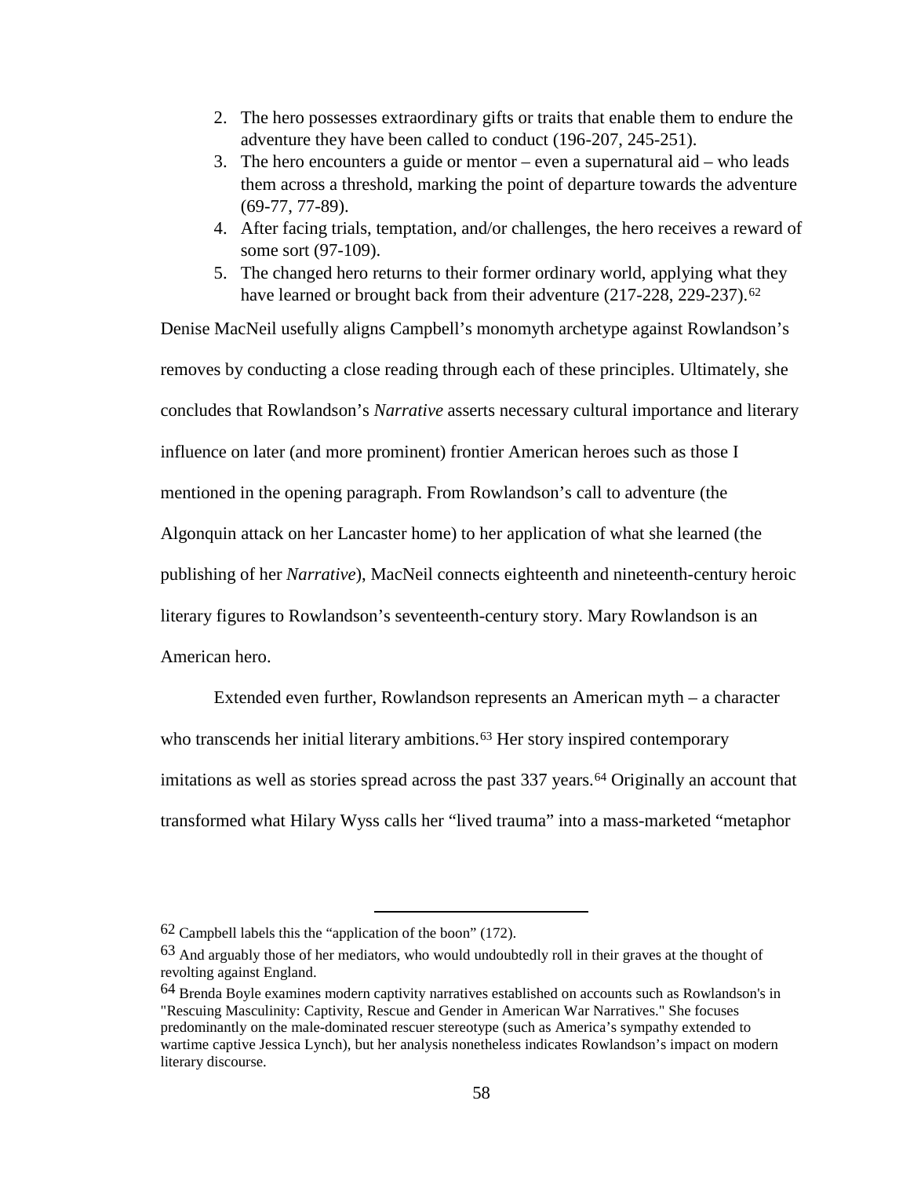2. The hero possesses extraordinary gifts or traits that enable them to endure the adventure they have been called to conduct (196-207, 245-251).
3. The hero encounters a guide or mentor – even a supernatural aid – who leads them across a threshold, marking the point of departure towards the adventure (69-77, 77-89).
4. After facing trials, temptation, and/or challenges, the hero receives a reward of some sort (97-109).
5. The changed hero returns to their former ordinary world, applying what they have learned or brought back from their adventure (217-228, 229-237).[62]

Denise MacNeil usefully aligns Campbell's monomyth archetype against Rowlandson's removes by conducting a close reading through each of these principles. Ultimately, she concludes that Rowlandson's *Narrative* asserts necessary cultural importance and literary influence on later (and more prominent) frontier American heroes such as those I mentioned in the opening paragraph. From Rowlandson's call to adventure (the Algonquin attack on her Lancaster home) to her application of what she learned (the publishing of her *Narrative*), MacNeil connects eighteenth and nineteenth-century heroic literary figures to Rowlandson's seventeenth-century story. Mary Rowlandson is an American hero.

Extended even further, Rowlandson represents an American myth – a character who transcends her initial literary ambitions.[63] Her story inspired contemporary imitations as well as stories spread across the past 337 years.[64] Originally an account that transformed what Hilary Wyss calls her "lived trauma" into a mass-marketed "metaphor

---

[62] Campbell labels this the "application of the boon" (172).

[63] And arguably those of her mediators, who would undoubtedly roll in their graves at the thought of revolting against England.

[64] Brenda Boyle examines modern captivity narratives established on accounts such as Rowlandson's in "Rescuing Masculinity: Captivity, Rescue and Gender in American War Narratives." She focuses predominantly on the male-dominated rescuer stereotype (such as America's sympathy extended to wartime captive Jessica Lynch), but her analysis nonetheless indicates Rowlandson's impact on modern literary discourse.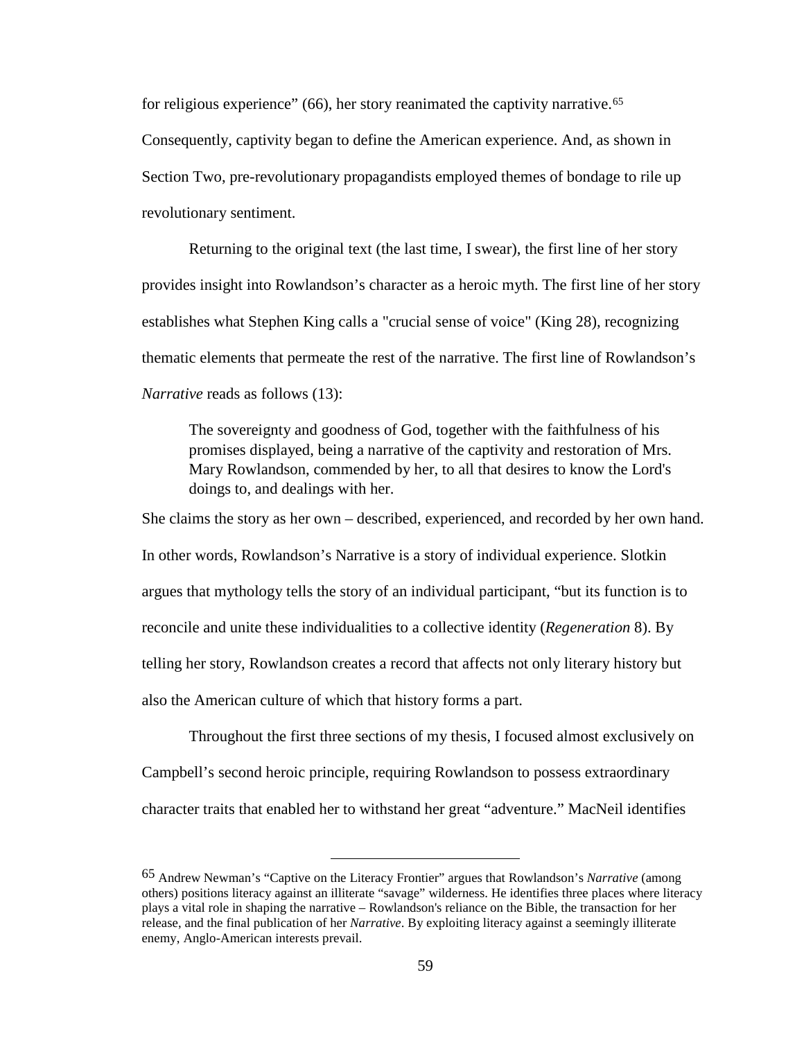for religious experience" (66), her story reanimated the captivity narrative.[65] Consequently, captivity began to define the American experience. And, as shown in Section Two, pre-revolutionary propagandists employed themes of bondage to rile up revolutionary sentiment.

Returning to the original text (the last time, I swear), the first line of her story provides insight into Rowlandson's character as a heroic myth. The first line of her story establishes what Stephen King calls a "crucial sense of voice" (King 28), recognizing thematic elements that permeate the rest of the narrative. The first line of Rowlandson's *Narrative* reads as follows (13):

> The sovereignty and goodness of God, together with the faithfulness of his promises displayed, being a narrative of the captivity and restoration of Mrs. Mary Rowlandson, commended by her, to all that desires to know the Lord's doings to, and dealings with her.

She claims the story as her own – described, experienced, and recorded by her own hand. In other words, Rowlandson's Narrative is a story of individual experience. Slotkin argues that mythology tells the story of an individual participant, "but its function is to reconcile and unite these individualities to a collective identity (*Regeneration* 8). By telling her story, Rowlandson creates a record that affects not only literary history but also the American culture of which that history forms a part.

Throughout the first three sections of my thesis, I focused almost exclusively on Campbell's second heroic principle, requiring Rowlandson to possess extraordinary character traits that enabled her to withstand her great "adventure." MacNeil identifies

[65] Andrew Newman's "Captive on the Literacy Frontier" argues that Rowlandson's *Narrative* (among others) positions literacy against an illiterate "savage" wilderness. He identifies three places where literacy plays a vital role in shaping the narrative – Rowlandson's reliance on the Bible, the transaction for her release, and the final publication of her *Narrative*. By exploiting literacy against a seemingly illiterate enemy, Anglo-American interests prevail.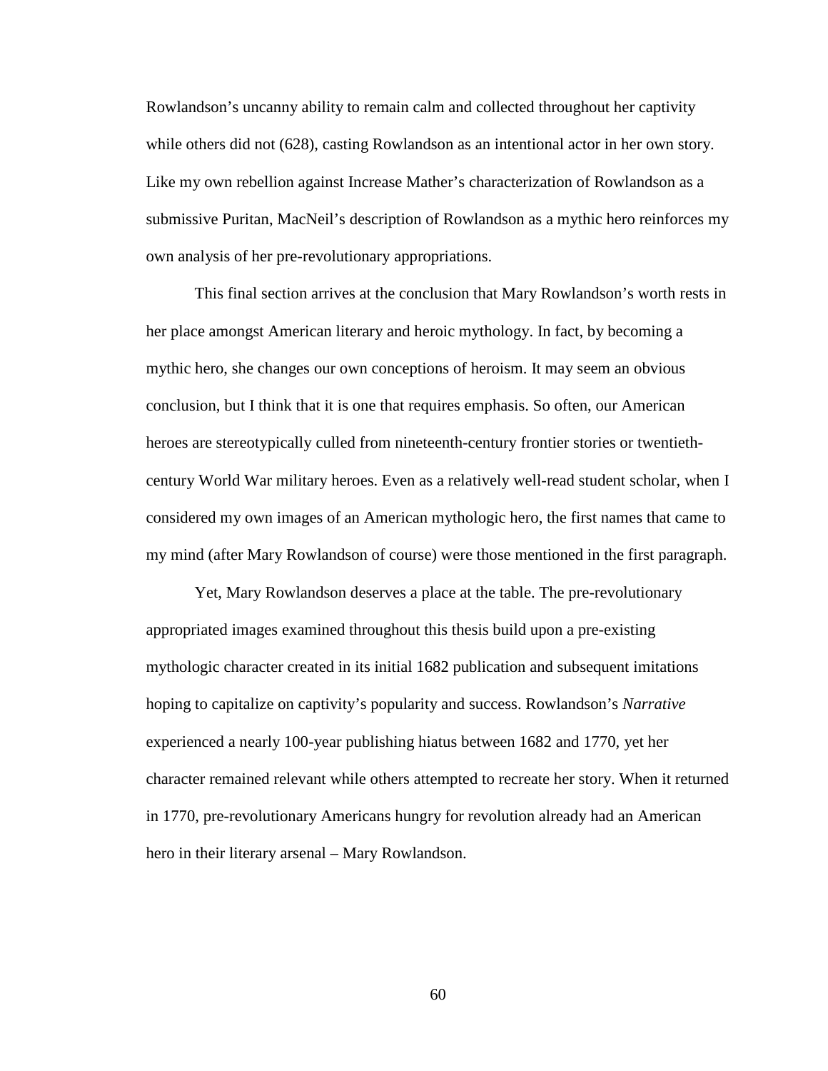Rowlandson's uncanny ability to remain calm and collected throughout her captivity while others did not (628), casting Rowlandson as an intentional actor in her own story. Like my own rebellion against Increase Mather's characterization of Rowlandson as a submissive Puritan, MacNeil's description of Rowlandson as a mythic hero reinforces my own analysis of her pre-revolutionary appropriations.

This final section arrives at the conclusion that Mary Rowlandson's worth rests in her place amongst American literary and heroic mythology. In fact, by becoming a mythic hero, she changes our own conceptions of heroism. It may seem an obvious conclusion, but I think that it is one that requires emphasis. So often, our American heroes are stereotypically culled from nineteenth-century frontier stories or twentieth-century World War military heroes. Even as a relatively well-read student scholar, when I considered my own images of an American mythologic hero, the first names that came to my mind (after Mary Rowlandson of course) were those mentioned in the first paragraph.

Yet, Mary Rowlandson deserves a place at the table. The pre-revolutionary appropriated images examined throughout this thesis build upon a pre-existing mythologic character created in its initial 1682 publication and subsequent imitations hoping to capitalize on captivity's popularity and success. Rowlandson's *Narrative* experienced a nearly 100-year publishing hiatus between 1682 and 1770, yet her character remained relevant while others attempted to recreate her story. When it returned in 1770, pre-revolutionary Americans hungry for revolution already had an American hero in their literary arsenal – Mary Rowlandson.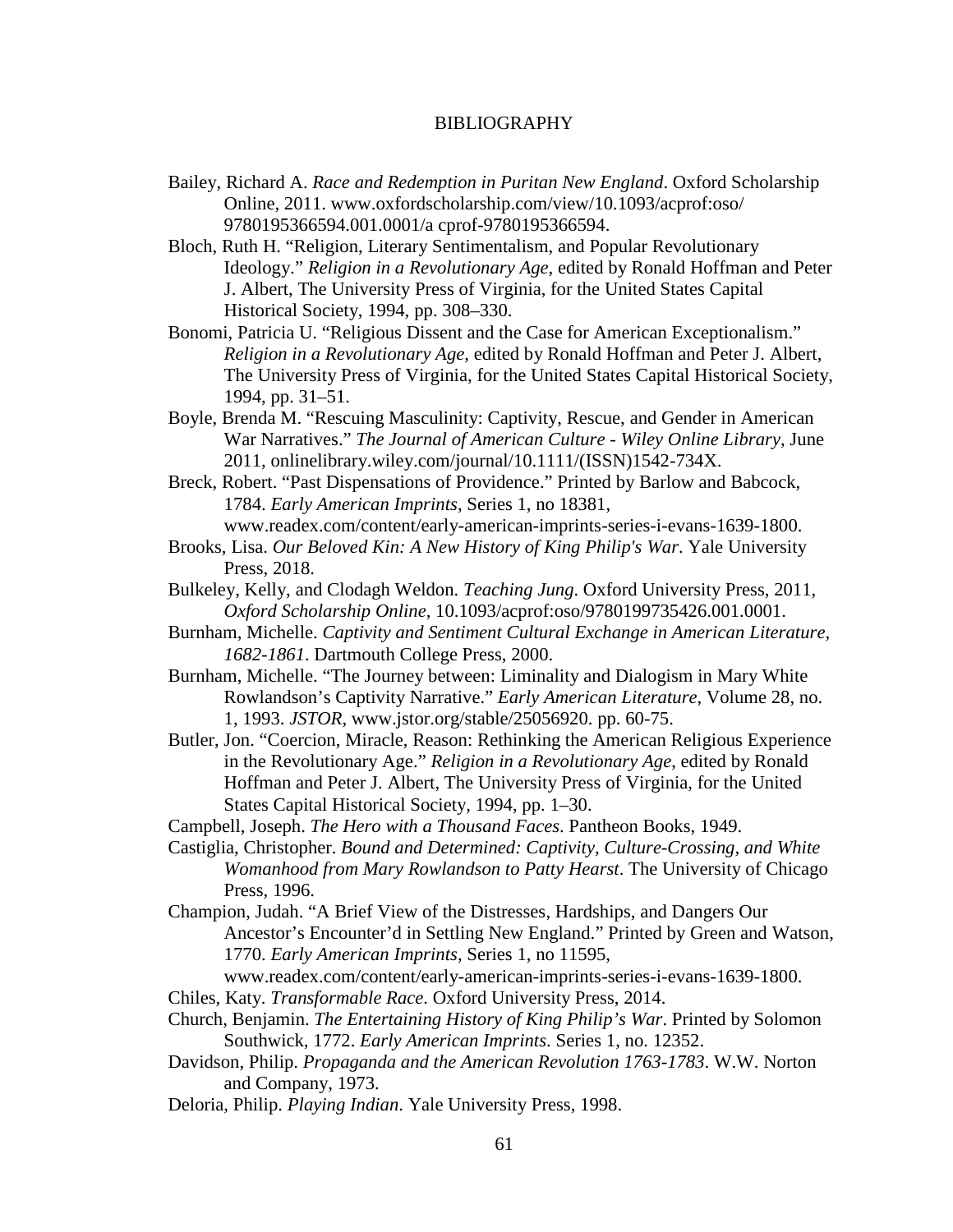# BIBLIOGRAPHY

Bailey, Richard A. *Race and Redemption in Puritan New England*. Oxford Scholarship Online, 2011. www.oxfordscholarship.com/view/10.1093/acprof:oso/9780195366594.001.0001/a cprof-9780195366594.

Bloch, Ruth H. "Religion, Literary Sentimentalism, and Popular Revolutionary Ideology." *Religion in a Revolutionary Age*, edited by Ronald Hoffman and Peter J. Albert, The University Press of Virginia, for the United States Capital Historical Society, 1994, pp. 308–330.

Bonomi, Patricia U. "Religious Dissent and the Case for American Exceptionalism." *Religion in a Revolutionary Age*, edited by Ronald Hoffman and Peter J. Albert, The University Press of Virginia, for the United States Capital Historical Society, 1994, pp. 31–51.

Boyle, Brenda M. "Rescuing Masculinity: Captivity, Rescue, and Gender in American War Narratives." *The Journal of American Culture - Wiley Online Library*, June 2011, onlinelibrary.wiley.com/journal/10.1111/(ISSN)1542-734X.

Breck, Robert. "Past Dispensations of Providence." Printed by Barlow and Babcock, 1784. *Early American Imprints*, Series 1, no 18381, www.readex.com/content/early-american-imprints-series-i-evans-1639-1800.

Brooks, Lisa. *Our Beloved Kin: A New History of King Philip's War*. Yale University Press, 2018.

Bulkeley, Kelly, and Clodagh Weldon. *Teaching Jung*. Oxford University Press, 2011, *Oxford Scholarship Online*, 10.1093/acprof:oso/9780199735426.001.0001.

Burnham, Michelle. *Captivity and Sentiment Cultural Exchange in American Literature, 1682-1861*. Dartmouth College Press, 2000.

Burnham, Michelle. "The Journey between: Liminality and Dialogism in Mary White Rowlandson's Captivity Narrative." *Early American Literature*, Volume 28, no. 1, 1993. *JSTOR*, www.jstor.org/stable/25056920. pp. 60-75.

Butler, Jon. "Coercion, Miracle, Reason: Rethinking the American Religious Experience in the Revolutionary Age." *Religion in a Revolutionary Age*, edited by Ronald Hoffman and Peter J. Albert, The University Press of Virginia, for the United States Capital Historical Society, 1994, pp. 1–30.

Campbell, Joseph. *The Hero with a Thousand Faces*. Pantheon Books, 1949.

Castiglia, Christopher. *Bound and Determined: Captivity, Culture-Crossing, and White Womanhood from Mary Rowlandson to Patty Hearst*. The University of Chicago Press, 1996.

Champion, Judah. "A Brief View of the Distresses, Hardships, and Dangers Our Ancestor's Encounter'd in Settling New England." Printed by Green and Watson, 1770. *Early American Imprints*, Series 1, no 11595, www.readex.com/content/early-american-imprints-series-i-evans-1639-1800.

Chiles, Katy. *Transformable Race*. Oxford University Press, 2014.

Church, Benjamin. *The Entertaining History of King Philip's War*. Printed by Solomon Southwick, 1772. *Early American Imprints*. Series 1, no. 12352.

Davidson, Philip. *Propaganda and the American Revolution 1763-1783*. W.W. Norton and Company, 1973.

Deloria, Philip. *Playing Indian*. Yale University Press, 1998.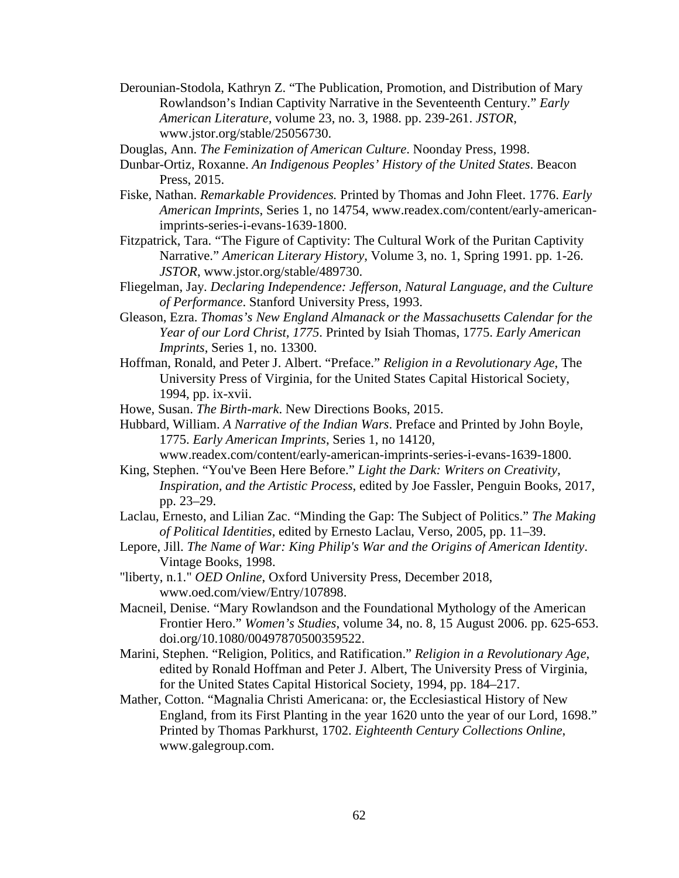Derounian-Stodola, Kathryn Z. “The Publication, Promotion, and Distribution of Mary Rowlandson’s Indian Captivity Narrative in the Seventeenth Century.” *Early American Literature*, volume 23, no. 3, 1988. pp. 239-261. *JSTOR*, www.jstor.org/stable/25056730.

Douglas, Ann. *The Feminization of American Culture*. Noonday Press, 1998.

Dunbar-Ortiz, Roxanne. *An Indigenous Peoples’ History of the United States*. Beacon Press, 2015.

Fiske, Nathan. *Remarkable Providences.* Printed by Thomas and John Fleet. 1776. *Early American Imprints*, Series 1, no 14754, www.readex.com/content/early-american-imprints-series-i-evans-1639-1800.

Fitzpatrick, Tara. “The Figure of Captivity: The Cultural Work of the Puritan Captivity Narrative.” *American Literary History*, Volume 3, no. 1, Spring 1991. pp. 1-26. *JSTOR*, www.jstor.org/stable/489730.

Fliegelman, Jay. *Declaring Independence: Jefferson, Natural Language, and the Culture of Performance*. Stanford University Press, 1993.

Gleason, Ezra. *Thomas’s New England Almanack or the Massachusetts Calendar for the Year of our Lord Christ, 1775*. Printed by Isiah Thomas, 1775. *Early American Imprints*, Series 1, no. 13300.

Hoffman, Ronald, and Peter J. Albert. “Preface.” *Religion in a Revolutionary Age*, The University Press of Virginia, for the United States Capital Historical Society, 1994, pp. ix-xvii.

Howe, Susan. *The Birth-mark*. New Directions Books, 2015.

Hubbard, William. *A Narrative of the Indian Wars*. Preface and Printed by John Boyle, 1775. *Early American Imprints*, Series 1, no 14120, www.readex.com/content/early-american-imprints-series-i-evans-1639-1800.

King, Stephen. “You've Been Here Before.” *Light the Dark: Writers on Creativity, Inspiration, and the Artistic Process*, edited by Joe Fassler, Penguin Books, 2017, pp. 23–29.

Laclau, Ernesto, and Lilian Zac. “Minding the Gap: The Subject of Politics.” *The Making of Political Identities*, edited by Ernesto Laclau, Verso, 2005, pp. 11–39.

Lepore, Jill. *The Name of War: King Philip's War and the Origins of American Identity*. Vintage Books, 1998.

"liberty, n.1." *OED Online*, Oxford University Press, December 2018, www.oed.com/view/Entry/107898.

Macneil, Denise. “Mary Rowlandson and the Foundational Mythology of the American Frontier Hero.” *Women’s Studies*, volume 34, no. 8, 15 August 2006. pp. 625-653. doi.org/10.1080/00497870500359522.

Marini, Stephen. “Religion, Politics, and Ratification.” *Religion in a Revolutionary Age*, edited by Ronald Hoffman and Peter J. Albert, The University Press of Virginia, for the United States Capital Historical Society, 1994, pp. 184–217.

Mather, Cotton. “Magnalia Christi Americana: or, the Ecclesiastical History of New England, from its First Planting in the year 1620 unto the year of our Lord, 1698.” Printed by Thomas Parkhurst, 1702. *Eighteenth Century Collections Online*, www.galegroup.com.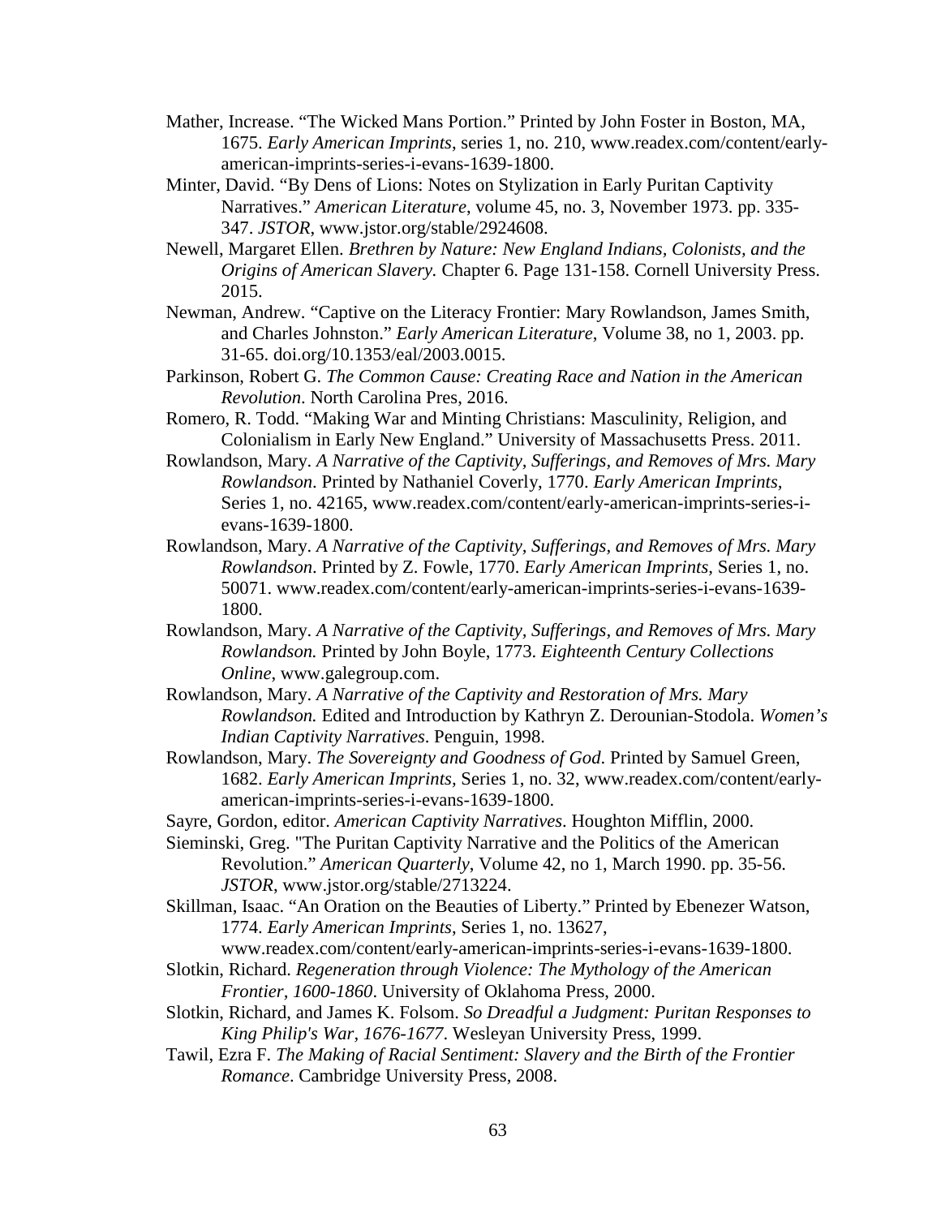Mather, Increase. “The Wicked Mans Portion.” Printed by John Foster in Boston, MA, 1675. *Early American Imprints*, series 1, no. 210, www.readex.com/content/early-american-imprints-series-i-evans-1639-1800.

Minter, David. “By Dens of Lions: Notes on Stylization in Early Puritan Captivity Narratives.” *American Literature*, volume 45, no. 3, November 1973. pp. 335-347. *JSTOR*, www.jstor.org/stable/2924608.

Newell, Margaret Ellen. *Brethren by Nature: New England Indians, Colonists, and the Origins of American Slavery.* Chapter 6. Page 131-158. Cornell University Press. 2015.

Newman, Andrew. “Captive on the Literacy Frontier: Mary Rowlandson, James Smith, and Charles Johnston.” *Early American Literature*, Volume 38, no 1, 2003. pp. 31-65. doi.org/10.1353/eal/2003.0015.

Parkinson, Robert G. *The Common Cause: Creating Race and Nation in the American Revolution*. North Carolina Pres, 2016.

Romero, R. Todd. “Making War and Minting Christians: Masculinity, Religion, and Colonialism in Early New England.” University of Massachusetts Press. 2011.

Rowlandson, Mary. *A Narrative of the Captivity, Sufferings, and Removes of Mrs. Mary Rowlandson*. Printed by Nathaniel Coverly, 1770. *Early American Imprints,* Series 1, no. 42165, www.readex.com/content/early-american-imprints-series-i-evans-1639-1800.

Rowlandson, Mary. *A Narrative of the Captivity, Sufferings, and Removes of Mrs. Mary Rowlandson*. Printed by Z. Fowle, 1770. *Early American Imprints,* Series 1, no. 50071. www.readex.com/content/early-american-imprints-series-i-evans-1639-1800.

Rowlandson, Mary. *A Narrative of the Captivity, Sufferings, and Removes of Mrs. Mary Rowlandson.* Printed by John Boyle, 1773. *Eighteenth Century Collections Online*, www.galegroup.com.

Rowlandson, Mary. *A Narrative of the Captivity and Restoration of Mrs. Mary Rowlandson.* Edited and Introduction by Kathryn Z. Derounian-Stodola. *Women's Indian Captivity Narratives*. Penguin, 1998.

Rowlandson, Mary. *The Sovereignty and Goodness of God.* Printed by Samuel Green, 1682. *Early American Imprints,* Series 1, no. 32, www.readex.com/content/early-american-imprints-series-i-evans-1639-1800.

Sayre, Gordon, editor. *American Captivity Narratives*. Houghton Mifflin, 2000.

Sieminski, Greg. "The Puritan Captivity Narrative and the Politics of the American Revolution." *American Quarterly*, Volume 42, no 1, March 1990. pp. 35-56. *JSTOR*, www.jstor.org/stable/2713224.

Skillman, Isaac. “An Oration on the Beauties of Liberty.” Printed by Ebenezer Watson, 1774. *Early American Imprints*, Series 1, no. 13627, www.readex.com/content/early-american-imprints-series-i-evans-1639-1800.

Slotkin, Richard. *Regeneration through Violence: The Mythology of the American Frontier, 1600-1860*. University of Oklahoma Press, 2000.

Slotkin, Richard, and James K. Folsom. *So Dreadful a Judgment: Puritan Responses to King Philip's War, 1676-1677*. Wesleyan University Press, 1999.

Tawil, Ezra F. *The Making of Racial Sentiment: Slavery and the Birth of the Frontier Romance*. Cambridge University Press, 2008.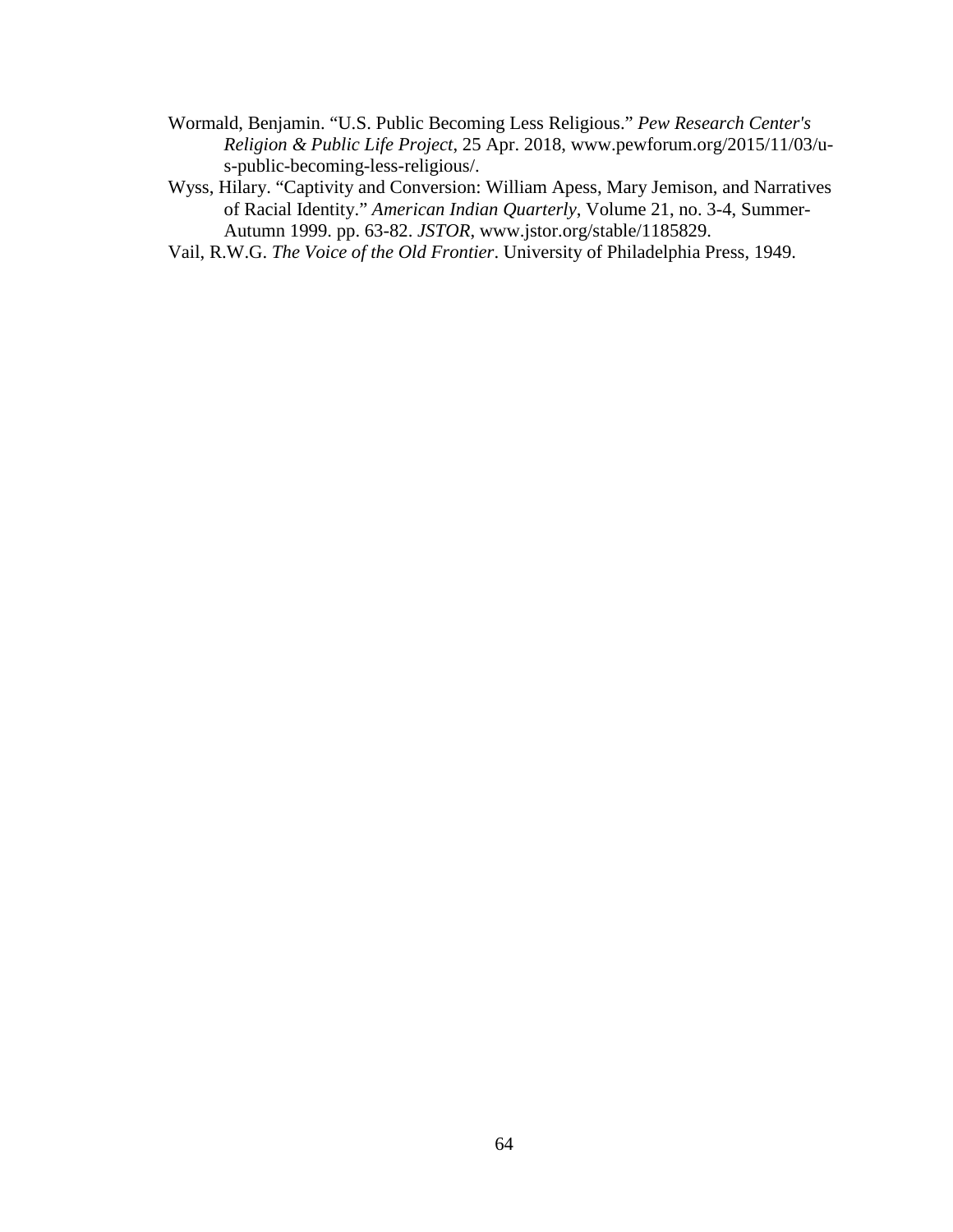Wormald, Benjamin. “U.S. Public Becoming Less Religious.” *Pew Research Center's Religion & Public Life Project*, 25 Apr. 2018, www.pewforum.org/2015/11/03/u-s-public-becoming-less-religious/.

Wyss, Hilary. “Captivity and Conversion: William Apess, Mary Jemison, and Narratives of Racial Identity.” *American Indian Quarterly*, Volume 21, no. 3-4, Summer-Autumn 1999. pp. 63-82. *JSTOR*, www.jstor.org/stable/1185829.

Vail, R.W.G. *The Voice of the Old Frontier*. University of Philadelphia Press, 1949.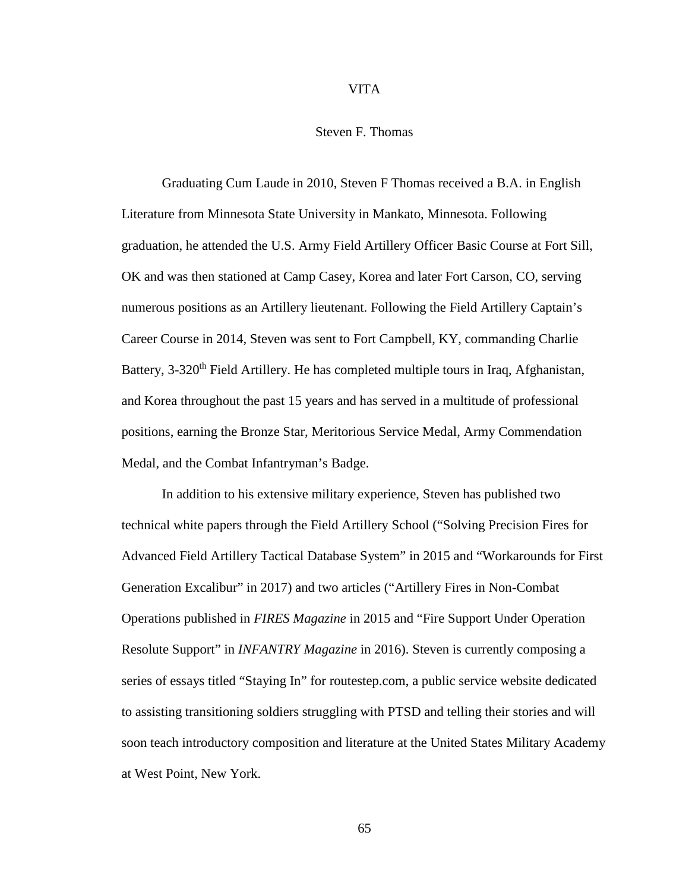# VITA

## Steven F. Thomas

Graduating Cum Laude in 2010, Steven F Thomas received a B.A. in English Literature from Minnesota State University in Mankato, Minnesota. Following graduation, he attended the U.S. Army Field Artillery Officer Basic Course at Fort Sill, OK and was then stationed at Camp Casey, Korea and later Fort Carson, CO, serving numerous positions as an Artillery lieutenant. Following the Field Artillery Captain's Career Course in 2014, Steven was sent to Fort Campbell, KY, commanding Charlie Battery, 3-320th Field Artillery. He has completed multiple tours in Iraq, Afghanistan, and Korea throughout the past 15 years and has served in a multitude of professional positions, earning the Bronze Star, Meritorious Service Medal, Army Commendation Medal, and the Combat Infantryman's Badge.

In addition to his extensive military experience, Steven has published two technical white papers through the Field Artillery School ("Solving Precision Fires for Advanced Field Artillery Tactical Database System" in 2015 and "Workarounds for First Generation Excalibur" in 2017) and two articles ("Artillery Fires in Non-Combat Operations published in *FIRES Magazine* in 2015 and "Fire Support Under Operation Resolute Support" in *INFANTRY Magazine* in 2016). Steven is currently composing a series of essays titled "Staying In" for routestep.com, a public service website dedicated to assisting transitioning soldiers struggling with PTSD and telling their stories and will soon teach introductory composition and literature at the United States Military Academy at West Point, New York.